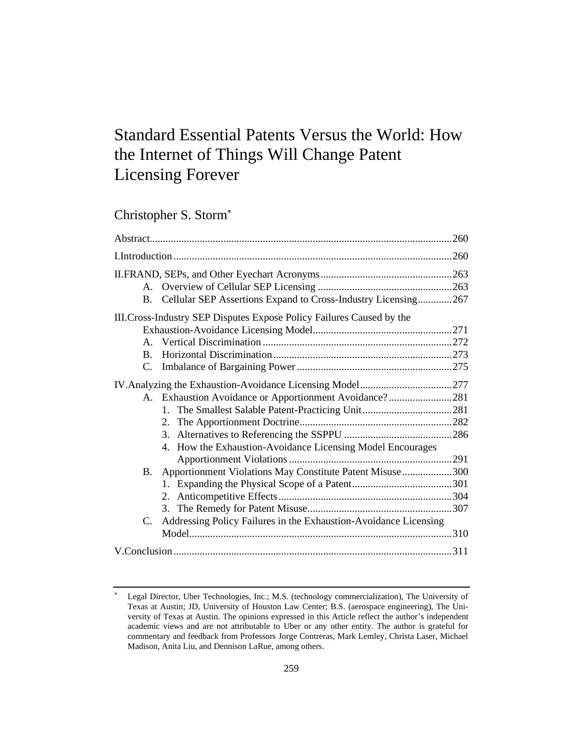# Standard Essential Patents Versus the World: How the Internet of Things Will Change Patent Licensing Forever

Christopher S. Storm[*]

Abstract.....260

I.Introduction.....260

II.FRAND, SEPs, and Other Eyechart Acronyms.....263

- A. Overview of Cellular SEP Licensing.....263
- B. Cellular SEP Assertions Expand to Cross-Industry Licensing.....267

III.Cross-Industry SEP Disputes Expose Policy Failures Caused by the Exhaustion-Avoidance Licensing Model.....271

- A. Vertical Discrimination.....272
- B. Horizontal Discrimination.....273
- C. Imbalance of Bargaining Power.....275

IV.Analyzing the Exhaustion-Avoidance Licensing Model.....277

- A. Exhaustion Avoidance or Apportionment Avoidance?.....281
  1. The Smallest Salable Patent-Practicing Unit.....281
  2. The Apportionment Doctrine.....282
  3. Alternatives to Referencing the SSPPU.....286
  4. How the Exhaustion-Avoidance Licensing Model Encourages Apportionment Violations.....291
- B. Apportionment Violations May Constitute Patent Misuse.....300
  1. Expanding the Physical Scope of a Patent.....301
  2. Anticompetitive Effects.....304
  3. The Remedy for Patent Misuse.....307
- C. Addressing Policy Failures in the Exhaustion-Avoidance Licensing Model.....310

V.Conclusion.....311

---

[*] Legal Director, Uber Technologies, Inc.; M.S. (technology commercialization), The University of Texas at Austin; JD, University of Houston Law Center; B.S. (aerospace engineering), The University of Texas at Austin. The opinions expressed in this Article reflect the author's independent academic views and are not attributable to Uber or any other entity. The author is grateful for commentary and feedback from Professors Jorge Contreras, Mark Lemley, Christa Laser, Michael Madison, Anita Liu, and Dennison LaRue, among others.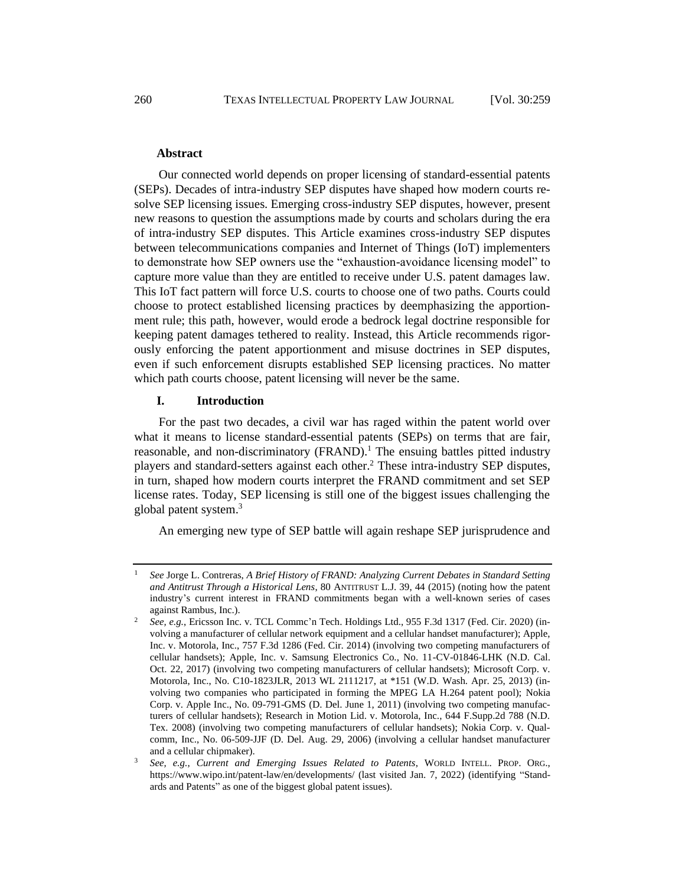**Abstract**

Our connected world depends on proper licensing of standard-essential patents (SEPs). Decades of intra-industry SEP disputes have shaped how modern courts resolve SEP licensing issues. Emerging cross-industry SEP disputes, however, present new reasons to question the assumptions made by courts and scholars during the era of intra-industry SEP disputes. This Article examines cross-industry SEP disputes between telecommunications companies and Internet of Things (IoT) implementers to demonstrate how SEP owners use the "exhaustion-avoidance licensing model" to capture more value than they are entitled to receive under U.S. patent damages law. This IoT fact pattern will force U.S. courts to choose one of two paths. Courts could choose to protect established licensing practices by deemphasizing the apportionment rule; this path, however, would erode a bedrock legal doctrine responsible for keeping patent damages tethered to reality. Instead, this Article recommends rigorously enforcing the patent apportionment and misuse doctrines in SEP disputes, even if such enforcement disrupts established SEP licensing practices. No matter which path courts choose, patent licensing will never be the same.

## I. Introduction

For the past two decades, a civil war has raged within the patent world over what it means to license standard-essential patents (SEPs) on terms that are fair, reasonable, and non-discriminatory (FRAND).[1] The ensuing battles pitted industry players and standard-setters against each other.[2] These intra-industry SEP disputes, in turn, shaped how modern courts interpret the FRAND commitment and set SEP license rates. Today, SEP licensing is still one of the biggest issues challenging the global patent system.[3]

An emerging new type of SEP battle will again reshape SEP jurisprudence and

---

[1] *See* Jorge L. Contreras, *A Brief History of FRAND: Analyzing Current Debates in Standard Setting and Antitrust Through a Historical Lens*, 80 ANTITRUST L.J. 39, 44 (2015) (noting how the patent industry's current interest in FRAND commitments began with a well-known series of cases against Rambus, Inc.).

[2] *See, e.g.*, Ericsson Inc. v. TCL Commc'n Tech. Holdings Ltd., 955 F.3d 1317 (Fed. Cir. 2020) (involving a manufacturer of cellular network equipment and a cellular handset manufacturer); Apple, Inc. v. Motorola, Inc., 757 F.3d 1286 (Fed. Cir. 2014) (involving two competing manufacturers of cellular handsets); Apple, Inc. v. Samsung Electronics Co., No. 11-CV-01846-LHK (N.D. Cal. Oct. 22, 2017) (involving two competing manufacturers of cellular handsets); Microsoft Corp. v. Motorola, Inc., No. C10-1823JLR, 2013 WL 2111217, at *151 (W.D. Wash. Apr. 25, 2013) (involving two companies who participated in forming the MPEG LA H.264 patent pool); Nokia Corp. v. Apple Inc., No. 09-791-GMS (D. Del. June 1, 2011) (involving two competing manufacturers of cellular handsets); Research in Motion Lid. v. Motorola, Inc., 644 F.Supp.2d 788 (N.D. Tex. 2008) (involving two competing manufacturers of cellular handsets); Nokia Corp. v. Qualcomm, Inc., No. 06-509-JJF (D. Del. Aug. 29, 2006) (involving a cellular handset manufacturer and a cellular chipmaker).

[3] *See, e.g.*, *Current and Emerging Issues Related to Patents*, WORLD INTELL. PROP. ORG., https://www.wipo.int/patent-law/en/developments/ (last visited Jan. 7, 2022) (identifying "Standards and Patents" as one of the biggest global patent issues).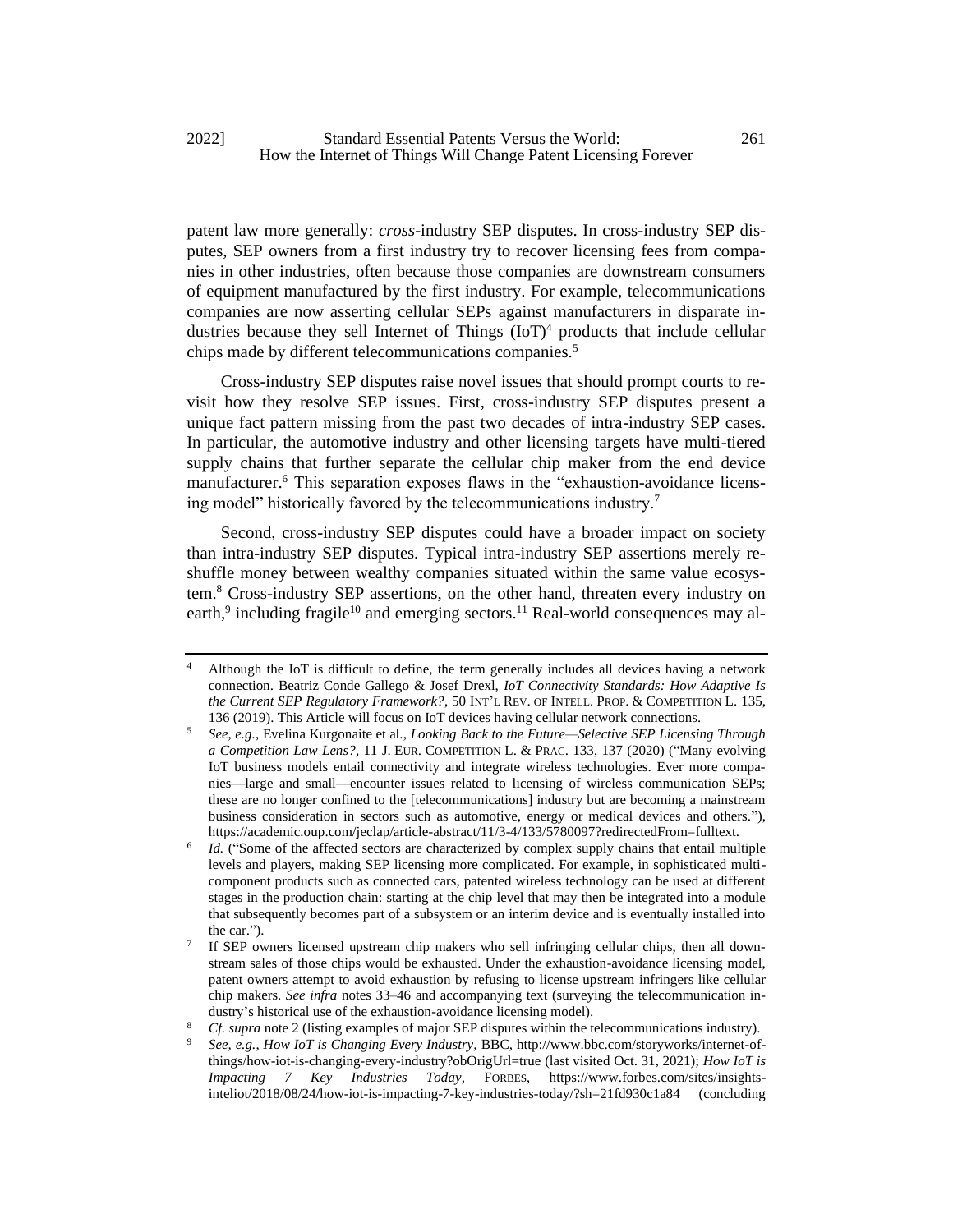patent law more generally: *cross*-industry SEP disputes. In cross-industry SEP disputes, SEP owners from a first industry try to recover licensing fees from companies in other industries, often because those companies are downstream consumers of equipment manufactured by the first industry. For example, telecommunications companies are now asserting cellular SEPs against manufacturers in disparate industries because they sell Internet of Things (IoT)[4] products that include cellular chips made by different telecommunications companies.[5]

Cross-industry SEP disputes raise novel issues that should prompt courts to revisit how they resolve SEP issues. First, cross-industry SEP disputes present a unique fact pattern missing from the past two decades of intra-industry SEP cases. In particular, the automotive industry and other licensing targets have multi-tiered supply chains that further separate the cellular chip maker from the end device manufacturer.[6] This separation exposes flaws in the "exhaustion-avoidance licensing model" historically favored by the telecommunications industry.[7]

Second, cross-industry SEP disputes could have a broader impact on society than intra-industry SEP disputes. Typical intra-industry SEP assertions merely reshuffle money between wealthy companies situated within the same value ecosystem.[8] Cross-industry SEP assertions, on the other hand, threaten every industry on earth,[9] including fragile[10] and emerging sectors.[11] Real-world consequences may al-

---

[4] Although the IoT is difficult to define, the term generally includes all devices having a network connection. Beatriz Conde Gallego & Josef Drexl, *IoT Connectivity Standards: How Adaptive Is the Current SEP Regulatory Framework?*, 50 INT'L REV. OF INTELL. PROP. & COMPETITION L. 135, 136 (2019). This Article will focus on IoT devices having cellular network connections.

[5] *See, e.g.*, Evelina Kurgonaite et al., *Looking Back to the Future—Selective SEP Licensing Through a Competition Law Lens?*, 11 J. EUR. COMPETITION L. & PRAC. 133, 137 (2020) ("Many evolving IoT business models entail connectivity and integrate wireless technologies. Ever more companies—large and small—encounter issues related to licensing of wireless communication SEPs; these are no longer confined to the [telecommunications] industry but are becoming a mainstream business consideration in sectors such as automotive, energy or medical devices and others."), https://academic.oup.com/jeclap/article-abstract/11/3-4/133/5780097?redirectedFrom=fulltext.

[6] *Id.* ("Some of the affected sectors are characterized by complex supply chains that entail multiple levels and players, making SEP licensing more complicated. For example, in sophisticated multi-component products such as connected cars, patented wireless technology can be used at different stages in the production chain: starting at the chip level that may then be integrated into a module that subsequently becomes part of a subsystem or an interim device and is eventually installed into the car.").

[7] If SEP owners licensed upstream chip makers who sell infringing cellular chips, then all downstream sales of those chips would be exhausted. Under the exhaustion-avoidance licensing model, patent owners attempt to avoid exhaustion by refusing to license upstream infringers like cellular chip makers. *See infra* notes 33–46 and accompanying text (surveying the telecommunication industry's historical use of the exhaustion-avoidance licensing model).

[8] *Cf. supra* note 2 (listing examples of major SEP disputes within the telecommunications industry).

[9] *See, e.g.*, *How IoT is Changing Every Industry*, BBC, http://www.bbc.com/storyworks/internet-of-things/how-iot-is-changing-every-industry?obOrigUrl=true (last visited Oct. 31, 2021); *How IoT is Impacting 7 Key Industries Today*, FORBES, https://www.forbes.com/sites/insights-inteliot/2018/08/24/how-iot-is-impacting-7-key-industries-today/?sh=21fd930c1a84 (concluding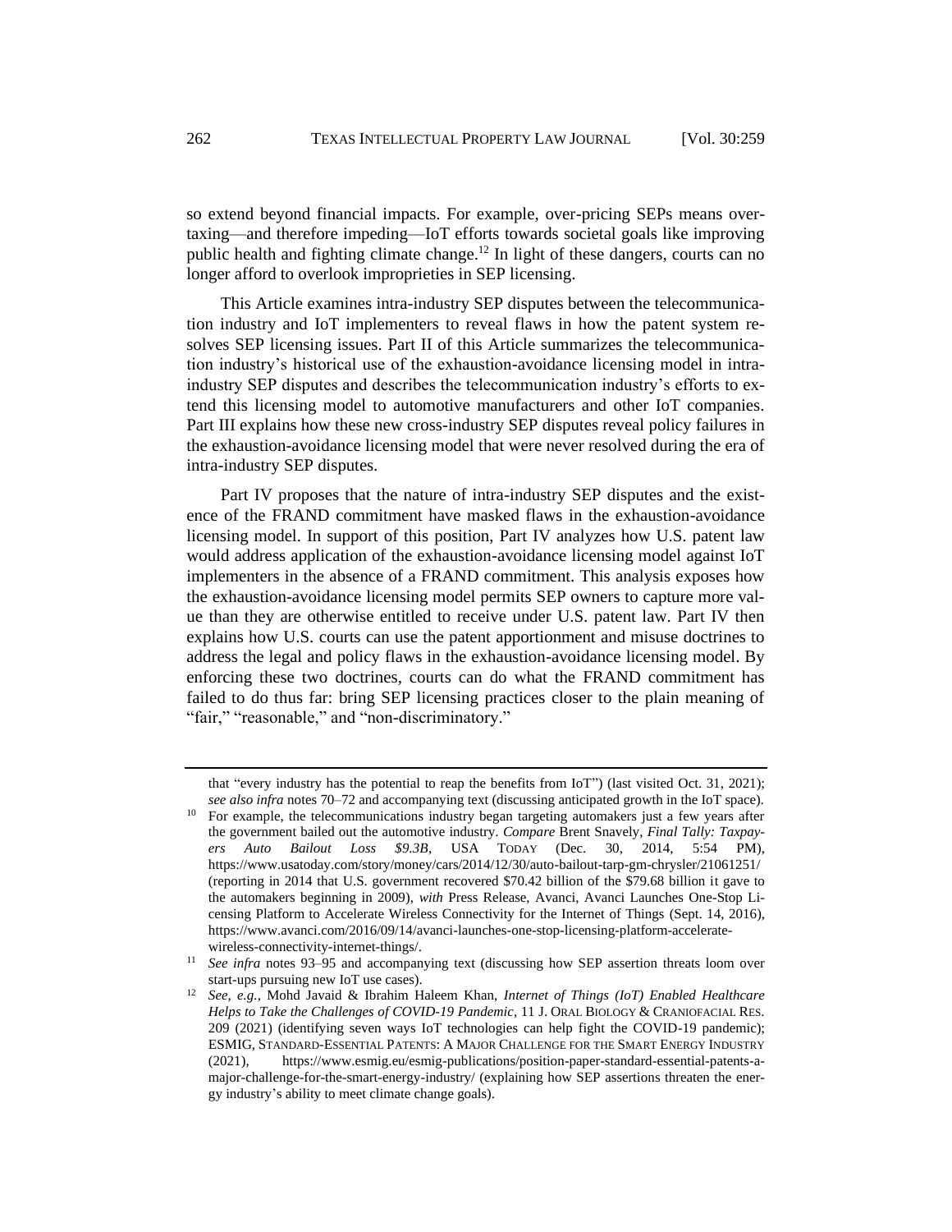so extend beyond financial impacts. For example, over-pricing SEPs means over-taxing—and therefore impeding—IoT efforts towards societal goals like improving public health and fighting climate change.[12] In light of these dangers, courts can no longer afford to overlook improprieties in SEP licensing.

This Article examines intra-industry SEP disputes between the telecommunication industry and IoT implementers to reveal flaws in how the patent system resolves SEP licensing issues. Part II of this Article summarizes the telecommunication industry's historical use of the exhaustion-avoidance licensing model in intra-industry SEP disputes and describes the telecommunication industry's efforts to extend this licensing model to automotive manufacturers and other IoT companies. Part III explains how these new cross-industry SEP disputes reveal policy failures in the exhaustion-avoidance licensing model that were never resolved during the era of intra-industry SEP disputes.

Part IV proposes that the nature of intra-industry SEP disputes and the existence of the FRAND commitment have masked flaws in the exhaustion-avoidance licensing model. In support of this position, Part IV analyzes how U.S. patent law would address application of the exhaustion-avoidance licensing model against IoT implementers in the absence of a FRAND commitment. This analysis exposes how the exhaustion-avoidance licensing model permits SEP owners to capture more value than they are otherwise entitled to receive under U.S. patent law. Part IV then explains how U.S. courts can use the patent apportionment and misuse doctrines to address the legal and policy flaws in the exhaustion-avoidance licensing model. By enforcing these two doctrines, courts can do what the FRAND commitment has failed to do thus far: bring SEP licensing practices closer to the plain meaning of "fair," "reasonable," and "non-discriminatory."

---

that "every industry has the potential to reap the benefits from IoT") (last visited Oct. 31, 2021); *see also infra* notes 70–72 and accompanying text (discussing anticipated growth in the IoT space).

[10] For example, the telecommunications industry began targeting automakers just a few years after the government bailed out the automotive industry. *Compare* Brent Snavely, *Final Tally: Taxpayers Auto Bailout Loss $9.3B*, USA TODAY (Dec. 30, 2014, 5:54 PM), https://www.usatoday.com/story/money/cars/2014/12/30/auto-bailout-tarp-gm-chrysler/21061251/ (reporting in 2014 that U.S. government recovered $70.42 billion of the $79.68 billion it gave to the automakers beginning in 2009), *with* Press Release, Avanci, Avanci Launches One-Stop Licensing Platform to Accelerate Wireless Connectivity for the Internet of Things (Sept. 14, 2016), https://www.avanci.com/2016/09/14/avanci-launches-one-stop-licensing-platform-accelerate-wireless-connectivity-internet-things/.

[11] *See infra* notes 93–95 and accompanying text (discussing how SEP assertion threats loom over start-ups pursuing new IoT use cases).

[12] *See, e.g.*, Mohd Javaid & Ibrahim Haleem Khan, *Internet of Things (IoT) Enabled Healthcare Helps to Take the Challenges of COVID-19 Pandemic*, 11 J. ORAL BIOLOGY & CRANIOFACIAL RES. 209 (2021) (identifying seven ways IoT technologies can help fight the COVID-19 pandemic); ESMIG, STANDARD-ESSENTIAL PATENTS: A MAJOR CHALLENGE FOR THE SMART ENERGY INDUSTRY (2021), https://www.esmig.eu/esmig-publications/position-paper-standard-essential-patents-a-major-challenge-for-the-smart-energy-industry/ (explaining how SEP assertions threaten the energy industry's ability to meet climate change goals).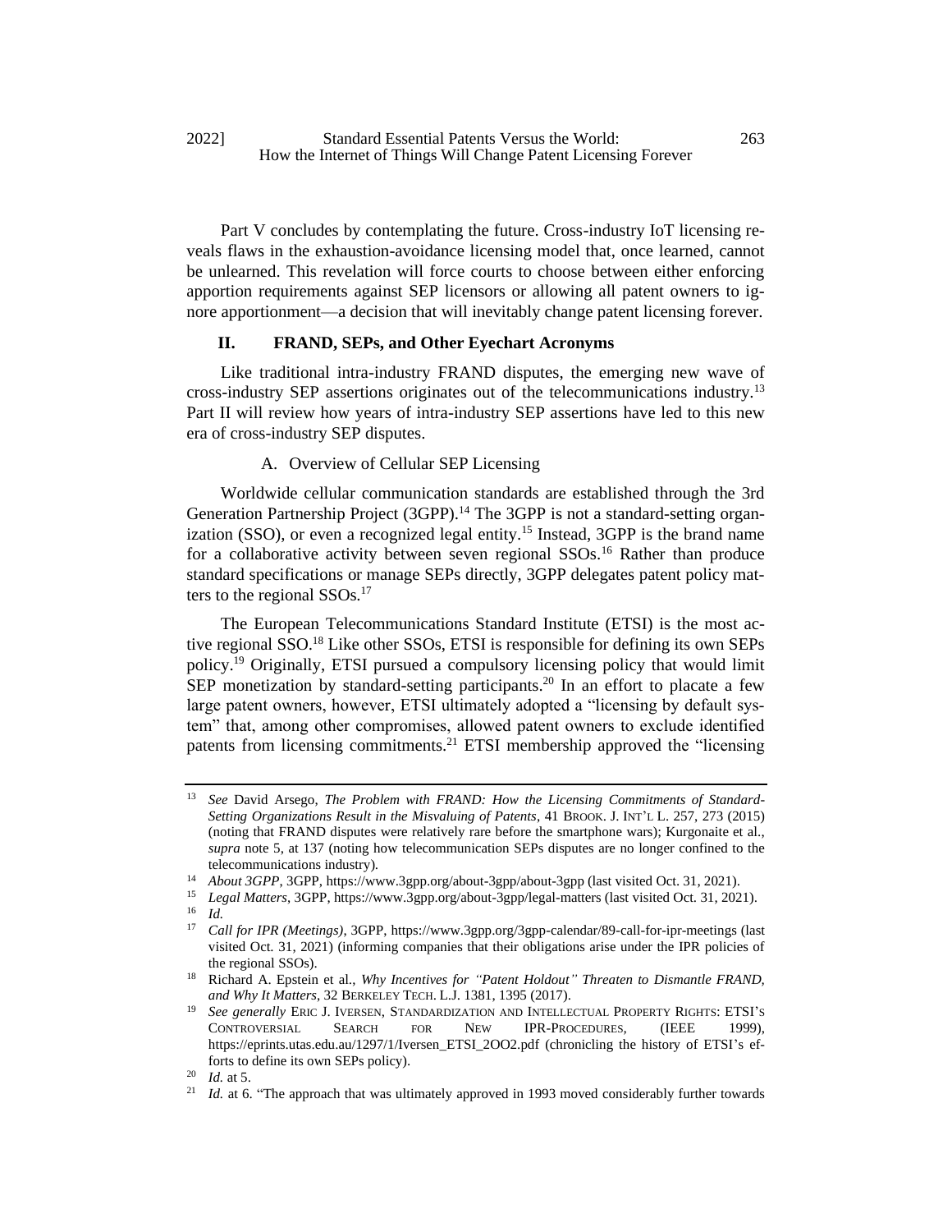Part V concludes by contemplating the future. Cross-industry IoT licensing reveals flaws in the exhaustion-avoidance licensing model that, once learned, cannot be unlearned. This revelation will force courts to choose between either enforcing apportion requirements against SEP licensors or allowing all patent owners to ignore apportionment—a decision that will inevitably change patent licensing forever.

## II. FRAND, SEPs, and Other Eyechart Acronyms

Like traditional intra-industry FRAND disputes, the emerging new wave of cross-industry SEP assertions originates out of the telecommunications industry.[13] Part II will review how years of intra-industry SEP assertions have led to this new era of cross-industry SEP disputes.

### A. Overview of Cellular SEP Licensing

Worldwide cellular communication standards are established through the 3rd Generation Partnership Project (3GPP).[14] The 3GPP is not a standard-setting organization (SSO), or even a recognized legal entity.[15] Instead, 3GPP is the brand name for a collaborative activity between seven regional SSOs.[16] Rather than produce standard specifications or manage SEPs directly, 3GPP delegates patent policy matters to the regional SSOs.[17]

The European Telecommunications Standard Institute (ETSI) is the most active regional SSO.[18] Like other SSOs, ETSI is responsible for defining its own SEPs policy.[19] Originally, ETSI pursued a compulsory licensing policy that would limit SEP monetization by standard-setting participants.[20] In an effort to placate a few large patent owners, however, ETSI ultimately adopted a "licensing by default system" that, among other compromises, allowed patent owners to exclude identified patents from licensing commitments.[21] ETSI membership approved the "licensing

---

[13] *See* David Arsego, *The Problem with FRAND: How the Licensing Commitments of Standard-Setting Organizations Result in the Misvaluing of Patents*, 41 BROOK. J. INT'L L. 257, 273 (2015) (noting that FRAND disputes were relatively rare before the smartphone wars); Kurgonaite et al., *supra* note 5, at 137 (noting how telecommunication SEPs disputes are no longer confined to the telecommunications industry).

[14] *About 3GPP*, 3GPP, https://www.3gpp.org/about-3gpp/about-3gpp (last visited Oct. 31, 2021).

[15] *Legal Matters*, 3GPP, https://www.3gpp.org/about-3gpp/legal-matters (last visited Oct. 31, 2021).

[16] *Id.*

[17] *Call for IPR (Meetings)*, 3GPP, https://www.3gpp.org/3gpp-calendar/89-call-for-ipr-meetings (last visited Oct. 31, 2021) (informing companies that their obligations arise under the IPR policies of the regional SSOs).

[18] Richard A. Epstein et al., *Why Incentives for "Patent Holdout" Threaten to Dismantle FRAND, and Why It Matters*, 32 BERKELEY TECH. L.J. 1381, 1395 (2017).

[19] *See generally* ERIC J. IVERSEN, STANDARDIZATION AND INTELLECTUAL PROPERTY RIGHTS: ETSI'S CONTROVERSIAL SEARCH FOR NEW IPR-PROCEDURES, (IEEE 1999), https://eprints.utas.edu.au/1297/1/Iversen_ETSI_2OO2.pdf (chronicling the history of ETSI's efforts to define its own SEPs policy).

[20] *Id.* at 5.

[21] *Id.* at 6. "The approach that was ultimately approved in 1993 moved considerably further towards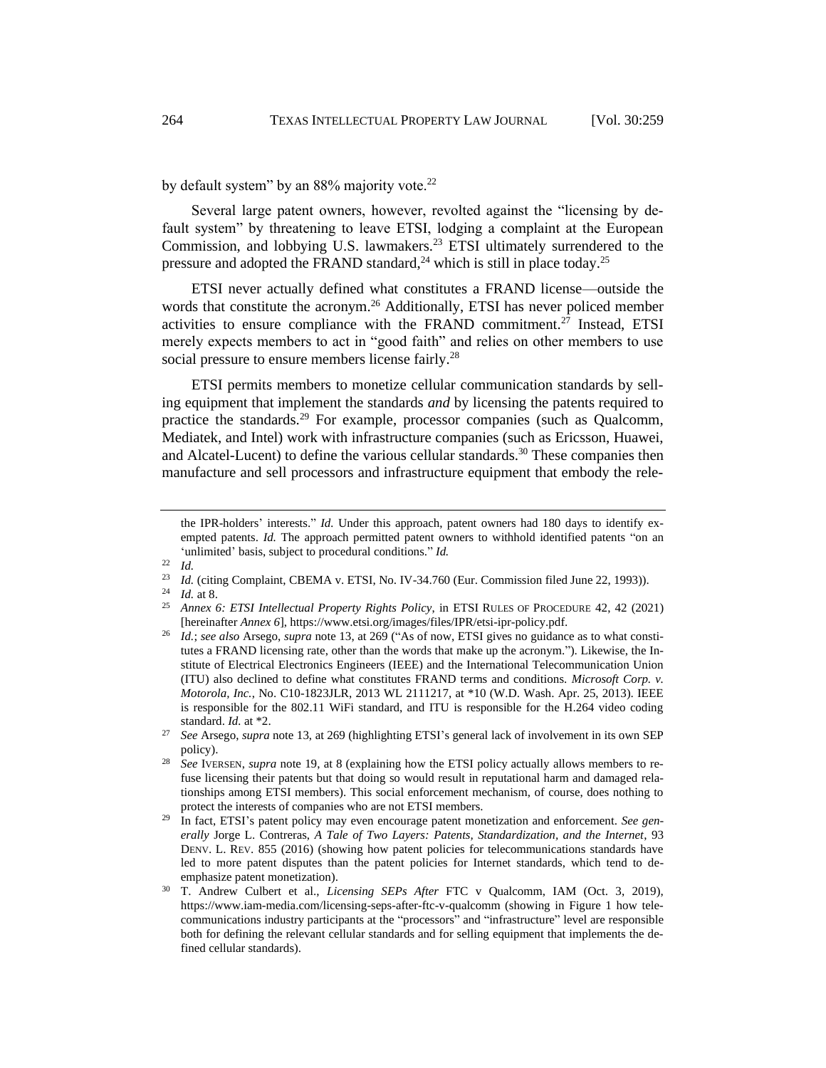by default system" by an 88% majority vote.[22]

Several large patent owners, however, revolted against the "licensing by default system" by threatening to leave ETSI, lodging a complaint at the European Commission, and lobbying U.S. lawmakers.[23] ETSI ultimately surrendered to the pressure and adopted the FRAND standard,[24] which is still in place today.[25]

ETSI never actually defined what constitutes a FRAND license—outside the words that constitute the acronym.[26] Additionally, ETSI has never policed member activities to ensure compliance with the FRAND commitment.[27] Instead, ETSI merely expects members to act in "good faith" and relies on other members to use social pressure to ensure members license fairly.[28]

ETSI permits members to monetize cellular communication standards by selling equipment that implement the standards *and* by licensing the patents required to practice the standards.[29] For example, processor companies (such as Qualcomm, Mediatek, and Intel) work with infrastructure companies (such as Ericsson, Huawei, and Alcatel-Lucent) to define the various cellular standards.[30] These companies then manufacture and sell processors and infrastructure equipment that embody the rele-

---

the IPR-holders' interests." *Id.* Under this approach, patent owners had 180 days to identify exempted patents. *Id.* The approach permitted patent owners to withhold identified patents "on an 'unlimited' basis, subject to procedural conditions." *Id.*

[22] *Id.*

[23] *Id.* (citing Complaint, CBEMA v. ETSI, No. IV-34.760 (Eur. Commission filed June 22, 1993)).

[24] *Id.* at 8.

[25] *Annex 6: ETSI Intellectual Property Rights Policy*, in ETSI RULES OF PROCEDURE 42, 42 (2021) [hereinafter *Annex 6*], https://www.etsi.org/images/files/IPR/etsi-ipr-policy.pdf.

[26] *Id.*; *see also* Arsego, *supra* note 13, at 269 ("As of now, ETSI gives no guidance as to what constitutes a FRAND licensing rate, other than the words that make up the acronym."). Likewise, the Institute of Electrical Electronics Engineers (IEEE) and the International Telecommunication Union (ITU) also declined to define what constitutes FRAND terms and conditions. *Microsoft Corp. v. Motorola, Inc.*, No. C10-1823JLR, 2013 WL 2111217, at *10 (W.D. Wash. Apr. 25, 2013). IEEE is responsible for the 802.11 WiFi standard, and ITU is responsible for the H.264 video coding standard. *Id.* at *2.

[27] *See* Arsego, *supra* note 13, at 269 (highlighting ETSI's general lack of involvement in its own SEP policy).

[28] *See* IVERSEN, *supra* note 19, at 8 (explaining how the ETSI policy actually allows members to refuse licensing their patents but that doing so would result in reputational harm and damaged relationships among ETSI members). This social enforcement mechanism, of course, does nothing to protect the interests of companies who are not ETSI members.

[29] In fact, ETSI's patent policy may even encourage patent monetization and enforcement. *See generally* Jorge L. Contreras, *A Tale of Two Layers: Patents, Standardization, and the Internet*, 93 DENV. L. REV. 855 (2016) (showing how patent policies for telecommunications standards have led to more patent disputes than the patent policies for Internet standards, which tend to deemphasize patent monetization).

[30] T. Andrew Culbert et al., *Licensing SEPs After* FTC v Qualcomm, IAM (Oct. 3, 2019), https://www.iam-media.com/licensing-seps-after-ftc-v-qualcomm (showing in Figure 1 how telecommunications industry participants at the "processors" and "infrastructure" level are responsible both for defining the relevant cellular standards and for selling equipment that implements the defined cellular standards).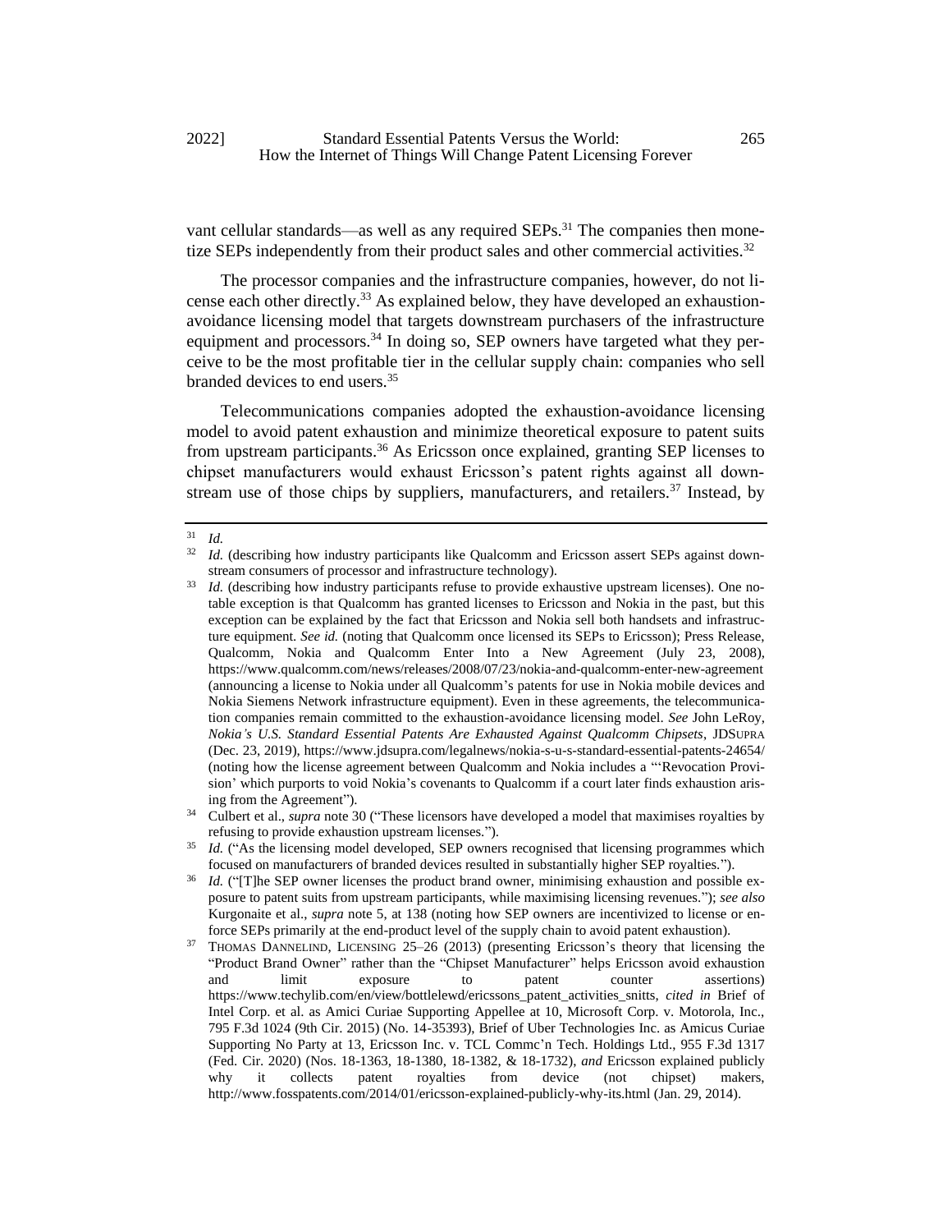vant cellular standards—as well as any required SEPs.[31] The companies then monetize SEPs independently from their product sales and other commercial activities.[32]

The processor companies and the infrastructure companies, however, do not license each other directly.[33] As explained below, they have developed an exhaustion-avoidance licensing model that targets downstream purchasers of the infrastructure equipment and processors.[34] In doing so, SEP owners have targeted what they perceive to be the most profitable tier in the cellular supply chain: companies who sell branded devices to end users.[35]

Telecommunications companies adopted the exhaustion-avoidance licensing model to avoid patent exhaustion and minimize theoretical exposure to patent suits from upstream participants.[36] As Ericsson once explained, granting SEP licenses to chipset manufacturers would exhaust Ericsson's patent rights against all downstream use of those chips by suppliers, manufacturers, and retailers.[37] Instead, by

---

[31] *Id.*

[32] *Id.* (describing how industry participants like Qualcomm and Ericsson assert SEPs against downstream consumers of processor and infrastructure technology).

[33] *Id.* (describing how industry participants refuse to provide exhaustive upstream licenses). One notable exception is that Qualcomm has granted licenses to Ericsson and Nokia in the past, but this exception can be explained by the fact that Ericsson and Nokia sell both handsets and infrastructure equipment. *See id.* (noting that Qualcomm once licensed its SEPs to Ericsson); Press Release, Qualcomm, Nokia and Qualcomm Enter Into a New Agreement (July 23, 2008), https://www.qualcomm.com/news/releases/2008/07/23/nokia-and-qualcomm-enter-new-agreement (announcing a license to Nokia under all Qualcomm's patents for use in Nokia mobile devices and Nokia Siemens Network infrastructure equipment). Even in these agreements, the telecommunication companies remain committed to the exhaustion-avoidance licensing model. *See* John LeRoy, *Nokia's U.S. Standard Essential Patents Are Exhausted Against Qualcomm Chipsets*, JDSUPRA (Dec. 23, 2019), https://www.jdsupra.com/legalnews/nokia-s-u-s-standard-essential-patents-24654/ (noting how the license agreement between Qualcomm and Nokia includes a "'Revocation Provision' which purports to void Nokia's covenants to Qualcomm if a court later finds exhaustion arising from the Agreement").

[34] Culbert et al., *supra* note 30 ("These licensors have developed a model that maximises royalties by refusing to provide exhaustion upstream licenses.").

[35] *Id.* ("As the licensing model developed, SEP owners recognised that licensing programmes which focused on manufacturers of branded devices resulted in substantially higher SEP royalties.").

[36] *Id.* ("[T]he SEP owner licenses the product brand owner, minimising exhaustion and possible exposure to patent suits from upstream participants, while maximising licensing revenues."); *see also* Kurgonaite et al., *supra* note 5, at 138 (noting how SEP owners are incentivized to license or enforce SEPs primarily at the end-product level of the supply chain to avoid patent exhaustion).

[37] THOMAS DANNELIND, LICENSING 25–26 (2013) (presenting Ericsson's theory that licensing the "Product Brand Owner" rather than the "Chipset Manufacturer" helps Ericsson avoid exhaustion and limit exposure to patent counter assertions) https://www.techylib.com/en/view/bottlelewd/ericssons_patent_activities_snitts, *cited in* Brief of Intel Corp. et al. as Amici Curiae Supporting Appellee at 10, Microsoft Corp. v. Motorola, Inc., 795 F.3d 1024 (9th Cir. 2015) (No. 14-35393), Brief of Uber Technologies Inc. as Amicus Curiae Supporting No Party at 13, Ericsson Inc. v. TCL Commc'n Tech. Holdings Ltd., 955 F.3d 1317 (Fed. Cir. 2020) (Nos. 18-1363, 18-1380, 18-1382, & 18-1732), *and* Ericsson explained publicly why it collects patent royalties from device (not chipset) makers, http://www.fosspatents.com/2014/01/ericsson-explained-publicly-why-its.html (Jan. 29, 2014).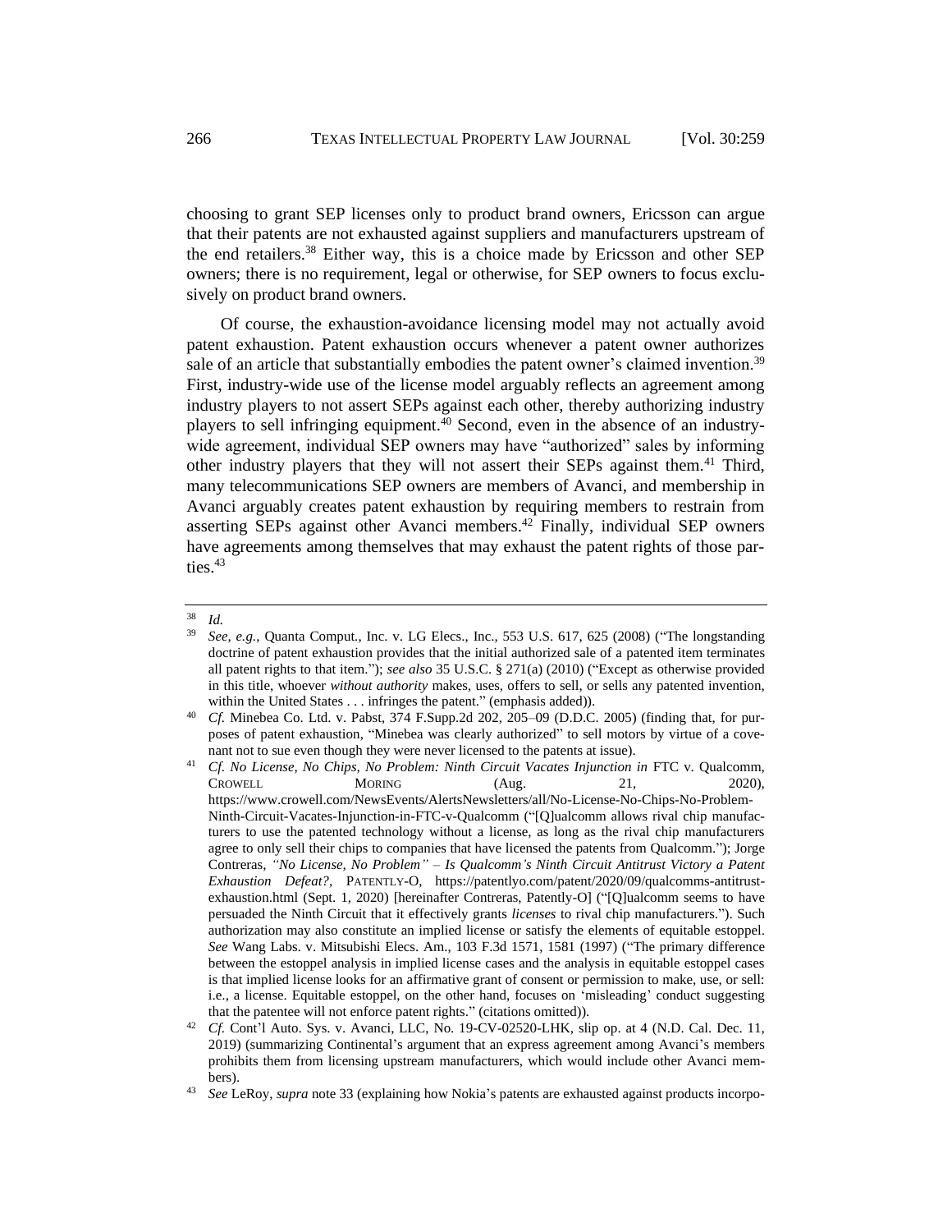choosing to grant SEP licenses only to product brand owners, Ericsson can argue that their patents are not exhausted against suppliers and manufacturers upstream of the end retailers.[38] Either way, this is a choice made by Ericsson and other SEP owners; there is no requirement, legal or otherwise, for SEP owners to focus exclusively on product brand owners.

Of course, the exhaustion-avoidance licensing model may not actually avoid patent exhaustion. Patent exhaustion occurs whenever a patent owner authorizes sale of an article that substantially embodies the patent owner's claimed invention.[39] First, industry-wide use of the license model arguably reflects an agreement among industry players to not assert SEPs against each other, thereby authorizing industry players to sell infringing equipment.[40] Second, even in the absence of an industry-wide agreement, individual SEP owners may have "authorized" sales by informing other industry players that they will not assert their SEPs against them.[41] Third, many telecommunications SEP owners are members of Avanci, and membership in Avanci arguably creates patent exhaustion by requiring members to restrain from asserting SEPs against other Avanci members.[42] Finally, individual SEP owners have agreements among themselves that may exhaust the patent rights of those parties.[43]

---

[38] *Id.*

[39] *See, e.g.*, Quanta Comput., Inc. v. LG Elecs., Inc., 553 U.S. 617, 625 (2008) ("The longstanding doctrine of patent exhaustion provides that the initial authorized sale of a patented item terminates all patent rights to that item."); *see also* 35 U.S.C. § 271(a) (2010) ("Except as otherwise provided in this title, whoever *without authority* makes, uses, offers to sell, or sells any patented invention, within the United States . . . infringes the patent." (emphasis added)).

[40] *Cf.* Minebea Co. Ltd. v. Pabst, 374 F.Supp.2d 202, 205–09 (D.D.C. 2005) (finding that, for purposes of patent exhaustion, "Minebea was clearly authorized" to sell motors by virtue of a covenant not to sue even though they were never licensed to the patents at issue).

[41] *Cf. No License, No Chips, No Problem: Ninth Circuit Vacates Injunction in* FTC v. Qualcomm, CROWELL MORING (Aug. 21, 2020), https://www.crowell.com/NewsEvents/AlertsNewsletters/all/No-License-No-Chips-No-Problem-Ninth-Circuit-Vacates-Injunction-in-FTC-v-Qualcomm ("[Q]ualcomm allows rival chip manufacturers to use the patented technology without a license, as long as the rival chip manufacturers agree to only sell their chips to companies that have licensed the patents from Qualcomm."); Jorge Contreras, *"No License, No Problem" – Is Qualcomm's Ninth Circuit Antitrust Victory a Patent Exhaustion Defeat?*, PATENTLY-O, https://patentlyo.com/patent/2020/09/qualcomms-antitrust-exhaustion.html (Sept. 1, 2020) [hereinafter Contreras, Patently-O] ("[Q]ualcomm seems to have persuaded the Ninth Circuit that it effectively grants *licenses* to rival chip manufacturers."). Such authorization may also constitute an implied license or satisfy the elements of equitable estoppel. *See* Wang Labs. v. Mitsubishi Elecs. Am., 103 F.3d 1571, 1581 (1997) ("The primary difference between the estoppel analysis in implied license cases and the analysis in equitable estoppel cases is that implied license looks for an affirmative grant of consent or permission to make, use, or sell: i.e., a license. Equitable estoppel, on the other hand, focuses on 'misleading' conduct suggesting that the patentee will not enforce patent rights." (citations omitted)).

[42] *Cf.* Cont'l Auto. Sys. v. Avanci, LLC, No. 19-CV-02520-LHK, slip op. at 4 (N.D. Cal. Dec. 11, 2019) (summarizing Continental's argument that an express agreement among Avanci's members prohibits them from licensing upstream manufacturers, which would include other Avanci members).

[43] *See* LeRoy, *supra* note 33 (explaining how Nokia's patents are exhausted against products incorpo-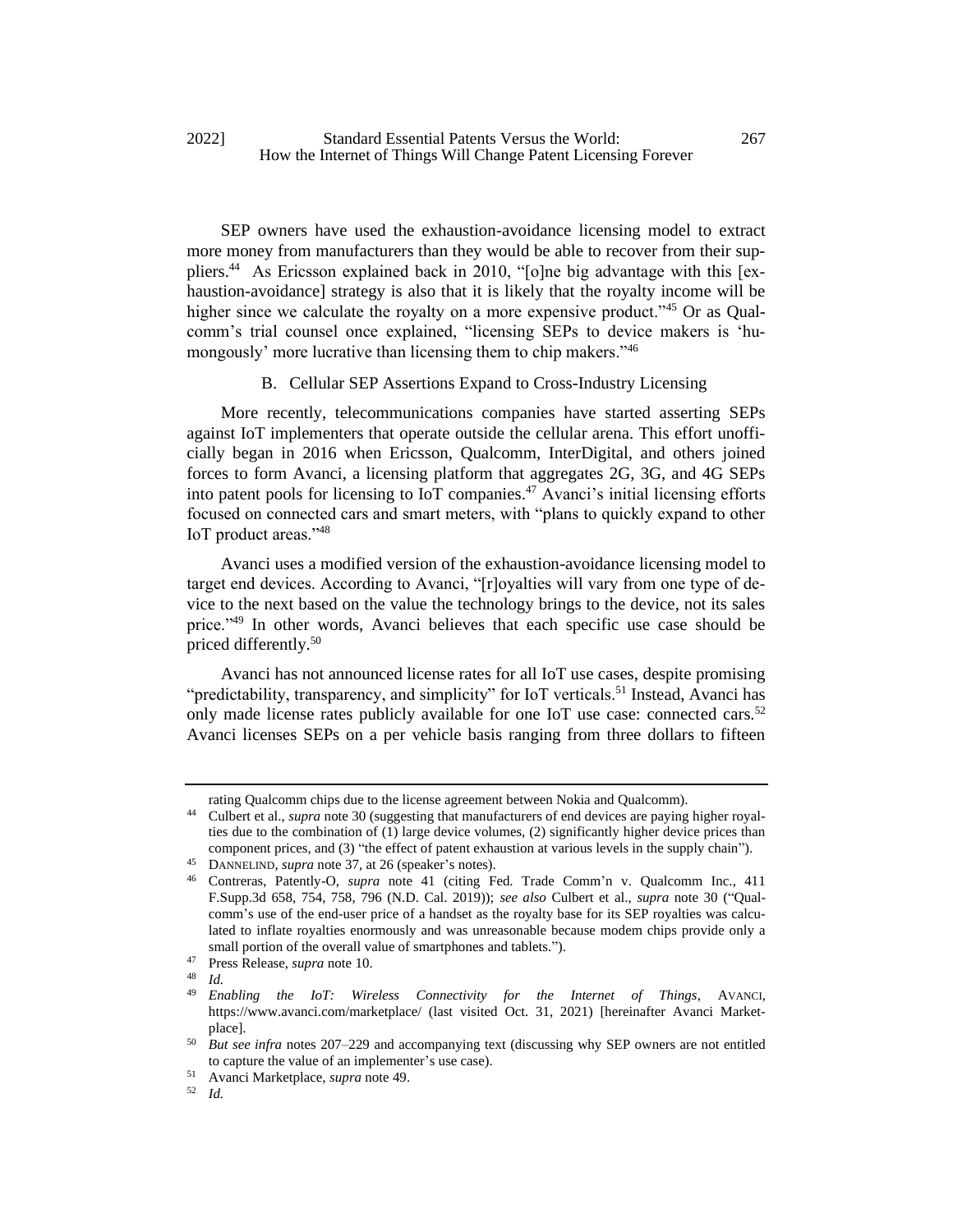SEP owners have used the exhaustion-avoidance licensing model to extract more money from manufacturers than they would be able to recover from their suppliers.[44] As Ericsson explained back in 2010, "[o]ne big advantage with this [exhaustion-avoidance] strategy is also that it is likely that the royalty income will be higher since we calculate the royalty on a more expensive product."[45] Or as Qualcomm's trial counsel once explained, "licensing SEPs to device makers is 'humongously' more lucrative than licensing them to chip makers."[46]

### B. Cellular SEP Assertions Expand to Cross-Industry Licensing

More recently, telecommunications companies have started asserting SEPs against IoT implementers that operate outside the cellular arena. This effort unofficially began in 2016 when Ericsson, Qualcomm, InterDigital, and others joined forces to form Avanci, a licensing platform that aggregates 2G, 3G, and 4G SEPs into patent pools for licensing to IoT companies.[47] Avanci's initial licensing efforts focused on connected cars and smart meters, with "plans to quickly expand to other IoT product areas."[48]

Avanci uses a modified version of the exhaustion-avoidance licensing model to target end devices. According to Avanci, "[r]oyalties will vary from one type of device to the next based on the value the technology brings to the device, not its sales price."[49] In other words, Avanci believes that each specific use case should be priced differently.[50]

Avanci has not announced license rates for all IoT use cases, despite promising "predictability, transparency, and simplicity" for IoT verticals.[51] Instead, Avanci has only made license rates publicly available for one IoT use case: connected cars.[52] Avanci licenses SEPs on a per vehicle basis ranging from three dollars to fifteen

---

rating Qualcomm chips due to the license agreement between Nokia and Qualcomm).

[44] Culbert et al., *supra* note 30 (suggesting that manufacturers of end devices are paying higher royalties due to the combination of (1) large device volumes, (2) significantly higher device prices than component prices, and (3) "the effect of patent exhaustion at various levels in the supply chain").

[45] DANNELIND, *supra* note 37, at 26 (speaker's notes).

[46] Contreras, Patently-O, *supra* note 41 (citing Fed. Trade Comm'n v. Qualcomm Inc., 411 F.Supp.3d 658, 754, 758, 796 (N.D. Cal. 2019)); *see also* Culbert et al., *supra* note 30 ("Qualcomm's use of the end-user price of a handset as the royalty base for its SEP royalties was calculated to inflate royalties enormously and was unreasonable because modem chips provide only a small portion of the overall value of smartphones and tablets.").

[47] Press Release, *supra* note 10.

[48] *Id.*

[49] *Enabling the IoT: Wireless Connectivity for the Internet of Things*, AVANCI, https://www.avanci.com/marketplace/ (last visited Oct. 31, 2021) [hereinafter Avanci Marketplace].

[50] *But see infra* notes 207–229 and accompanying text (discussing why SEP owners are not entitled to capture the value of an implementer's use case).

[51] Avanci Marketplace, *supra* note 49.

[52] *Id.*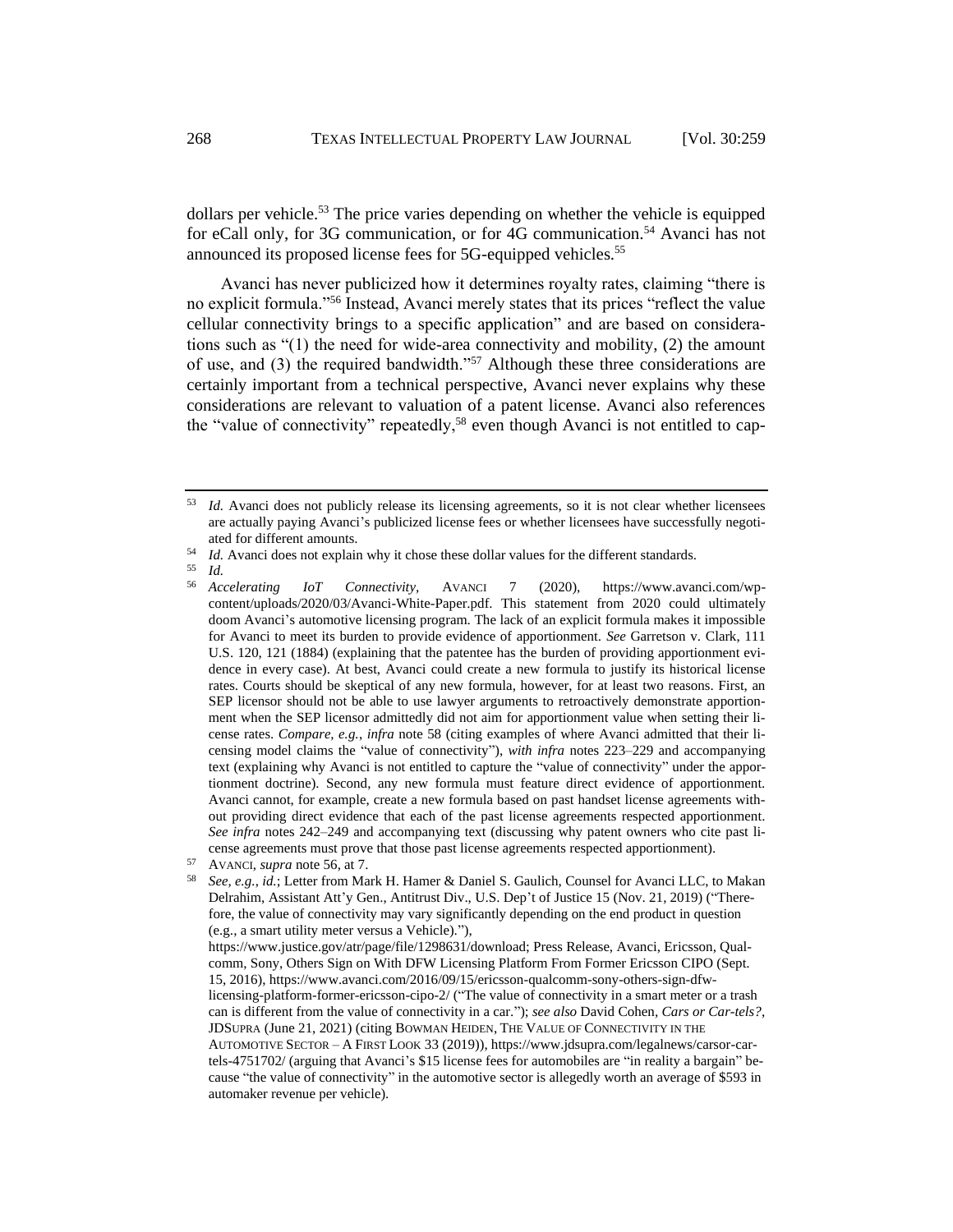dollars per vehicle.[53] The price varies depending on whether the vehicle is equipped for eCall only, for 3G communication, or for 4G communication.[54] Avanci has not announced its proposed license fees for 5G-equipped vehicles.[55]

Avanci has never publicized how it determines royalty rates, claiming "there is no explicit formula."[56] Instead, Avanci merely states that its prices "reflect the value cellular connectivity brings to a specific application" and are based on considerations such as "(1) the need for wide-area connectivity and mobility, (2) the amount of use, and (3) the required bandwidth."[57] Although these three considerations are certainly important from a technical perspective, Avanci never explains why these considerations are relevant to valuation of a patent license. Avanci also references the "value of connectivity" repeatedly,[58] even though Avanci is not entitled to cap-

---

[53] *Id.* Avanci does not publicly release its licensing agreements, so it is not clear whether licensees are actually paying Avanci's publicized license fees or whether licensees have successfully negotiated for different amounts.

[54] *Id.* Avanci does not explain why it chose these dollar values for the different standards.

[55] *Id.*

[56] *Accelerating IoT Connectivity*, AVANCI 7 (2020), https://www.avanci.com/wp-content/uploads/2020/03/Avanci-White-Paper.pdf. This statement from 2020 could ultimately doom Avanci's automotive licensing program. The lack of an explicit formula makes it impossible for Avanci to meet its burden to provide evidence of apportionment. *See* Garretson v. Clark, 111 U.S. 120, 121 (1884) (explaining that the patentee has the burden of providing apportionment evidence in every case). At best, Avanci could create a new formula to justify its historical license rates. Courts should be skeptical of any new formula, however, for at least two reasons. First, an SEP licensor should not be able to use lawyer arguments to retroactively demonstrate apportionment when the SEP licensor admittedly did not aim for apportionment value when setting their license rates. *Compare, e.g.*, *infra* note 58 (citing examples of where Avanci admitted that their licensing model claims the "value of connectivity"), *with infra* notes 223–229 and accompanying text (explaining why Avanci is not entitled to capture the "value of connectivity" under the apportionment doctrine). Second, any new formula must feature direct evidence of apportionment. Avanci cannot, for example, create a new formula based on past handset license agreements without providing direct evidence that each of the past license agreements respected apportionment. *See infra* notes 242–249 and accompanying text (discussing why patent owners who cite past license agreements must prove that those past license agreements respected apportionment).

[57] AVANCI, *supra* note 56, at 7.

[58] *See, e.g.*, *id.*; Letter from Mark H. Hamer & Daniel S. Gaulich, Counsel for Avanci LLC, to Makan Delrahim, Assistant Att'y Gen., Antitrust Div., U.S. Dep't of Justice 15 (Nov. 21, 2019) ("Therefore, the value of connectivity may vary significantly depending on the end product in question (e.g., a smart utility meter versus a Vehicle)."), https://www.justice.gov/atr/page/file/1298631/download; Press Release, Avanci, Ericsson, Qualcomm, Sony, Others Sign on With DFW Licensing Platform From Former Ericsson CIPO (Sept. 15, 2016), https://www.avanci.com/2016/09/15/ericsson-qualcomm-sony-others-sign-dfw-licensing-platform-former-ericsson-cipo-2/ ("The value of connectivity in a smart meter or a trash can is different from the value of connectivity in a car."); *see also* David Cohen, *Cars or Car-tels?*, JDSUPRA (June 21, 2021) (citing BOWMAN HEIDEN, THE VALUE OF CONNECTIVITY IN THE AUTOMOTIVE SECTOR – A FIRST LOOK 33 (2019)), https://www.jdsupra.com/legalnews/carsor-car-tels-4751702/ (arguing that Avanci's $15 license fees for automobiles are "in reality a bargain" because "the value of connectivity" in the automotive sector is allegedly worth an average of $593 in automaker revenue per vehicle).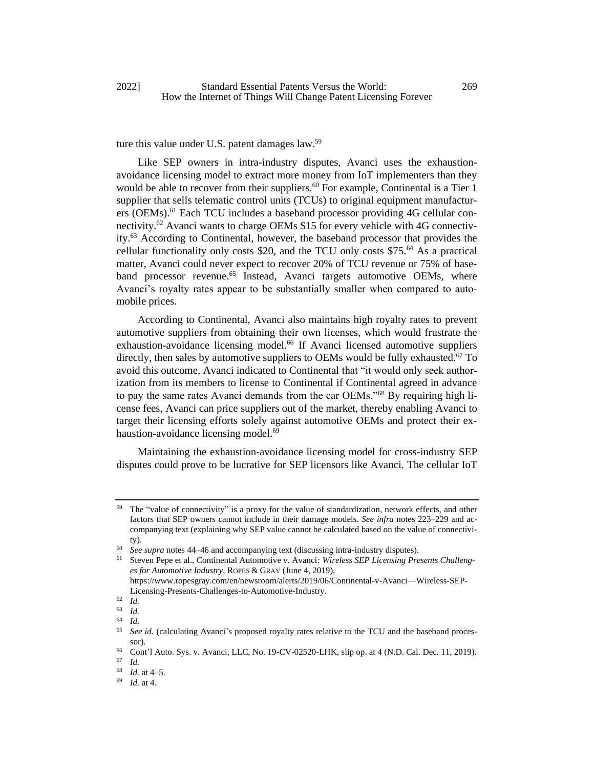ture this value under U.S. patent damages law.[59]

Like SEP owners in intra-industry disputes, Avanci uses the exhaustion-avoidance licensing model to extract more money from IoT implementers than they would be able to recover from their suppliers.[60] For example, Continental is a Tier 1 supplier that sells telematic control units (TCUs) to original equipment manufacturers (OEMs).[61] Each TCU includes a baseband processor providing 4G cellular connectivity.[62] Avanci wants to charge OEMs $15 for every vehicle with 4G connectivity.[63] According to Continental, however, the baseband processor that provides the cellular functionality only costs $20, and the TCU only costs $75.[64] As a practical matter, Avanci could never expect to recover 20% of TCU revenue or 75% of baseband processor revenue.[65] Instead, Avanci targets automotive OEMs, where Avanci's royalty rates appear to be substantially smaller when compared to automobile prices.

According to Continental, Avanci also maintains high royalty rates to prevent automotive suppliers from obtaining their own licenses, which would frustrate the exhaustion-avoidance licensing model.[66] If Avanci licensed automotive suppliers directly, then sales by automotive suppliers to OEMs would be fully exhausted.[67] To avoid this outcome, Avanci indicated to Continental that "it would only seek authorization from its members to license to Continental if Continental agreed in advance to pay the same rates Avanci demands from the car OEMs."[68] By requiring high license fees, Avanci can price suppliers out of the market, thereby enabling Avanci to target their licensing efforts solely against automotive OEMs and protect their exhaustion-avoidance licensing model.[69]

Maintaining the exhaustion-avoidance licensing model for cross-industry SEP disputes could prove to be lucrative for SEP licensors like Avanci. The cellular IoT

---

[59] The "value of connectivity" is a proxy for the value of standardization, network effects, and other factors that SEP owners cannot include in their damage models. *See infra* notes 223–229 and accompanying text (explaining why SEP value cannot be calculated based on the value of connectivity).

[60] *See supra* notes 44–46 and accompanying text (discussing intra-industry disputes).

[61] Steven Pepe et al., *Continental Automotive v. Avanci: Wireless SEP Licensing Presents Challenges for Automotive Industry*, ROPES & GRAY (June 4, 2019), https://www.ropesgray.com/en/newsroom/alerts/2019/06/Continental-v-Avanci—Wireless-SEP-Licensing-Presents-Challenges-to-Automotive-Industry.

[62] *Id.*

[63] *Id.*

[64] *Id.*

[65] *See id.* (calculating Avanci's proposed royalty rates relative to the TCU and the baseband processor).

[66] Cont'l Auto. Sys. v. Avanci, LLC, No. 19-CV-02520-LHK, slip op. at 4 (N.D. Cal. Dec. 11, 2019).

[67] *Id.*

[68] *Id.* at 4–5.

[69] *Id.* at 4.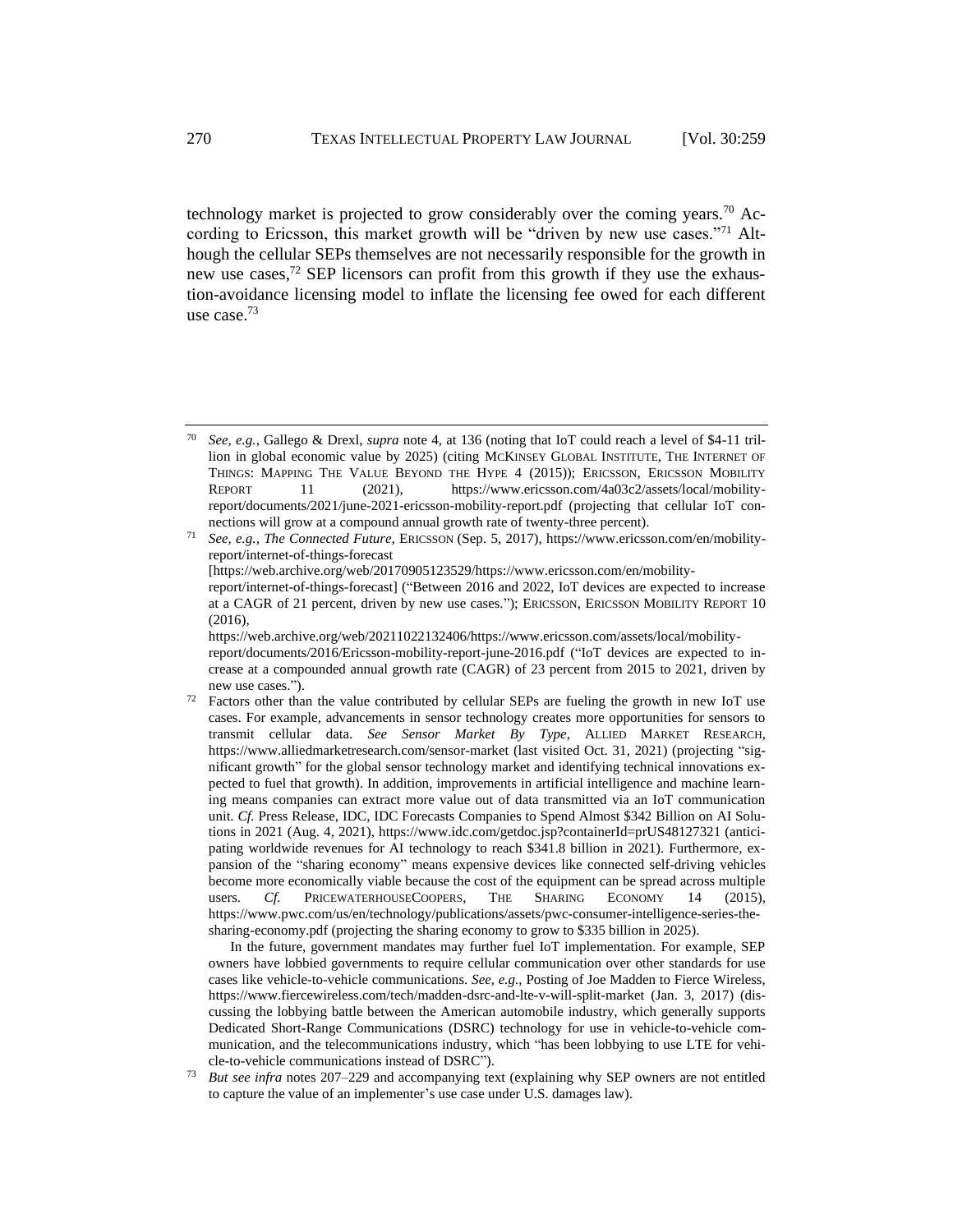technology market is projected to grow considerably over the coming years.[70] According to Ericsson, this market growth will be "driven by new use cases."[71] Although the cellular SEPs themselves are not necessarily responsible for the growth in new use cases,[72] SEP licensors can profit from this growth if they use the exhaustion-avoidance licensing model to inflate the licensing fee owed for each different use case.[73]

---

[70] *See, e.g.*, Gallego & Drexl, *supra* note 4, at 136 (noting that IoT could reach a level of $4-11 trillion in global economic value by 2025) (citing MCKINSEY GLOBAL INSTITUTE, THE INTERNET OF THINGS: MAPPING THE VALUE BEYOND THE HYPE 4 (2015)); ERICSSON, ERICSSON MOBILITY REPORT 11 (2021), https://www.ericsson.com/4a03c2/assets/local/mobility-report/documents/2021/june-2021-ericsson-mobility-report.pdf (projecting that cellular IoT connections will grow at a compound annual growth rate of twenty-three percent).

[71] *See, e.g.*, *The Connected Future*, ERICSSON (Sep. 5, 2017), https://www.ericsson.com/en/mobility-report/internet-of-things-forecast [https://web.archive.org/web/20170905123529/https://www.ericsson.com/en/mobility-report/internet-of-things-forecast] ("Between 2016 and 2022, IoT devices are expected to increase at a CAGR of 21 percent, driven by new use cases."); ERICSSON, ERICSSON MOBILITY REPORT 10 (2016), https://web.archive.org/web/20211022132406/https://www.ericsson.com/assets/local/mobility-report/documents/2016/Ericsson-mobility-report-june-2016.pdf ("IoT devices are expected to increase at a compounded annual growth rate (CAGR) of 23 percent from 2015 to 2021, driven by new use cases.").

[72] Factors other than the value contributed by cellular SEPs are fueling the growth in new IoT use cases. For example, advancements in sensor technology creates more opportunities for sensors to transmit cellular data. *See Sensor Market By Type*, ALLIED MARKET RESEARCH, https://www.alliedmarketresearch.com/sensor-market (last visited Oct. 31, 2021) (projecting "significant growth" for the global sensor technology market and identifying technical innovations expected to fuel that growth). In addition, improvements in artificial intelligence and machine learning means companies can extract more value out of data transmitted via an IoT communication unit. *Cf.* Press Release, IDC, IDC Forecasts Companies to Spend Almost $342 Billion on AI Solutions in 2021 (Aug. 4, 2021), https://www.idc.com/getdoc.jsp?containerId=prUS48127321 (anticipating worldwide revenues for AI technology to reach $341.8 billion in 2021). Furthermore, expansion of the "sharing economy" means expensive devices like connected self-driving vehicles become more economically viable because the cost of the equipment can be spread across multiple users. *Cf.* PRICEWATERHOUSECOOPERS, THE SHARING ECONOMY 14 (2015), https://www.pwc.com/us/en/technology/publications/assets/pwc-consumer-intelligence-series-the-sharing-economy.pdf (projecting the sharing economy to grow to $335 billion in 2025).

In the future, government mandates may further fuel IoT implementation. For example, SEP owners have lobbied governments to require cellular communication over other standards for use cases like vehicle-to-vehicle communications. *See, e.g.*, Posting of Joe Madden to Fierce Wireless, https://www.fiercewireless.com/tech/madden-dsrc-and-lte-v-will-split-market (Jan. 3, 2017) (discussing the lobbying battle between the American automobile industry, which generally supports Dedicated Short-Range Communications (DSRC) technology for use in vehicle-to-vehicle communication, and the telecommunications industry, which "has been lobbying to use LTE for vehicle-to-vehicle communications instead of DSRC").

[73] *But see infra* notes 207–229 and accompanying text (explaining why SEP owners are not entitled to capture the value of an implementer's use case under U.S. damages law).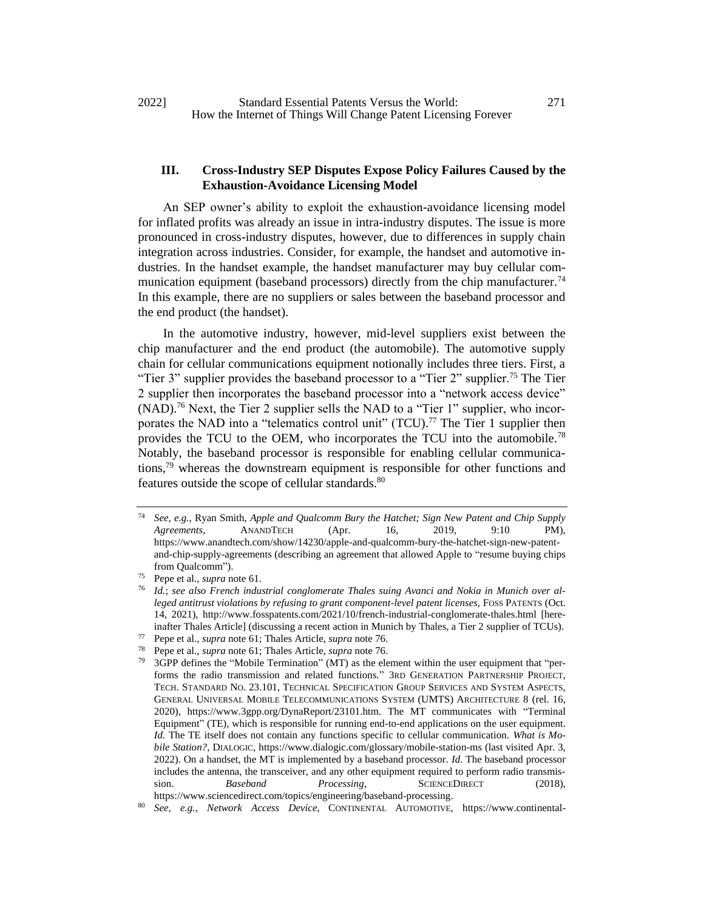## III. Cross-Industry SEP Disputes Expose Policy Failures Caused by the Exhaustion-Avoidance Licensing Model

An SEP owner's ability to exploit the exhaustion-avoidance licensing model for inflated profits was already an issue in intra-industry disputes. The issue is more pronounced in cross-industry disputes, however, due to differences in supply chain integration across industries. Consider, for example, the handset and automotive industries. In the handset example, the handset manufacturer may buy cellular communication equipment (baseband processors) directly from the chip manufacturer.[74] In this example, there are no suppliers or sales between the baseband processor and the end product (the handset).

In the automotive industry, however, mid-level suppliers exist between the chip manufacturer and the end product (the automobile). The automotive supply chain for cellular communications equipment notionally includes three tiers. First, a "Tier 3" supplier provides the baseband processor to a "Tier 2" supplier.[75] The Tier 2 supplier then incorporates the baseband processor into a "network access device" (NAD).[76] Next, the Tier 2 supplier sells the NAD to a "Tier 1" supplier, who incorporates the NAD into a "telematics control unit" (TCU).[77] The Tier 1 supplier then provides the TCU to the OEM, who incorporates the TCU into the automobile.[78] Notably, the baseband processor is responsible for enabling cellular communications,[79] whereas the downstream equipment is responsible for other functions and features outside the scope of cellular standards.[80]

---

[74] *See, e.g.*, Ryan Smith, *Apple and Qualcomm Bury the Hatchet; Sign New Patent and Chip Supply Agreements*, ANANDTECH (Apr. 16, 2019, 9:10 PM), https://www.anandtech.com/show/14230/apple-and-qualcomm-bury-the-hatchet-sign-new-patent-and-chip-supply-agreements (describing an agreement that allowed Apple to "resume buying chips from Qualcomm").

[75] Pepe et al., *supra* note 61.

[76] *Id.*; *see also French industrial conglomerate Thales suing Avanci and Nokia in Munich over alleged antitrust violations by refusing to grant component-level patent licenses*, FOSS PATENTS (Oct. 14, 2021), http://www.fosspatents.com/2021/10/french-industrial-conglomerate-thales.html [hereinafter Thales Article] (discussing a recent action in Munich by Thales, a Tier 2 supplier of TCUs).

[77] Pepe et al., *supra* note 61; Thales Article, *supra* note 76.

[78] Pepe et al., *supra* note 61; Thales Article, *supra* note 76.

[79] 3GPP defines the "Mobile Termination" (MT) as the element within the user equipment that "performs the radio transmission and related functions." 3RD GENERATION PARTNERSHIP PROJECT, TECH. STANDARD NO. 23.101, TECHNICAL SPECIFICATION GROUP SERVICES AND SYSTEM ASPECTS, GENERAL UNIVERSAL MOBILE TELECOMMUNICATIONS SYSTEM (UMTS) ARCHITECTURE 8 (rel. 16, 2020), https://www.3gpp.org/DynaReport/23101.htm. The MT communicates with "Terminal Equipment" (TE), which is responsible for running end-to-end applications on the user equipment. *Id.* The TE itself does not contain any functions specific to cellular communication. *What is Mobile Station?*, DIALOGIC, https://www.dialogic.com/glossary/mobile-station-ms (last visited Apr. 3, 2022). On a handset, the MT is implemented by a baseband processor. *Id.* The baseband processor includes the antenna, the transceiver, and any other equipment required to perform radio transmission. *Baseband Processing*, SCIENCEDIRECT (2018), https://www.sciencedirect.com/topics/engineering/baseband-processing.

[80] *See, e.g.*, *Network Access Device*, CONTINENTAL AUTOMOTIVE, https://www.continental-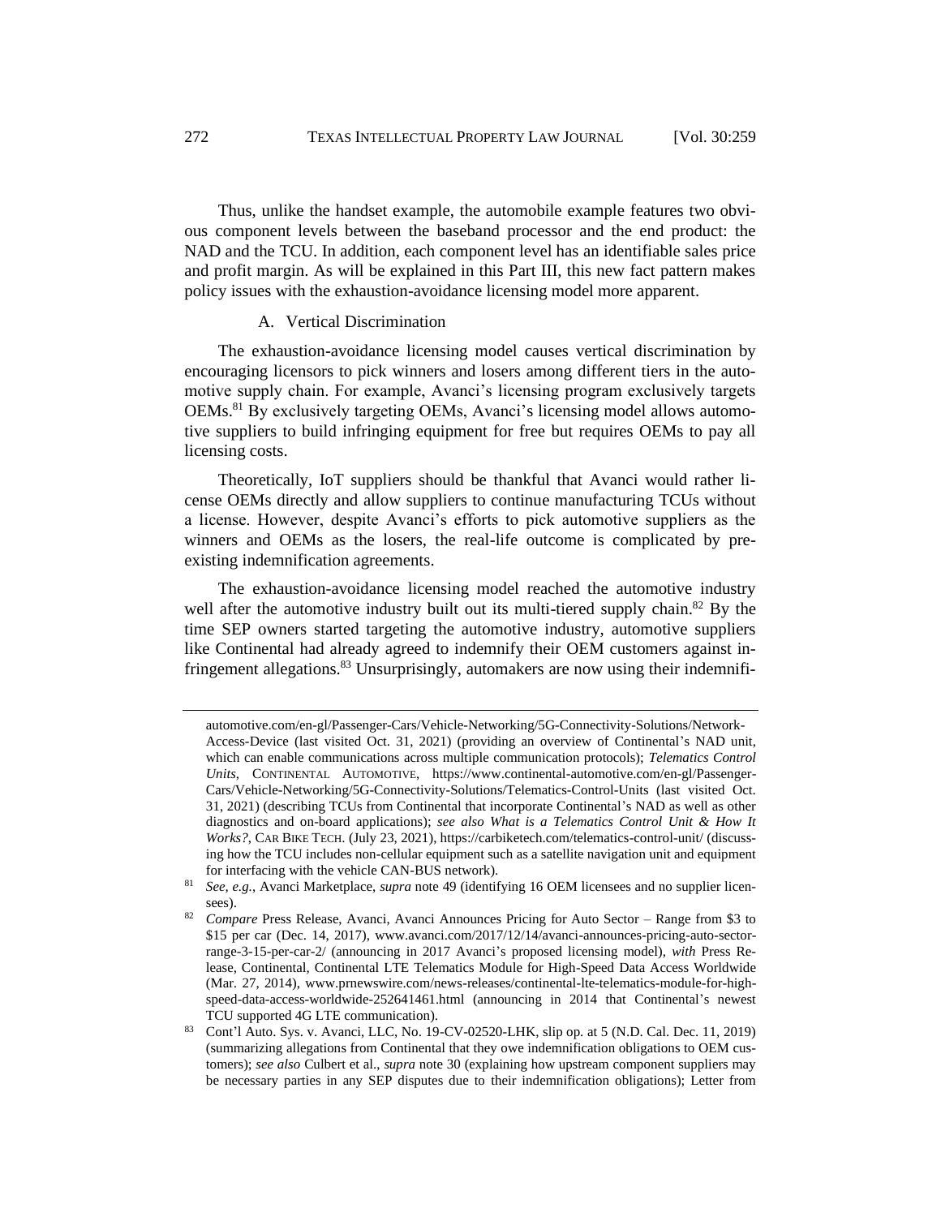Thus, unlike the handset example, the automobile example features two obvious component levels between the baseband processor and the end product: the NAD and the TCU. In addition, each component level has an identifiable sales price and profit margin. As will be explained in this Part III, this new fact pattern makes policy issues with the exhaustion-avoidance licensing model more apparent.

### A. Vertical Discrimination

The exhaustion-avoidance licensing model causes vertical discrimination by encouraging licensors to pick winners and losers among different tiers in the automotive supply chain. For example, Avanci's licensing program exclusively targets OEMs.[81] By exclusively targeting OEMs, Avanci's licensing model allows automotive suppliers to build infringing equipment for free but requires OEMs to pay all licensing costs.

Theoretically, IoT suppliers should be thankful that Avanci would rather license OEMs directly and allow suppliers to continue manufacturing TCUs without a license. However, despite Avanci's efforts to pick automotive suppliers as the winners and OEMs as the losers, the real-life outcome is complicated by preexisting indemnification agreements.

The exhaustion-avoidance licensing model reached the automotive industry well after the automotive industry built out its multi-tiered supply chain.[82] By the time SEP owners started targeting the automotive industry, automotive suppliers like Continental had already agreed to indemnify their OEM customers against infringement allegations.[83] Unsurprisingly, automakers are now using their indemnifi-

---

automotive.com/en-gl/Passenger-Cars/Vehicle-Networking/5G-Connectivity-Solutions/Network-Access-Device (last visited Oct. 31, 2021) (providing an overview of Continental's NAD unit, which can enable communications across multiple communication protocols); *Telematics Control Units*, CONTINENTAL AUTOMOTIVE, https://www.continental-automotive.com/en-gl/Passenger-Cars/Vehicle-Networking/5G-Connectivity-Solutions/Telematics-Control-Units (last visited Oct. 31, 2021) (describing TCUs from Continental that incorporate Continental's NAD as well as other diagnostics and on-board applications); *see also What is a Telematics Control Unit & How It Works?*, CAR BIKE TECH. (July 23, 2021), https://carbiketech.com/telematics-control-unit/ (discussing how the TCU includes non-cellular equipment such as a satellite navigation unit and equipment for interfacing with the vehicle CAN-BUS network).

[81] *See, e.g.*, Avanci Marketplace, *supra* note 49 (identifying 16 OEM licensees and no supplier licensees).

[82] *Compare* Press Release, Avanci, Avanci Announces Pricing for Auto Sector – Range from $3 to $15 per car (Dec. 14, 2017), www.avanci.com/2017/12/14/avanci-announces-pricing-auto-sector-range-3-15-per-car-2/ (announcing in 2017 Avanci's proposed licensing model), *with* Press Release, Continental, Continental LTE Telematics Module for High-Speed Data Access Worldwide (Mar. 27, 2014), www.prnewswire.com/news-releases/continental-lte-telematics-module-for-high-speed-data-access-worldwide-252641461.html (announcing in 2014 that Continental's newest TCU supported 4G LTE communication).

[83] Cont'l Auto. Sys. v. Avanci, LLC, No. 19-CV-02520-LHK, slip op. at 5 (N.D. Cal. Dec. 11, 2019) (summarizing allegations from Continental that they owe indemnification obligations to OEM customers); *see also* Culbert et al., *supra* note 30 (explaining how upstream component suppliers may be necessary parties in any SEP disputes due to their indemnification obligations); Letter from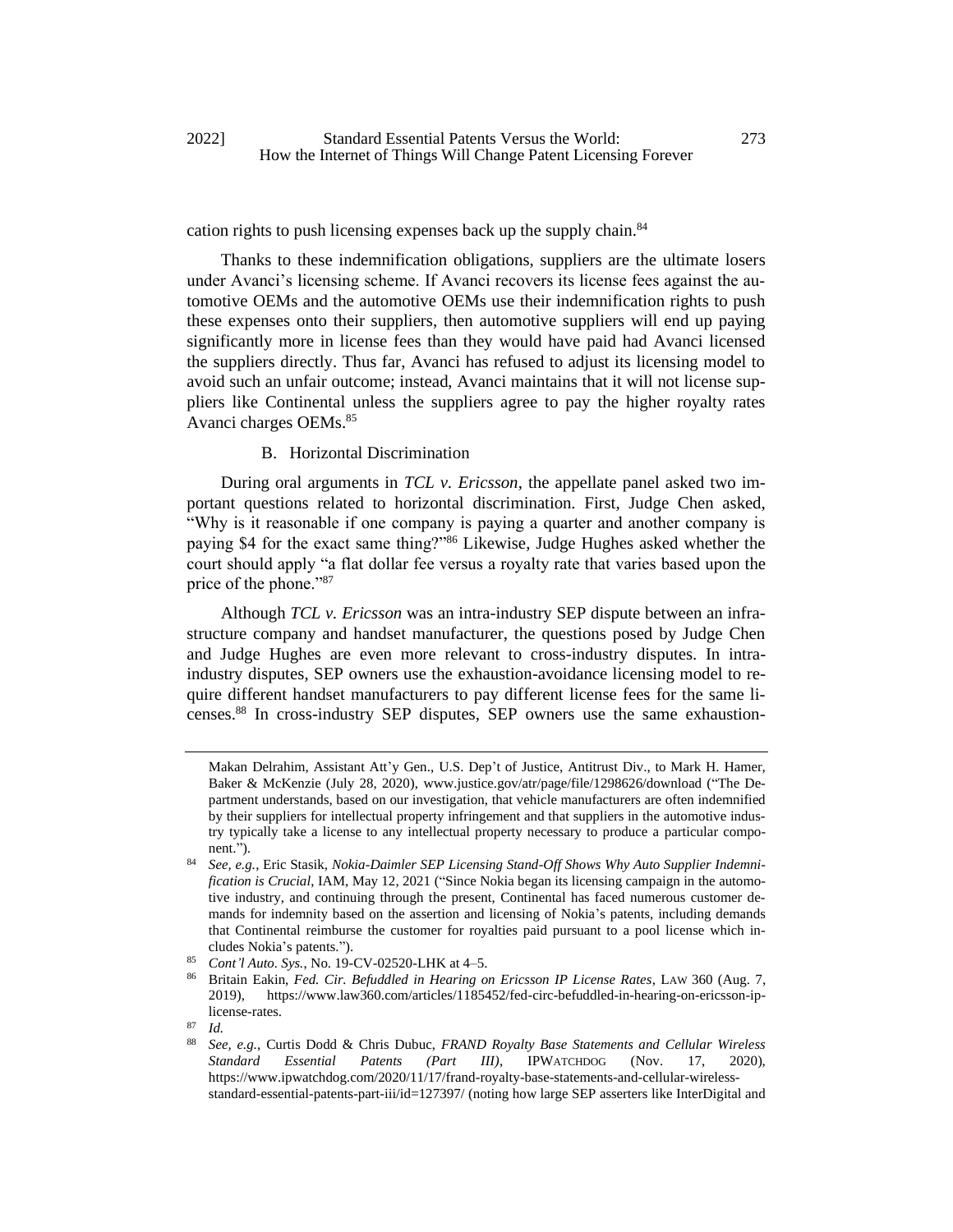cation rights to push licensing expenses back up the supply chain.[84]

Thanks to these indemnification obligations, suppliers are the ultimate losers under Avanci's licensing scheme. If Avanci recovers its license fees against the automotive OEMs and the automotive OEMs use their indemnification rights to push these expenses onto their suppliers, then automotive suppliers will end up paying significantly more in license fees than they would have paid had Avanci licensed the suppliers directly. Thus far, Avanci has refused to adjust its licensing model to avoid such an unfair outcome; instead, Avanci maintains that it will not license suppliers like Continental unless the suppliers agree to pay the higher royalty rates Avanci charges OEMs.[85]

### B. Horizontal Discrimination

During oral arguments in *TCL v. Ericsson*, the appellate panel asked two important questions related to horizontal discrimination. First, Judge Chen asked, "Why is it reasonable if one company is paying a quarter and another company is paying $4 for the exact same thing?"[86] Likewise, Judge Hughes asked whether the court should apply "a flat dollar fee versus a royalty rate that varies based upon the price of the phone."[87]

Although *TCL v. Ericsson* was an intra-industry SEP dispute between an infrastructure company and handset manufacturer, the questions posed by Judge Chen and Judge Hughes are even more relevant to cross-industry disputes. In intra-industry disputes, SEP owners use the exhaustion-avoidance licensing model to require different handset manufacturers to pay different license fees for the same licenses.[88] In cross-industry SEP disputes, SEP owners use the same exhaustion-

---

Makan Delrahim, Assistant Att'y Gen., U.S. Dep't of Justice, Antitrust Div., to Mark H. Hamer, Baker & McKenzie (July 28, 2020), www.justice.gov/atr/page/file/1298626/download ("The Department understands, based on our investigation, that vehicle manufacturers are often indemnified by their suppliers for intellectual property infringement and that suppliers in the automotive industry typically take a license to any intellectual property necessary to produce a particular component.").

[84] *See, e.g.*, Eric Stasik, *Nokia-Daimler SEP Licensing Stand-Off Shows Why Auto Supplier Indemnification is Crucial*, IAM, May 12, 2021 ("Since Nokia began its licensing campaign in the automotive industry, and continuing through the present, Continental has faced numerous customer demands for indemnity based on the assertion and licensing of Nokia's patents, including demands that Continental reimburse the customer for royalties paid pursuant to a pool license which includes Nokia's patents.").

[85] *Cont'l Auto. Sys.*, No. 19-CV-02520-LHK at 4–5.

[86] Britain Eakin, *Fed. Cir. Befuddled in Hearing on Ericsson IP License Rates*, LAW 360 (Aug. 7, 2019), https://www.law360.com/articles/1185452/fed-circ-befuddled-in-hearing-on-ericsson-ip-license-rates.

[87] *Id.*

[88] *See, e.g.*, Curtis Dodd & Chris Dubuc, *FRAND Royalty Base Statements and Cellular Wireless Standard Essential Patents (Part III)*, IPWATCHDOG (Nov. 17, 2020), https://www.ipwatchdog.com/2020/11/17/frand-royalty-base-statements-and-cellular-wireless-standard-essential-patents-part-iii/id=127397/ (noting how large SEP asserters like InterDigital and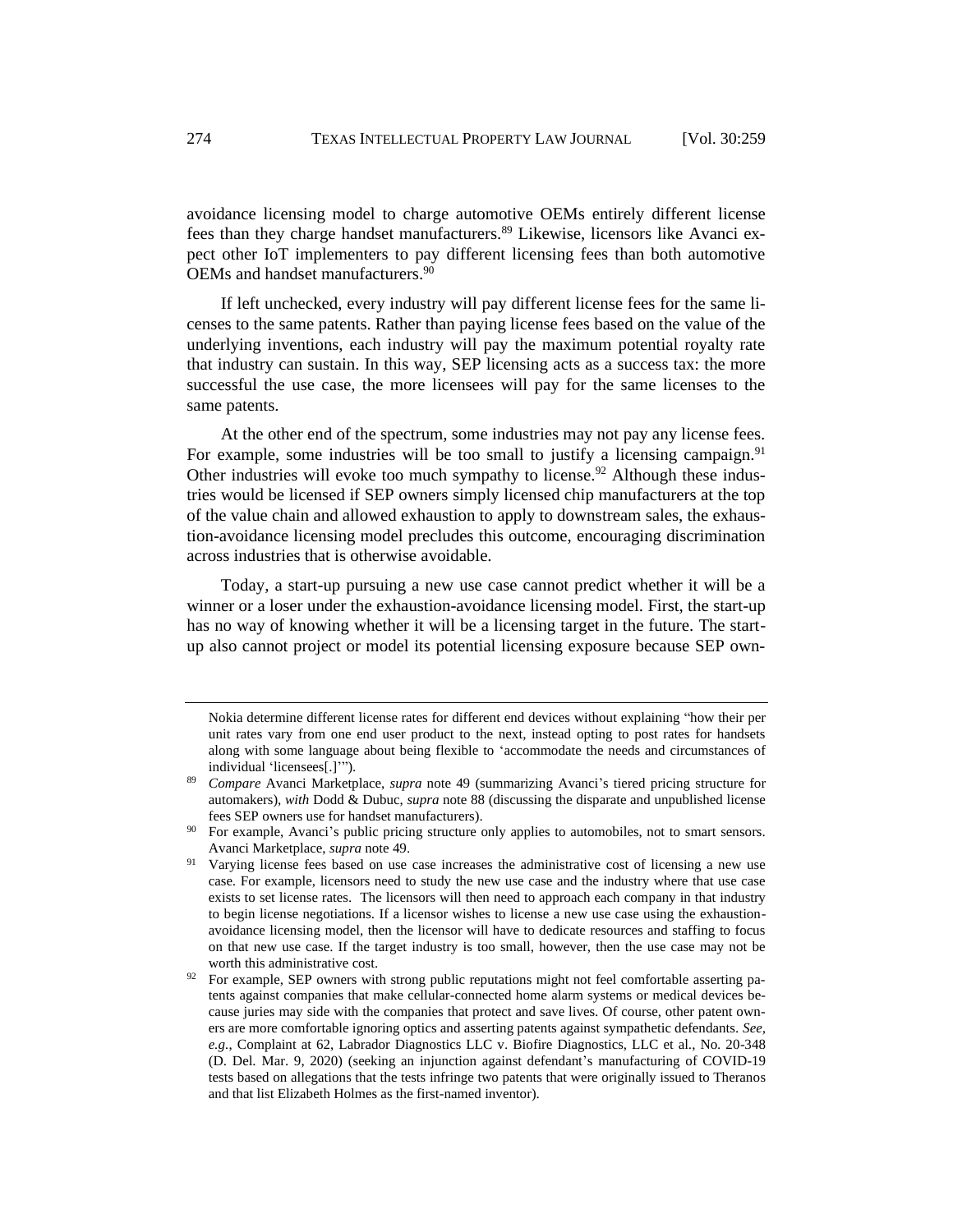avoidance licensing model to charge automotive OEMs entirely different license fees than they charge handset manufacturers.[89] Likewise, licensors like Avanci expect other IoT implementers to pay different licensing fees than both automotive OEMs and handset manufacturers.[90]

If left unchecked, every industry will pay different license fees for the same licenses to the same patents. Rather than paying license fees based on the value of the underlying inventions, each industry will pay the maximum potential royalty rate that industry can sustain. In this way, SEP licensing acts as a success tax: the more successful the use case, the more licensees will pay for the same licenses to the same patents.

At the other end of the spectrum, some industries may not pay any license fees. For example, some industries will be too small to justify a licensing campaign.[91] Other industries will evoke too much sympathy to license.[92] Although these industries would be licensed if SEP owners simply licensed chip manufacturers at the top of the value chain and allowed exhaustion to apply to downstream sales, the exhaustion-avoidance licensing model precludes this outcome, encouraging discrimination across industries that is otherwise avoidable.

Today, a start-up pursuing a new use case cannot predict whether it will be a winner or a loser under the exhaustion-avoidance licensing model. First, the start-up has no way of knowing whether it will be a licensing target in the future. The start-up also cannot project or model its potential licensing exposure because SEP own-

---

Nokia determine different license rates for different end devices without explaining "how their per unit rates vary from one end user product to the next, instead opting to post rates for handsets along with some language about being flexible to 'accommodate the needs and circumstances of individual 'licensees[.]'").

[89] *Compare* Avanci Marketplace, *supra* note 49 (summarizing Avanci's tiered pricing structure for automakers), *with* Dodd & Dubuc, *supra* note 88 (discussing the disparate and unpublished license fees SEP owners use for handset manufacturers).

[90] For example, Avanci's public pricing structure only applies to automobiles, not to smart sensors. Avanci Marketplace, *supra* note 49.

[91] Varying license fees based on use case increases the administrative cost of licensing a new use case. For example, licensors need to study the new use case and the industry where that use case exists to set license rates. The licensors will then need to approach each company in that industry to begin license negotiations. If a licensor wishes to license a new use case using the exhaustion-avoidance licensing model, then the licensor will have to dedicate resources and staffing to focus on that new use case. If the target industry is too small, however, then the use case may not be worth this administrative cost.

[92] For example, SEP owners with strong public reputations might not feel comfortable asserting patents against companies that make cellular-connected home alarm systems or medical devices because juries may side with the companies that protect and save lives. Of course, other patent owners are more comfortable ignoring optics and asserting patents against sympathetic defendants. *See, e.g.*, Complaint at 62, Labrador Diagnostics LLC v. Biofire Diagnostics, LLC et al., No. 20-348 (D. Del. Mar. 9, 2020) (seeking an injunction against defendant's manufacturing of COVID-19 tests based on allegations that the tests infringe two patents that were originally issued to Theranos and that list Elizabeth Holmes as the first-named inventor).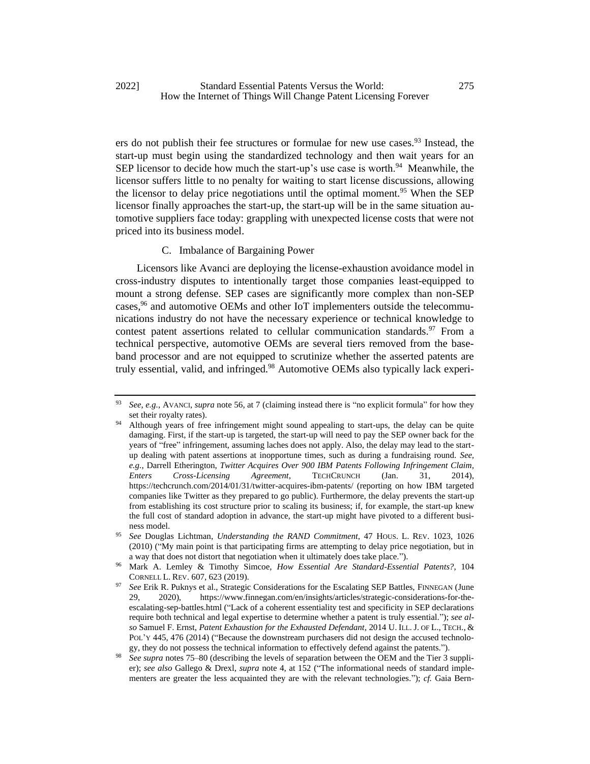ers do not publish their fee structures or formulae for new use cases.[93] Instead, the start-up must begin using the standardized technology and then wait years for an SEP licensor to decide how much the start-up's use case is worth.[94] Meanwhile, the licensor suffers little to no penalty for waiting to start license discussions, allowing the licensor to delay price negotiations until the optimal moment.[95] When the SEP licensor finally approaches the start-up, the start-up will be in the same situation automotive suppliers face today: grappling with unexpected license costs that were not priced into its business model.

### C. Imbalance of Bargaining Power

Licensors like Avanci are deploying the license-exhaustion avoidance model in cross-industry disputes to intentionally target those companies least-equipped to mount a strong defense. SEP cases are significantly more complex than non-SEP cases,[96] and automotive OEMs and other IoT implementers outside the telecommunications industry do not have the necessary experience or technical knowledge to contest patent assertions related to cellular communication standards.[97] From a technical perspective, automotive OEMs are several tiers removed from the baseband processor and are not equipped to scrutinize whether the asserted patents are truly essential, valid, and infringed.[98] Automotive OEMs also typically lack experi-

---

[93] *See, e.g.*, AVANCI, *supra* note 56, at 7 (claiming instead there is "no explicit formula" for how they set their royalty rates).

[94] Although years of free infringement might sound appealing to start-ups, the delay can be quite damaging. First, if the start-up is targeted, the start-up will need to pay the SEP owner back for the years of "free" infringement, assuming laches does not apply. Also, the delay may lead to the start-up dealing with patent assertions at inopportune times, such as during a fundraising round. *See, e.g.*, Darrell Etherington, *Twitter Acquires Over 900 IBM Patents Following Infringement Claim, Enters Cross-Licensing Agreement*, TECHCRUNCH (Jan. 31, 2014), https://techcrunch.com/2014/01/31/twitter-acquires-ibm-patents/ (reporting on how IBM targeted companies like Twitter as they prepared to go public). Furthermore, the delay prevents the start-up from establishing its cost structure prior to scaling its business; if, for example, the start-up knew the full cost of standard adoption in advance, the start-up might have pivoted to a different business model.

[95] *See* Douglas Lichtman, *Understanding the RAND Commitment*, 47 HOUS. L. REV. 1023, 1026 (2010) ("My main point is that participating firms are attempting to delay price negotiation, but in a way that does not distort that negotiation when it ultimately does take place.").

[96] Mark A. Lemley & Timothy Simcoe, *How Essential Are Standard-Essential Patents?*, 104 CORNELL L. REV. 607, 623 (2019).

[97] *See* Erik R. Puknys et al., Strategic Considerations for the Escalating SEP Battles, FINNEGAN (June 29, 2020), https://www.finnegan.com/en/insights/articles/strategic-considerations-for-the-escalating-sep-battles.html ("Lack of a coherent essentiality test and specificity in SEP declarations require both technical and legal expertise to determine whether a patent is truly essential."); *see also* Samuel F. Ernst, *Patent Exhaustion for the Exhausted Defendant*, 2014 U. ILL. J. OF L., TECH., & POL'Y 445, 476 (2014) ("Because the downstream purchasers did not design the accused technology, they do not possess the technical information to effectively defend against the patents.").

[98] *See supra* notes 75–80 (describing the levels of separation between the OEM and the Tier 3 supplier); *see also* Gallego & Drexl, *supra* note 4, at 152 ("The informational needs of standard implementers are greater the less acquainted they are with the relevant technologies."); *cf.* Gaia Bern-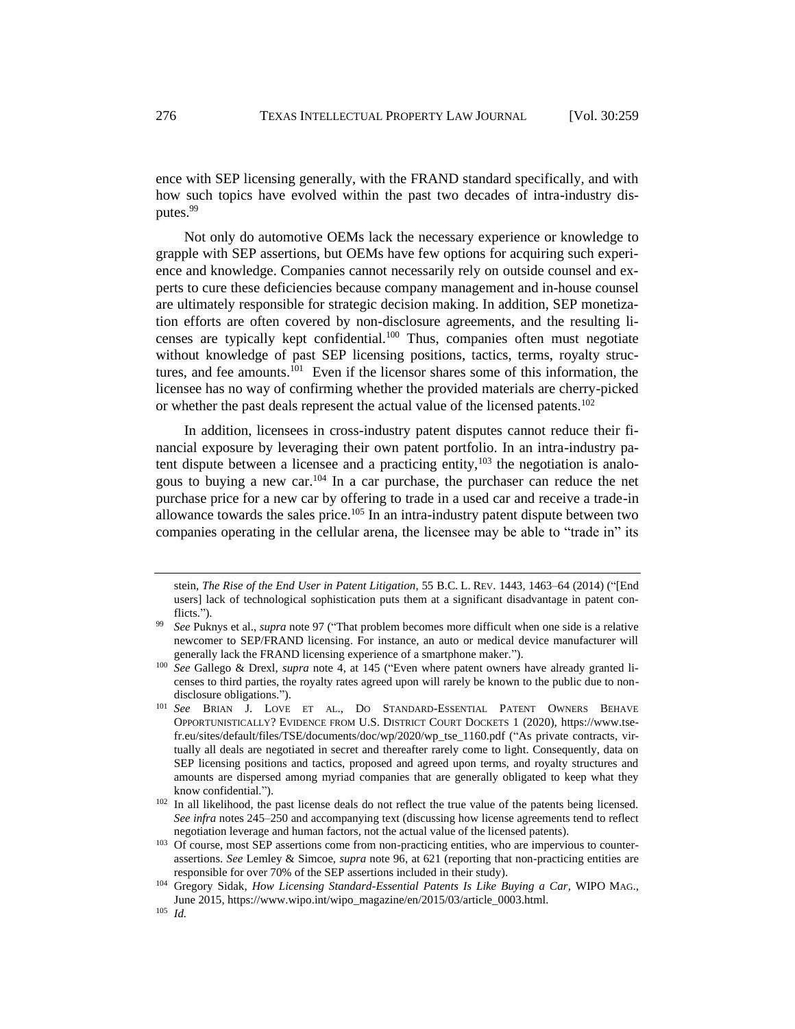ence with SEP licensing generally, with the FRAND standard specifically, and with how such topics have evolved within the past two decades of intra-industry disputes.[99]

Not only do automotive OEMs lack the necessary experience or knowledge to grapple with SEP assertions, but OEMs have few options for acquiring such experience and knowledge. Companies cannot necessarily rely on outside counsel and experts to cure these deficiencies because company management and in-house counsel are ultimately responsible for strategic decision making. In addition, SEP monetization efforts are often covered by non-disclosure agreements, and the resulting licenses are typically kept confidential.[100] Thus, companies often must negotiate without knowledge of past SEP licensing positions, tactics, terms, royalty structures, and fee amounts.[101] Even if the licensor shares some of this information, the licensee has no way of confirming whether the provided materials are cherry-picked or whether the past deals represent the actual value of the licensed patents.[102]

In addition, licensees in cross-industry patent disputes cannot reduce their financial exposure by leveraging their own patent portfolio. In an intra-industry patent dispute between a licensee and a practicing entity,[103] the negotiation is analogous to buying a new car.[104] In a car purchase, the purchaser can reduce the net purchase price for a new car by offering to trade in a used car and receive a trade-in allowance towards the sales price.[105] In an intra-industry patent dispute between two companies operating in the cellular arena, the licensee may be able to "trade in" its

---

stein, *The Rise of the End User in Patent Litigation*, 55 B.C. L. REV. 1443, 1463–64 (2014) ("[End users] lack of technological sophistication puts them at a significant disadvantage in patent conflicts.").

[99] *See* Puknys et al., *supra* note 97 ("That problem becomes more difficult when one side is a relative newcomer to SEP/FRAND licensing. For instance, an auto or medical device manufacturer will generally lack the FRAND licensing experience of a smartphone maker.").

[100] *See* Gallego & Drexl, *supra* note 4, at 145 ("Even where patent owners have already granted licenses to third parties, the royalty rates agreed upon will rarely be known to the public due to non-disclosure obligations.").

[101] *See* BRIAN J. LOVE ET AL., DO STANDARD-ESSENTIAL PATENT OWNERS BEHAVE OPPORTUNISTICALLY? EVIDENCE FROM U.S. DISTRICT COURT DOCKETS 1 (2020), https://www.tse-fr.eu/sites/default/files/TSE/documents/doc/wp/2020/wp_tse_1160.pdf ("As private contracts, virtually all deals are negotiated in secret and thereafter rarely come to light. Consequently, data on SEP licensing positions and tactics, proposed and agreed upon terms, and royalty structures and amounts are dispersed among myriad companies that are generally obligated to keep what they know confidential.").

[102] In all likelihood, the past license deals do not reflect the true value of the patents being licensed. *See infra* notes 245–250 and accompanying text (discussing how license agreements tend to reflect negotiation leverage and human factors, not the actual value of the licensed patents).

[103] Of course, most SEP assertions come from non-practicing entities, who are impervious to counter-assertions. *See* Lemley & Simcoe, *supra* note 96, at 621 (reporting that non-practicing entities are responsible for over 70% of the SEP assertions included in their study).

[104] Gregory Sidak, *How Licensing Standard-Essential Patents Is Like Buying a Car*, WIPO MAG., June 2015, https://www.wipo.int/wipo_magazine/en/2015/03/article_0003.html.

[105] *Id.*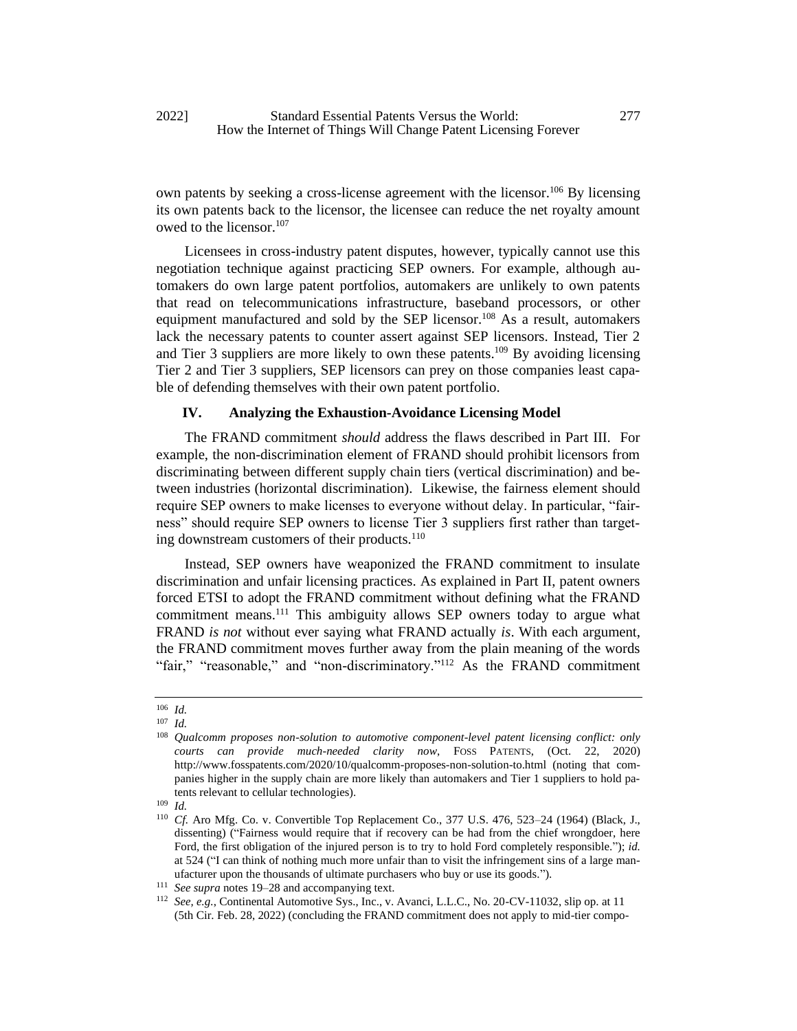own patents by seeking a cross-license agreement with the licensor.[106] By licensing its own patents back to the licensor, the licensee can reduce the net royalty amount owed to the licensor.[107]

Licensees in cross-industry patent disputes, however, typically cannot use this negotiation technique against practicing SEP owners. For example, although automakers do own large patent portfolios, automakers are unlikely to own patents that read on telecommunications infrastructure, baseband processors, or other equipment manufactured and sold by the SEP licensor.[108] As a result, automakers lack the necessary patents to counter assert against SEP licensors. Instead, Tier 2 and Tier 3 suppliers are more likely to own these patents.[109] By avoiding licensing Tier 2 and Tier 3 suppliers, SEP licensors can prey on those companies least capable of defending themselves with their own patent portfolio.

## IV. Analyzing the Exhaustion-Avoidance Licensing Model

The FRAND commitment *should* address the flaws described in Part III. For example, the non-discrimination element of FRAND should prohibit licensors from discriminating between different supply chain tiers (vertical discrimination) and between industries (horizontal discrimination). Likewise, the fairness element should require SEP owners to make licenses to everyone without delay. In particular, "fairness" should require SEP owners to license Tier 3 suppliers first rather than targeting downstream customers of their products.[110]

Instead, SEP owners have weaponized the FRAND commitment to insulate discrimination and unfair licensing practices. As explained in Part II, patent owners forced ETSI to adopt the FRAND commitment without defining what the FRAND commitment means.[111] This ambiguity allows SEP owners today to argue what FRAND *is not* without ever saying what FRAND actually *is*. With each argument, the FRAND commitment moves further away from the plain meaning of the words "fair," "reasonable," and "non-discriminatory."[112] As the FRAND commitment

---

[106] *Id.*

[107] *Id.*

[108] *Qualcomm proposes non-solution to automotive component-level patent licensing conflict: only courts can provide much-needed clarity now*, FOSS PATENTS, (Oct. 22, 2020) http://www.fosspatents.com/2020/10/qualcomm-proposes-non-solution-to.html (noting that companies higher in the supply chain are more likely than automakers and Tier 1 suppliers to hold patents relevant to cellular technologies).

[109] *Id.*

[110] *Cf.* Aro Mfg. Co. v. Convertible Top Replacement Co., 377 U.S. 476, 523–24 (1964) (Black, J., dissenting) ("Fairness would require that if recovery can be had from the chief wrongdoer, here Ford, the first obligation of the injured person is to try to hold Ford completely responsible."); *id.* at 524 ("I can think of nothing much more unfair than to visit the infringement sins of a large manufacturer upon the thousands of ultimate purchasers who buy or use its goods.").

[111] *See supra* notes 19–28 and accompanying text.

[112] *See, e.g.*, Continental Automotive Sys., Inc., v. Avanci, L.L.C., No. 20-CV-11032, slip op. at 11 (5th Cir. Feb. 28, 2022) (concluding the FRAND commitment does not apply to mid-tier compo-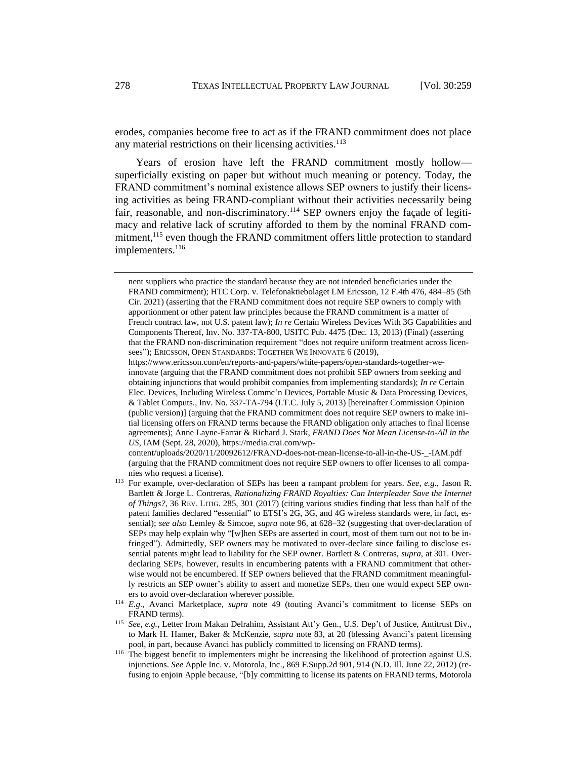erodes, companies become free to act as if the FRAND commitment does not place any material restrictions on their licensing activities.[113]

Years of erosion have left the FRAND commitment mostly hollow—superficially existing on paper but without much meaning or potency. Today, the FRAND commitment's nominal existence allows SEP owners to justify their licensing activities as being FRAND-compliant without their activities necessarily being fair, reasonable, and non-discriminatory.[114] SEP owners enjoy the façade of legitimacy and relative lack of scrutiny afforded to them by the nominal FRAND commitment,[115] even though the FRAND commitment offers little protection to standard implementers.[116]

---

nent suppliers who practice the standard because they are not intended beneficiaries under the FRAND commitment); HTC Corp. v. Telefonaktiebolaget LM Ericsson, 12 F.4th 476, 484–85 (5th Cir. 2021) (asserting that the FRAND commitment does not require SEP owners to comply with apportionment or other patent law principles because the FRAND commitment is a matter of French contract law, not U.S. patent law); *In re* Certain Wireless Devices With 3G Capabilities and Components Thereof, Inv. No. 337-TA-800, USITC Pub. 4475 (Dec. 13, 2013) (Final) (asserting that the FRAND non-discrimination requirement "does not require uniform treatment across licensees"); ERICSSON, OPEN STANDARDS: TOGETHER WE INNOVATE 6 (2019), https://www.ericsson.com/en/reports-and-papers/white-papers/open-standards-together-we-innovate (arguing that the FRAND commitment does not prohibit SEP owners from seeking and obtaining injunctions that would prohibit companies from implementing standards); *In re* Certain Elec. Devices, Including Wireless Commc'n Devices, Portable Music & Data Processing Devices, & Tablet Computs., Inv. No. 337-TA-794 (I.T.C. July 5, 2013) [hereinafter Commission Opinion (public version)] (arguing that the FRAND commitment does not require SEP owners to make initial licensing offers on FRAND terms because the FRAND obligation only attaches to final license agreements); Anne Layne-Farrar & Richard J. Stark, *FRAND Does Not Mean License-to-All in the US*, IAM (Sept. 28, 2020), https://media.crai.com/wp-content/uploads/2020/11/20092612/FRAND-does-not-mean-license-to-all-in-the-US-_-IAM.pdf (arguing that the FRAND commitment does not require SEP owners to offer licenses to all companies who request a license).

[113] For example, over-declaration of SEPs has been a rampant problem for years. *See, e.g.*, Jason R. Bartlett & Jorge L. Contreras, *Rationalizing FRAND Royalties: Can Interpleader Save the Internet of Things?*, 36 REV. LITIG. 285, 301 (2017) (citing various studies finding that less than half of the patent families declared "essential" to ETSI's 2G, 3G, and 4G wireless standards were, in fact, essential); *see also* Lemley & Simcoe, *supra* note 96, at 628–32 (suggesting that over-declaration of SEPs may help explain why "[w]hen SEPs are asserted in court, most of them turn out not to be infringed"). Admittedly, SEP owners may be motivated to over-declare since failing to disclose essential patents might lead to liability for the SEP owner. Bartlett & Contreras, *supra*, at 301. Over-declaring SEPs, however, results in encumbering patents with a FRAND commitment that otherwise would not be encumbered. If SEP owners believed that the FRAND commitment meaningfully restricts an SEP owner's ability to assert and monetize SEPs, then one would expect SEP owners to avoid over-declaration wherever possible.

[114] *E.g.*, Avanci Marketplace, *supra* note 49 (touting Avanci's commitment to license SEPs on FRAND terms).

[115] *See, e.g.*, Letter from Makan Delrahim, Assistant Att'y Gen., U.S. Dep't of Justice, Antitrust Div., to Mark H. Hamer, Baker & McKenzie, *supra* note 83, at 20 (blessing Avanci's patent licensing pool, in part, because Avanci has publicly committed to licensing on FRAND terms).

[116] The biggest benefit to implementers might be increasing the likelihood of protection against U.S. injunctions. *See* Apple Inc. v. Motorola, Inc., 869 F.Supp.2d 901, 914 (N.D. Ill. June 22, 2012) (refusing to enjoin Apple because, "[b]y committing to license its patents on FRAND terms, Motorola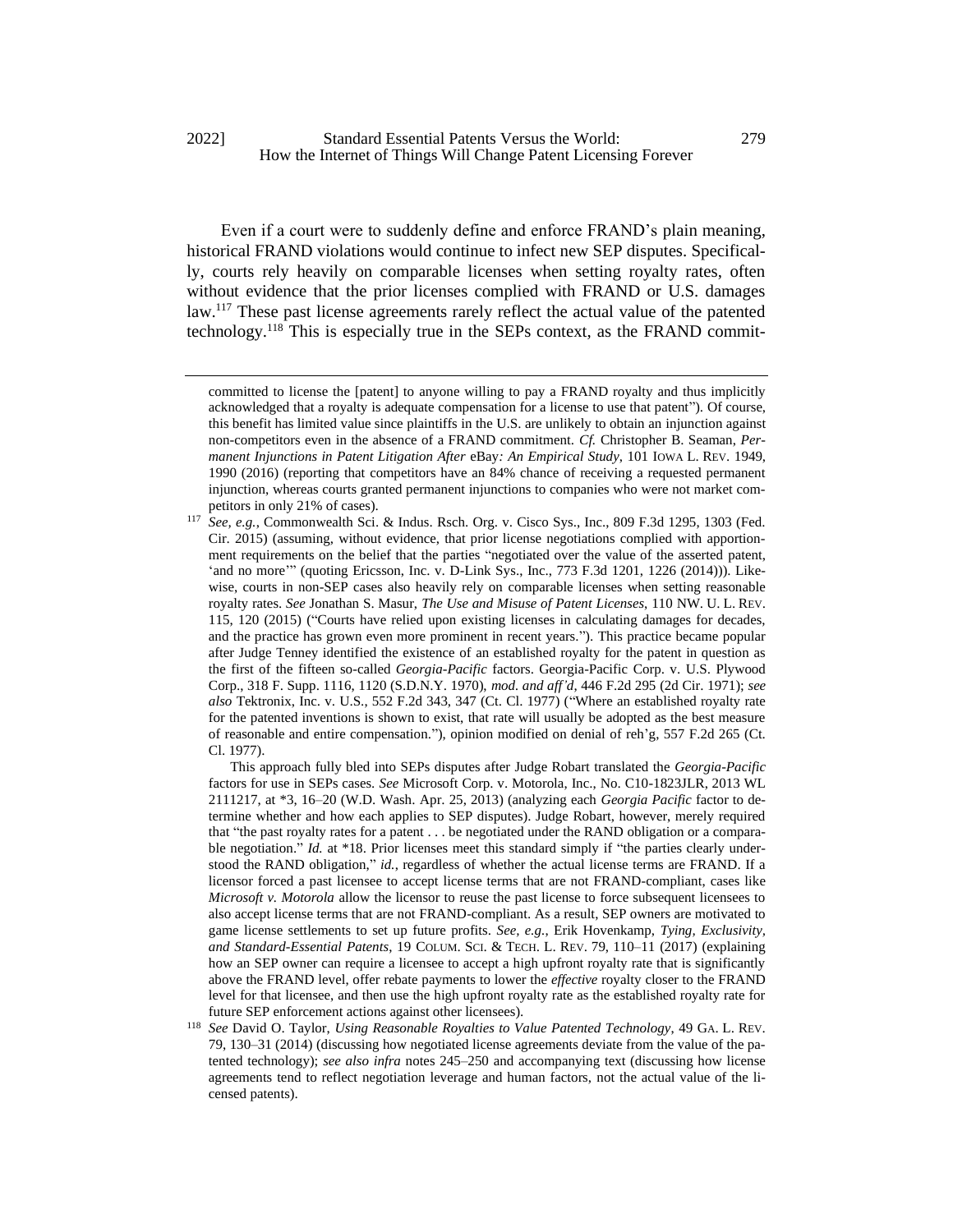Even if a court were to suddenly define and enforce FRAND's plain meaning, historical FRAND violations would continue to infect new SEP disputes. Specifically, courts rely heavily on comparable licenses when setting royalty rates, often without evidence that the prior licenses complied with FRAND or U.S. damages law.[117] These past license agreements rarely reflect the actual value of the patented technology.[118] This is especially true in the SEPs context, as the FRAND commit-

---

committed to license the [patent] to anyone willing to pay a FRAND royalty and thus implicitly acknowledged that a royalty is adequate compensation for a license to use that patent"). Of course, this benefit has limited value since plaintiffs in the U.S. are unlikely to obtain an injunction against non-competitors even in the absence of a FRAND commitment. *Cf.* Christopher B. Seaman, *Permanent Injunctions in Patent Litigation After* eBay*: An Empirical Study*, 101 IOWA L. REV. 1949, 1990 (2016) (reporting that competitors have an 84% chance of receiving a requested permanent injunction, whereas courts granted permanent injunctions to companies who were not market competitors in only 21% of cases).

[117] *See, e.g.*, Commonwealth Sci. & Indus. Rsch. Org. v. Cisco Sys., Inc., 809 F.3d 1295, 1303 (Fed. Cir. 2015) (assuming, without evidence, that prior license negotiations complied with apportionment requirements on the belief that the parties "negotiated over the value of the asserted patent, 'and no more'" (quoting Ericsson, Inc. v. D-Link Sys., Inc., 773 F.3d 1201, 1226 (2014))). Likewise, courts in non-SEP cases also heavily rely on comparable licenses when setting reasonable royalty rates. *See* Jonathan S. Masur, *The Use and Misuse of Patent Licenses*, 110 NW. U. L. REV. 115, 120 (2015) ("Courts have relied upon existing licenses in calculating damages for decades, and the practice has grown even more prominent in recent years."). This practice became popular after Judge Tenney identified the existence of an established royalty for the patent in question as the first of the fifteen so-called *Georgia-Pacific* factors. Georgia-Pacific Corp. v. U.S. Plywood Corp., 318 F. Supp. 1116, 1120 (S.D.N.Y. 1970), *mod. and aff'd*, 446 F.2d 295 (2d Cir. 1971); *see also* Tektronix, Inc. v. U.S., 552 F.2d 343, 347 (Ct. Cl. 1977) ("Where an established royalty rate for the patented inventions is shown to exist, that rate will usually be adopted as the best measure of reasonable and entire compensation."), opinion modified on denial of reh'g, 557 F.2d 265 (Ct. Cl. 1977).

This approach fully bled into SEPs disputes after Judge Robart translated the *Georgia-Pacific* factors for use in SEPs cases. *See* Microsoft Corp. v. Motorola, Inc., No. C10-1823JLR, 2013 WL 2111217, at *3, 16–20 (W.D. Wash. Apr. 25, 2013) (analyzing each *Georgia Pacific* factor to determine whether and how each applies to SEP disputes). Judge Robart, however, merely required that "the past royalty rates for a patent . . . be negotiated under the RAND obligation or a comparable negotiation." *Id.* at *18. Prior licenses meet this standard simply if "the parties clearly understood the RAND obligation," *id.*, regardless of whether the actual license terms are FRAND. If a licensor forced a past licensee to accept license terms that are not FRAND-compliant, cases like *Microsoft v. Motorola* allow the licensor to reuse the past license to force subsequent licensees to also accept license terms that are not FRAND-compliant. As a result, SEP owners are motivated to game license settlements to set up future profits. *See, e.g.*, Erik Hovenkamp, *Tying, Exclusivity, and Standard-Essential Patents*, 19 COLUM. SCI. & TECH. L. REV. 79, 110–11 (2017) (explaining how an SEP owner can require a licensee to accept a high upfront royalty rate that is significantly above the FRAND level, offer rebate payments to lower the *effective* royalty closer to the FRAND level for that licensee, and then use the high upfront royalty rate as the established royalty rate for future SEP enforcement actions against other licensees).

[118] *See* David O. Taylor, *Using Reasonable Royalties to Value Patented Technology*, 49 GA. L. REV. 79, 130–31 (2014) (discussing how negotiated license agreements deviate from the value of the patented technology); *see also infra* notes 245–250 and accompanying text (discussing how license agreements tend to reflect negotiation leverage and human factors, not the actual value of the licensed patents).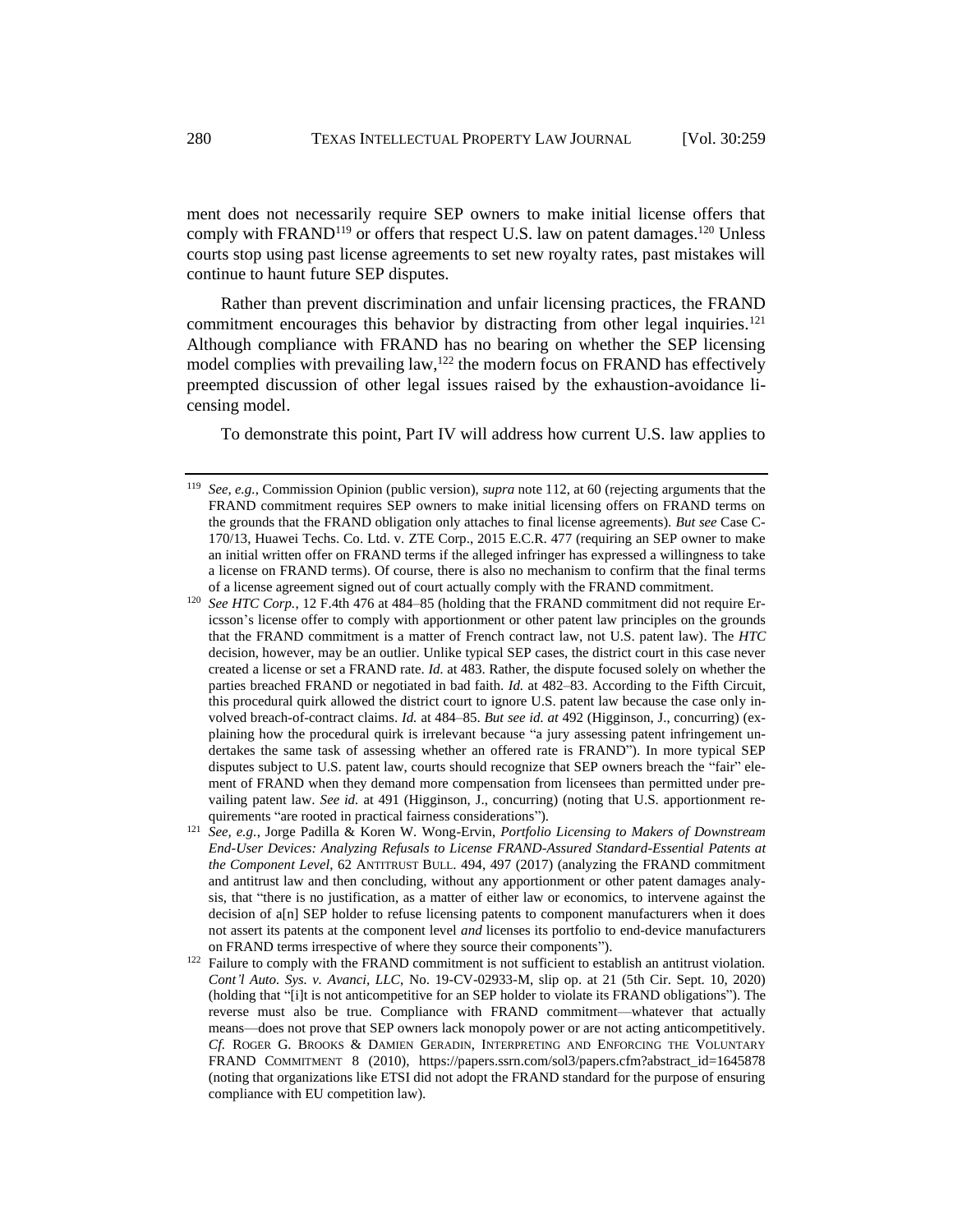ment does not necessarily require SEP owners to make initial license offers that comply with FRAND[119] or offers that respect U.S. law on patent damages.[120] Unless courts stop using past license agreements to set new royalty rates, past mistakes will continue to haunt future SEP disputes.

Rather than prevent discrimination and unfair licensing practices, the FRAND commitment encourages this behavior by distracting from other legal inquiries.[121] Although compliance with FRAND has no bearing on whether the SEP licensing model complies with prevailing law,[122] the modern focus on FRAND has effectively preempted discussion of other legal issues raised by the exhaustion-avoidance licensing model.

To demonstrate this point, Part IV will address how current U.S. law applies to

---

[119] *See, e.g.*, Commission Opinion (public version), *supra* note 112, at 60 (rejecting arguments that the FRAND commitment requires SEP owners to make initial licensing offers on FRAND terms on the grounds that the FRAND obligation only attaches to final license agreements). *But see* Case C-170/13, Huawei Techs. Co. Ltd. v. ZTE Corp., 2015 E.C.R. 477 (requiring an SEP owner to make an initial written offer on FRAND terms if the alleged infringer has expressed a willingness to take a license on FRAND terms). Of course, there is also no mechanism to confirm that the final terms of a license agreement signed out of court actually comply with the FRAND commitment.

[120] *See HTC Corp.*, 12 F.4th 476 at 484–85 (holding that the FRAND commitment did not require Ericsson's license offer to comply with apportionment or other patent law principles on the grounds that the FRAND commitment is a matter of French contract law, not U.S. patent law). The *HTC* decision, however, may be an outlier. Unlike typical SEP cases, the district court in this case never created a license or set a FRAND rate. *Id.* at 483. Rather, the dispute focused solely on whether the parties breached FRAND or negotiated in bad faith. *Id.* at 482–83. According to the Fifth Circuit, this procedural quirk allowed the district court to ignore U.S. patent law because the case only involved breach-of-contract claims. *Id.* at 484–85. *But see id. at* 492 (Higginson, J., concurring) (explaining how the procedural quirk is irrelevant because "a jury assessing patent infringement undertakes the same task of assessing whether an offered rate is FRAND"). In more typical SEP disputes subject to U.S. patent law, courts should recognize that SEP owners breach the "fair" element of FRAND when they demand more compensation from licensees than permitted under prevailing patent law. *See id.* at 491 (Higginson, J., concurring) (noting that U.S. apportionment requirements "are rooted in practical fairness considerations").

[121] *See, e.g.*, Jorge Padilla & Koren W. Wong-Ervin, *Portfolio Licensing to Makers of Downstream End-User Devices: Analyzing Refusals to License FRAND-Assured Standard-Essential Patents at the Component Level*, 62 ANTITRUST BULL. 494, 497 (2017) (analyzing the FRAND commitment and antitrust law and then concluding, without any apportionment or other patent damages analysis, that "there is no justification, as a matter of either law or economics, to intervene against the decision of a[n] SEP holder to refuse licensing patents to component manufacturers when it does not assert its patents at the component level *and* licenses its portfolio to end-device manufacturers on FRAND terms irrespective of where they source their components").

[122] Failure to comply with the FRAND commitment is not sufficient to establish an antitrust violation. *Cont'l Auto. Sys. v. Avanci, LLC*, No. 19-CV-02933-M, slip op. at 21 (5th Cir. Sept. 10, 2020) (holding that "[i]t is not anticompetitive for an SEP holder to violate its FRAND obligations"). The reverse must also be true. Compliance with FRAND commitment—whatever that actually means—does not prove that SEP owners lack monopoly power or are not acting anticompetitively. *Cf.* ROGER G. BROOKS & DAMIEN GERADIN, INTERPRETING AND ENFORCING THE VOLUNTARY FRAND COMMITMENT 8 (2010), https://papers.ssrn.com/sol3/papers.cfm?abstract_id=1645878 (noting that organizations like ETSI did not adopt the FRAND standard for the purpose of ensuring compliance with EU competition law).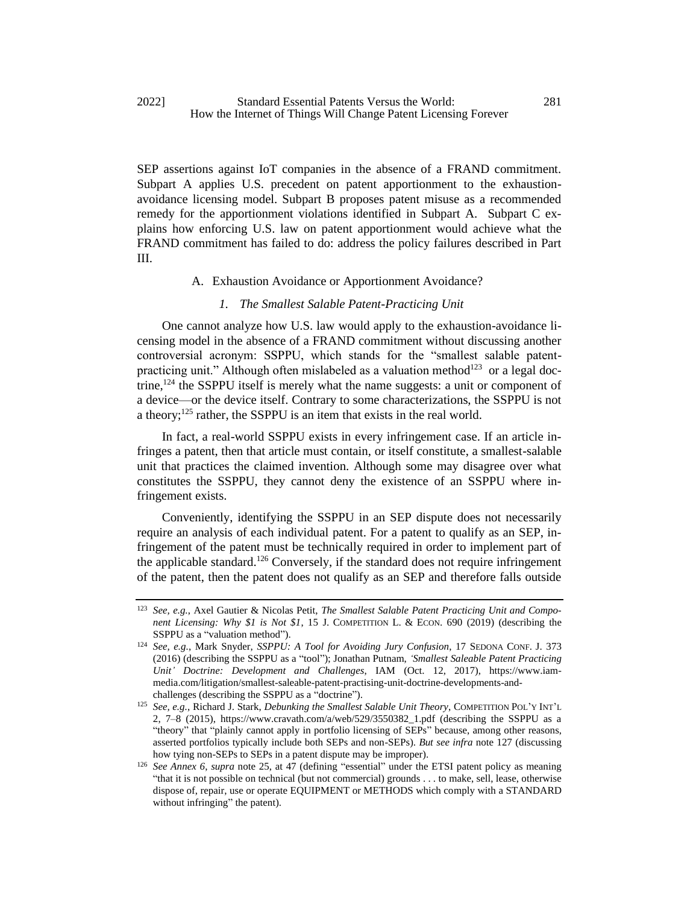SEP assertions against IoT companies in the absence of a FRAND commitment. Subpart A applies U.S. precedent on patent apportionment to the exhaustion-avoidance licensing model. Subpart B proposes patent misuse as a recommended remedy for the apportionment violations identified in Subpart A. Subpart C explains how enforcing U.S. law on patent apportionment would achieve what the FRAND commitment has failed to do: address the policy failures described in Part III.

### A. Exhaustion Avoidance or Apportionment Avoidance?

#### *1. The Smallest Salable Patent-Practicing Unit*

One cannot analyze how U.S. law would apply to the exhaustion-avoidance licensing model in the absence of a FRAND commitment without discussing another controversial acronym: SSPPU, which stands for the "smallest salable patent-practicing unit." Although often mislabeled as a valuation method[123] or a legal doctrine,[124] the SSPPU itself is merely what the name suggests: a unit or component of a device—or the device itself. Contrary to some characterizations, the SSPPU is not a theory;[125] rather, the SSPPU is an item that exists in the real world.

In fact, a real-world SSPPU exists in every infringement case. If an article infringes a patent, then that article must contain, or itself constitute, a smallest-salable unit that practices the claimed invention. Although some may disagree over what constitutes the SSPPU, they cannot deny the existence of an SSPPU where infringement exists.

Conveniently, identifying the SSPPU in an SEP dispute does not necessarily require an analysis of each individual patent. For a patent to qualify as an SEP, infringement of the patent must be technically required in order to implement part of the applicable standard.[126] Conversely, if the standard does not require infringement of the patent, then the patent does not qualify as an SEP and therefore falls outside

---

[123] *See, e.g.*, Axel Gautier & Nicolas Petit, *The Smallest Salable Patent Practicing Unit and Component Licensing: Why $1 is Not $1*, 15 J. COMPETITION L. & ECON. 690 (2019) (describing the SSPPU as a "valuation method").

[124] *See, e.g.*, Mark Snyder, *SSPPU: A Tool for Avoiding Jury Confusion*, 17 SEDONA CONF. J. 373 (2016) (describing the SSPPU as a "tool"); Jonathan Putnam, *'Smallest Saleable Patent Practicing Unit' Doctrine: Development and Challenges*, IAM (Oct. 12, 2017), https://www.iam-media.com/litigation/smallest-saleable-patent-practising-unit-doctrine-developments-and-challenges (describing the SSPPU as a "doctrine").

[125] *See, e.g.*, Richard J. Stark, *Debunking the Smallest Salable Unit Theory*, COMPETITION POL'Y INT'L 2, 7–8 (2015), https://www.cravath.com/a/web/529/3550382_1.pdf (describing the SSPPU as a "theory" that "plainly cannot apply in portfolio licensing of SEPs" because, among other reasons, asserted portfolios typically include both SEPs and non-SEPs). *But see infra* note 127 (discussing how tying non-SEPs to SEPs in a patent dispute may be improper).

[126] *See Annex 6*, *supra* note 25, at 47 (defining "essential" under the ETSI patent policy as meaning "that it is not possible on technical (but not commercial) grounds . . . to make, sell, lease, otherwise dispose of, repair, use or operate EQUIPMENT or METHODS which comply with a STANDARD without infringing" the patent).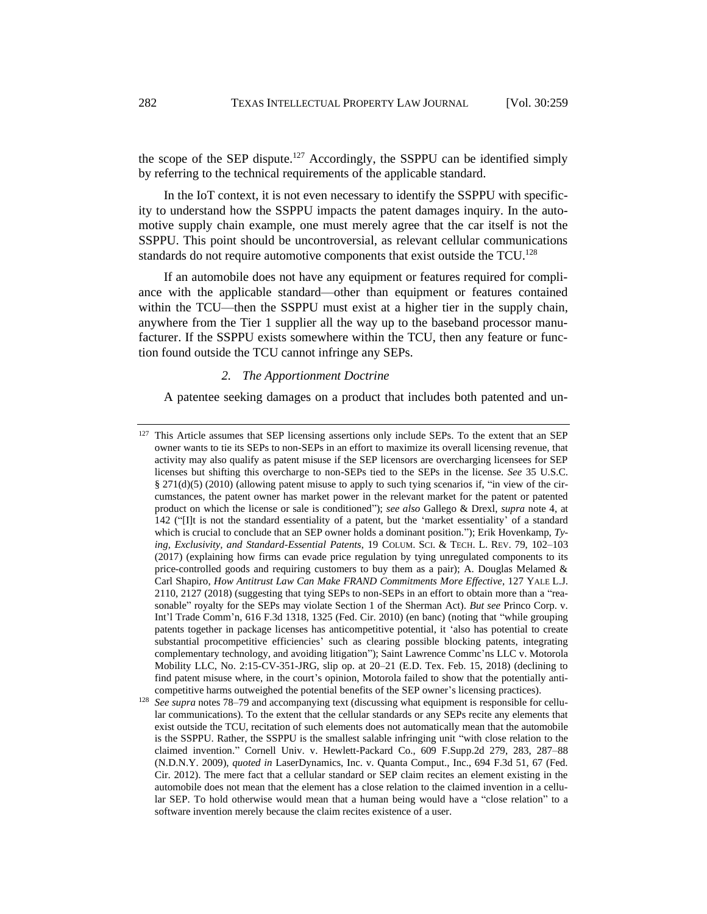the scope of the SEP dispute.[127] Accordingly, the SSPPU can be identified simply by referring to the technical requirements of the applicable standard.

In the IoT context, it is not even necessary to identify the SSPPU with specificity to understand how the SSPPU impacts the patent damages inquiry. In the automotive supply chain example, one must merely agree that the car itself is not the SSPPU. This point should be uncontroversial, as relevant cellular communications standards do not require automotive components that exist outside the TCU.[128]

If an automobile does not have any equipment or features required for compliance with the applicable standard—other than equipment or features contained within the TCU—then the SSPPU must exist at a higher tier in the supply chain, anywhere from the Tier 1 supplier all the way up to the baseband processor manufacturer. If the SSPPU exists somewhere within the TCU, then any feature or function found outside the TCU cannot infringe any SEPs.

### *2. The Apportionment Doctrine*

A patentee seeking damages on a product that includes both patented and un-

---

[127] This Article assumes that SEP licensing assertions only include SEPs. To the extent that an SEP owner wants to tie its SEPs to non-SEPs in an effort to maximize its overall licensing revenue, that activity may also qualify as patent misuse if the SEP licensors are overcharging licensees for SEP licenses but shifting this overcharge to non-SEPs tied to the SEPs in the license. *See* 35 U.S.C. § 271(d)(5) (2010) (allowing patent misuse to apply to such tying scenarios if, "in view of the circumstances, the patent owner has market power in the relevant market for the patent or patented product on which the license or sale is conditioned"); *see also* Gallego & Drexl, *supra* note 4, at 142 ("[I]t is not the standard essentiality of a patent, but the 'market essentiality' of a standard which is crucial to conclude that an SEP owner holds a dominant position."); Erik Hovenkamp, *Tying, Exclusivity, and Standard-Essential Patents*, 19 COLUM. SCI. & TECH. L. REV. 79, 102–103 (2017) (explaining how firms can evade price regulation by tying unregulated components to its price-controlled goods and requiring customers to buy them as a pair); A. Douglas Melamed & Carl Shapiro, *How Antitrust Law Can Make FRAND Commitments More Effective*, 127 YALE L.J. 2110, 2127 (2018) (suggesting that tying SEPs to non-SEPs in an effort to obtain more than a "reasonable" royalty for the SEPs may violate Section 1 of the Sherman Act). *But see* Princo Corp. v. Int'l Trade Comm'n, 616 F.3d 1318, 1325 (Fed. Cir. 2010) (en banc) (noting that "while grouping patents together in package licenses has anticompetitive potential, it 'also has potential to create substantial procompetitive efficiencies' such as clearing possible blocking patents, integrating complementary technology, and avoiding litigation"); Saint Lawrence Commc'ns LLC v. Motorola Mobility LLC, No. 2:15-CV-351-JRG, slip op. at 20–21 (E.D. Tex. Feb. 15, 2018) (declining to find patent misuse where, in the court's opinion, Motorola failed to show that the potentially anticompetitive harms outweighed the potential benefits of the SEP owner's licensing practices).

[128] *See supra* notes 78–79 and accompanying text (discussing what equipment is responsible for cellular communications). To the extent that the cellular standards or any SEPs recite any elements that exist outside the TCU, recitation of such elements does not automatically mean that the automobile is the SSPPU. Rather, the SSPPU is the smallest salable infringing unit "with close relation to the claimed invention." Cornell Univ. v. Hewlett-Packard Co., 609 F.Supp.2d 279, 283, 287–88 (N.D.N.Y. 2009), *quoted in* LaserDynamics, Inc. v. Quanta Comput., Inc., 694 F.3d 51, 67 (Fed. Cir. 2012). The mere fact that a cellular standard or SEP claim recites an element existing in the automobile does not mean that the element has a close relation to the claimed invention in a cellular SEP. To hold otherwise would mean that a human being would have a "close relation" to a software invention merely because the claim recites existence of a user.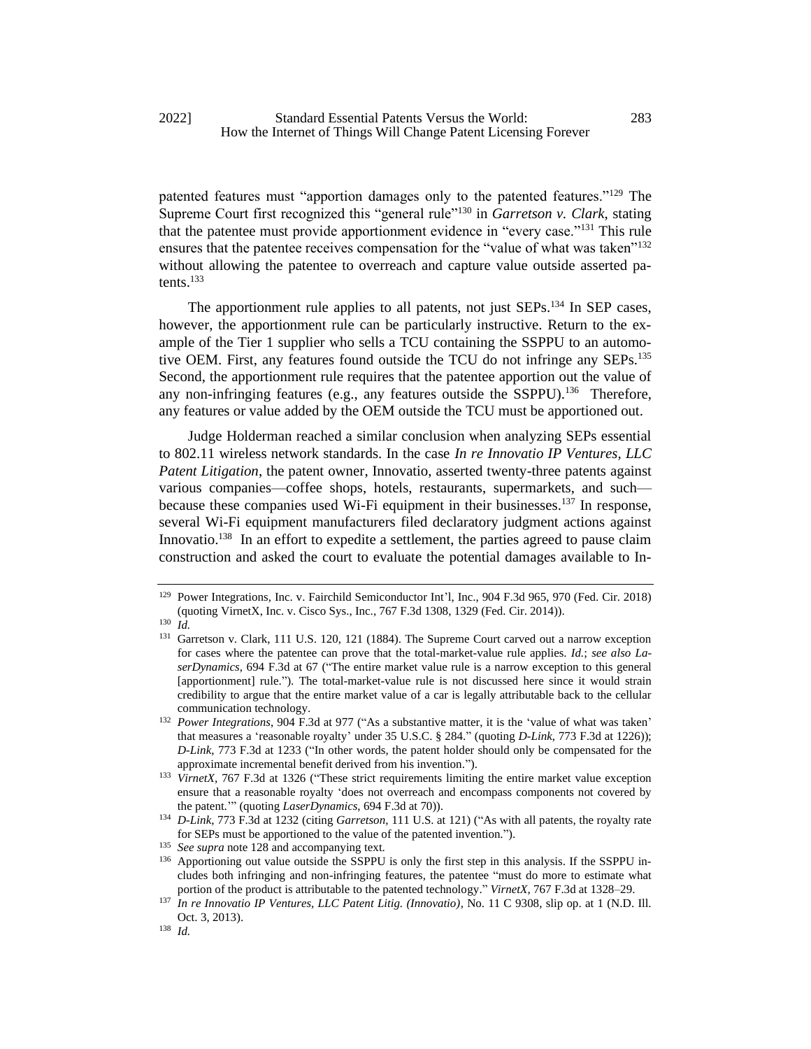patented features must "apportion damages only to the patented features."[129] The Supreme Court first recognized this "general rule"[130] in *Garretson v. Clark*, stating that the patentee must provide apportionment evidence in "every case."[131] This rule ensures that the patentee receives compensation for the "value of what was taken"[132] without allowing the patentee to overreach and capture value outside asserted patents.[133]

The apportionment rule applies to all patents, not just SEPs.[134] In SEP cases, however, the apportionment rule can be particularly instructive. Return to the example of the Tier 1 supplier who sells a TCU containing the SSPPU to an automotive OEM. First, any features found outside the TCU do not infringe any SEPs.[135] Second, the apportionment rule requires that the patentee apportion out the value of any non-infringing features (e.g., any features outside the SSPPU).[136] Therefore, any features or value added by the OEM outside the TCU must be apportioned out.

Judge Holderman reached a similar conclusion when analyzing SEPs essential to 802.11 wireless network standards. In the case *In re Innovatio IP Ventures, LLC Patent Litigation*, the patent owner, Innovatio, asserted twenty-three patents against various companies—coffee shops, hotels, restaurants, supermarkets, and such—because these companies used Wi-Fi equipment in their businesses.[137] In response, several Wi-Fi equipment manufacturers filed declaratory judgment actions against Innovatio.[138] In an effort to expedite a settlement, the parties agreed to pause claim construction and asked the court to evaluate the potential damages available to In-

---

[129] Power Integrations, Inc. v. Fairchild Semiconductor Int'l, Inc., 904 F.3d 965, 970 (Fed. Cir. 2018) (quoting VirnetX, Inc. v. Cisco Sys., Inc., 767 F.3d 1308, 1329 (Fed. Cir. 2014)).

[130] *Id.*

[131] Garretson v. Clark, 111 U.S. 120, 121 (1884). The Supreme Court carved out a narrow exception for cases where the patentee can prove that the total-market-value rule applies. *Id.*; *see also LaserDynamics*, 694 F.3d at 67 ("The entire market value rule is a narrow exception to this general [apportionment] rule."). The total-market-value rule is not discussed here since it would strain credibility to argue that the entire market value of a car is legally attributable back to the cellular communication technology.

[132] *Power Integrations*, 904 F.3d at 977 ("As a substantive matter, it is the 'value of what was taken' that measures a 'reasonable royalty' under 35 U.S.C. § 284." (quoting *D-Link*, 773 F.3d at 1226)); *D-Link*, 773 F.3d at 1233 ("In other words, the patent holder should only be compensated for the approximate incremental benefit derived from his invention.").

[133] *VirnetX*, 767 F.3d at 1326 ("These strict requirements limiting the entire market value exception ensure that a reasonable royalty 'does not overreach and encompass components not covered by the patent.'" (quoting *LaserDynamics*, 694 F.3d at 70)).

[134] *D-Link*, 773 F.3d at 1232 (citing *Garretson*, 111 U.S. at 121) ("As with all patents, the royalty rate for SEPs must be apportioned to the value of the patented invention.").

[135] *See supra* note 128 and accompanying text.

[136] Apportioning out value outside the SSPPU is only the first step in this analysis. If the SSPPU includes both infringing and non-infringing features, the patentee "must do more to estimate what portion of the product is attributable to the patented technology." *VirnetX*, 767 F.3d at 1328–29.

[137] *In re Innovatio IP Ventures, LLC Patent Litig. (Innovatio)*, No. 11 C 9308, slip op. at 1 (N.D. Ill. Oct. 3, 2013).

[138] *Id.*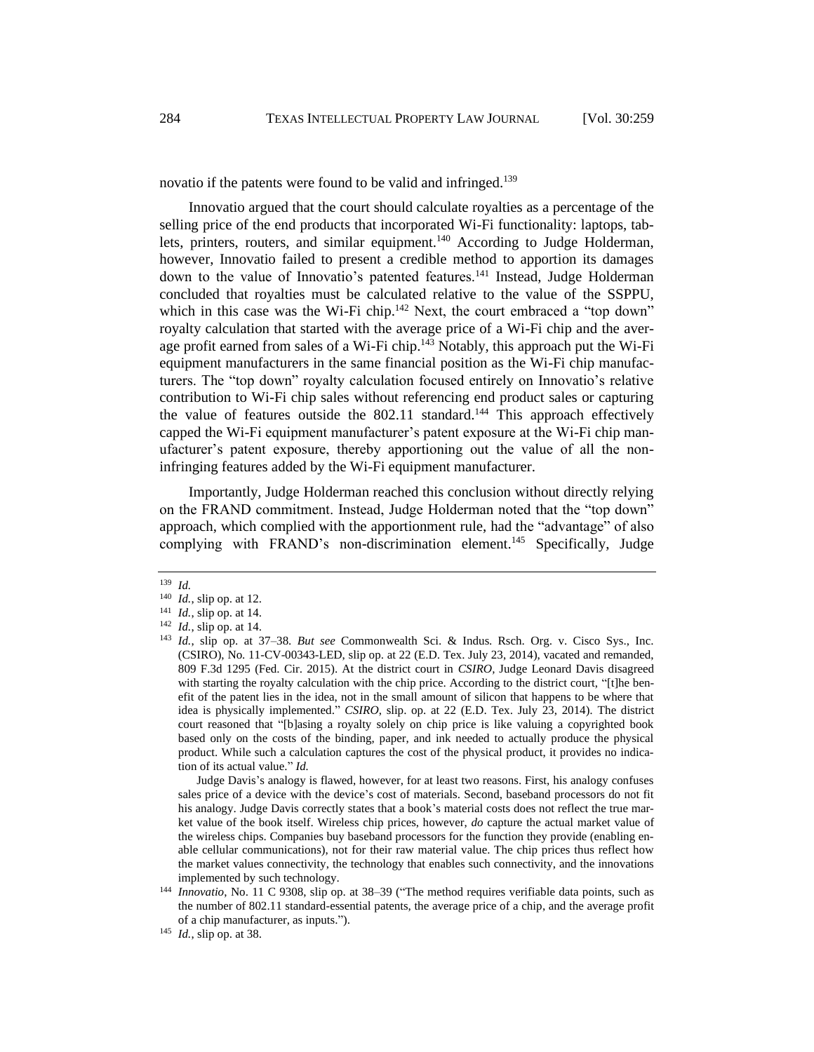novatio if the patents were found to be valid and infringed.[139]

Innovatio argued that the court should calculate royalties as a percentage of the selling price of the end products that incorporated Wi-Fi functionality: laptops, tablets, printers, routers, and similar equipment.[140] According to Judge Holderman, however, Innovatio failed to present a credible method to apportion its damages down to the value of Innovatio's patented features.[141] Instead, Judge Holderman concluded that royalties must be calculated relative to the value of the SSPPU, which in this case was the Wi-Fi chip.[142] Next, the court embraced a "top down" royalty calculation that started with the average price of a Wi-Fi chip and the average profit earned from sales of a Wi-Fi chip.[143] Notably, this approach put the Wi-Fi equipment manufacturers in the same financial position as the Wi-Fi chip manufacturers. The "top down" royalty calculation focused entirely on Innovatio's relative contribution to Wi-Fi chip sales without referencing end product sales or capturing the value of features outside the 802.11 standard.[144] This approach effectively capped the Wi-Fi equipment manufacturer's patent exposure at the Wi-Fi chip manufacturer's patent exposure, thereby apportioning out the value of all the non-infringing features added by the Wi-Fi equipment manufacturer.

Importantly, Judge Holderman reached this conclusion without directly relying on the FRAND commitment. Instead, Judge Holderman noted that the "top down" approach, which complied with the apportionment rule, had the "advantage" of also complying with FRAND's non-discrimination element.[145] Specifically, Judge

---

[139] *Id.*

[140] *Id.*, slip op. at 12.

[141] *Id.*, slip op. at 14.

[142] *Id.*, slip op. at 14.

[143] *Id.*, slip op. at 37–38. *But see* Commonwealth Sci. & Indus. Rsch. Org. v. Cisco Sys., Inc. (CSIRO), No. 11-CV-00343-LED, slip op. at 22 (E.D. Tex. July 23, 2014), vacated and remanded, 809 F.3d 1295 (Fed. Cir. 2015). At the district court in *CSIRO*, Judge Leonard Davis disagreed with starting the royalty calculation with the chip price. According to the district court, "[t]he benefit of the patent lies in the idea, not in the small amount of silicon that happens to be where that idea is physically implemented." *CSIRO*, slip. op. at 22 (E.D. Tex. July 23, 2014). The district court reasoned that "[b]asing a royalty solely on chip price is like valuing a copyrighted book based only on the costs of the binding, paper, and ink needed to actually produce the physical product. While such a calculation captures the cost of the physical product, it provides no indication of its actual value." *Id.*

Judge Davis's analogy is flawed, however, for at least two reasons. First, his analogy confuses sales price of a device with the device's cost of materials. Second, baseband processors do not fit his analogy. Judge Davis correctly states that a book's material costs does not reflect the true market value of the book itself. Wireless chip prices, however, *do* capture the actual market value of the wireless chips. Companies buy baseband processors for the function they provide (enabling enable cellular communications), not for their raw material value. The chip prices thus reflect how the market values connectivity, the technology that enables such connectivity, and the innovations implemented by such technology.

[144] *Innovatio*, No. 11 C 9308, slip op. at 38–39 ("The method requires verifiable data points, such as the number of 802.11 standard-essential patents, the average price of a chip, and the average profit of a chip manufacturer, as inputs.").

[145] *Id.*, slip op. at 38.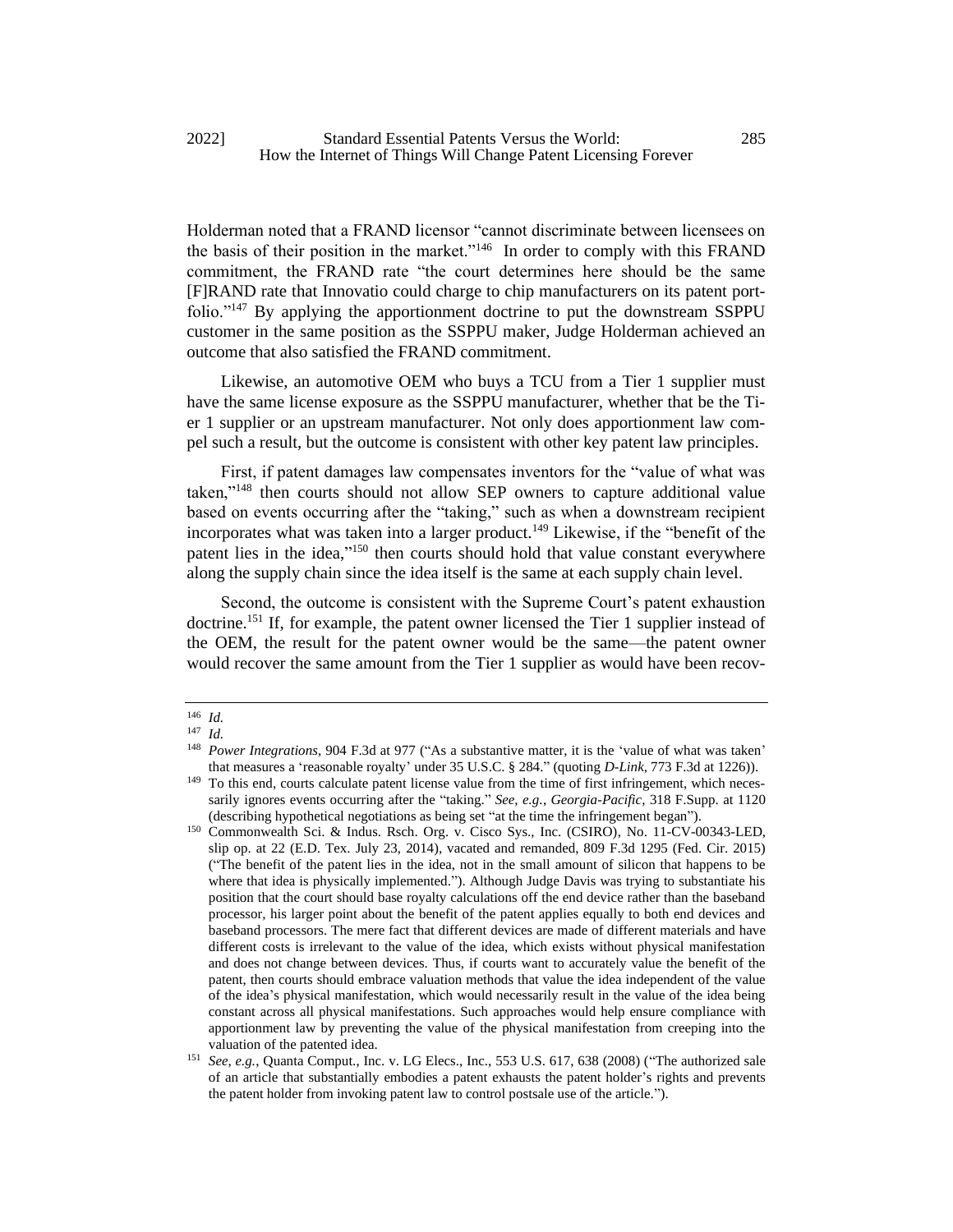Holderman noted that a FRAND licensor "cannot discriminate between licensees on the basis of their position in the market."[146] In order to comply with this FRAND commitment, the FRAND rate "the court determines here should be the same [F]RAND rate that Innovatio could charge to chip manufacturers on its patent portfolio."[147] By applying the apportionment doctrine to put the downstream SSPPU customer in the same position as the SSPPU maker, Judge Holderman achieved an outcome that also satisfied the FRAND commitment.

Likewise, an automotive OEM who buys a TCU from a Tier 1 supplier must have the same license exposure as the SSPPU manufacturer, whether that be the Tier 1 supplier or an upstream manufacturer. Not only does apportionment law compel such a result, but the outcome is consistent with other key patent law principles.

First, if patent damages law compensates inventors for the "value of what was taken,"[148] then courts should not allow SEP owners to capture additional value based on events occurring after the "taking," such as when a downstream recipient incorporates what was taken into a larger product.[149] Likewise, if the "benefit of the patent lies in the idea,"[150] then courts should hold that value constant everywhere along the supply chain since the idea itself is the same at each supply chain level.

Second, the outcome is consistent with the Supreme Court's patent exhaustion doctrine.[151] If, for example, the patent owner licensed the Tier 1 supplier instead of the OEM, the result for the patent owner would be the same—the patent owner would recover the same amount from the Tier 1 supplier as would have been recov-

---

[146] *Id.*

[147] *Id.*

[148] *Power Integrations*, 904 F.3d at 977 ("As a substantive matter, it is the 'value of what was taken' that measures a 'reasonable royalty' under 35 U.S.C. § 284." (quoting *D-Link*, 773 F.3d at 1226)).

[149] To this end, courts calculate patent license value from the time of first infringement, which necessarily ignores events occurring after the "taking." *See, e.g.*, *Georgia-Pacific*, 318 F.Supp. at 1120 (describing hypothetical negotiations as being set "at the time the infringement began").

[150] Commonwealth Sci. & Indus. Rsch. Org. v. Cisco Sys., Inc. (CSIRO), No. 11-CV-00343-LED, slip op. at 22 (E.D. Tex. July 23, 2014), vacated and remanded, 809 F.3d 1295 (Fed. Cir. 2015) ("The benefit of the patent lies in the idea, not in the small amount of silicon that happens to be where that idea is physically implemented."). Although Judge Davis was trying to substantiate his position that the court should base royalty calculations off the end device rather than the baseband processor, his larger point about the benefit of the patent applies equally to both end devices and baseband processors. The mere fact that different devices are made of different materials and have different costs is irrelevant to the value of the idea, which exists without physical manifestation and does not change between devices. Thus, if courts want to accurately value the benefit of the patent, then courts should embrace valuation methods that value the idea independent of the value of the idea's physical manifestation, which would necessarily result in the value of the idea being constant across all physical manifestations. Such approaches would help ensure compliance with apportionment law by preventing the value of the physical manifestation from creeping into the valuation of the patented idea.

[151] *See, e.g.*, Quanta Comput., Inc. v. LG Elecs., Inc., 553 U.S. 617, 638 (2008) ("The authorized sale of an article that substantially embodies a patent exhausts the patent holder's rights and prevents the patent holder from invoking patent law to control postsale use of the article.").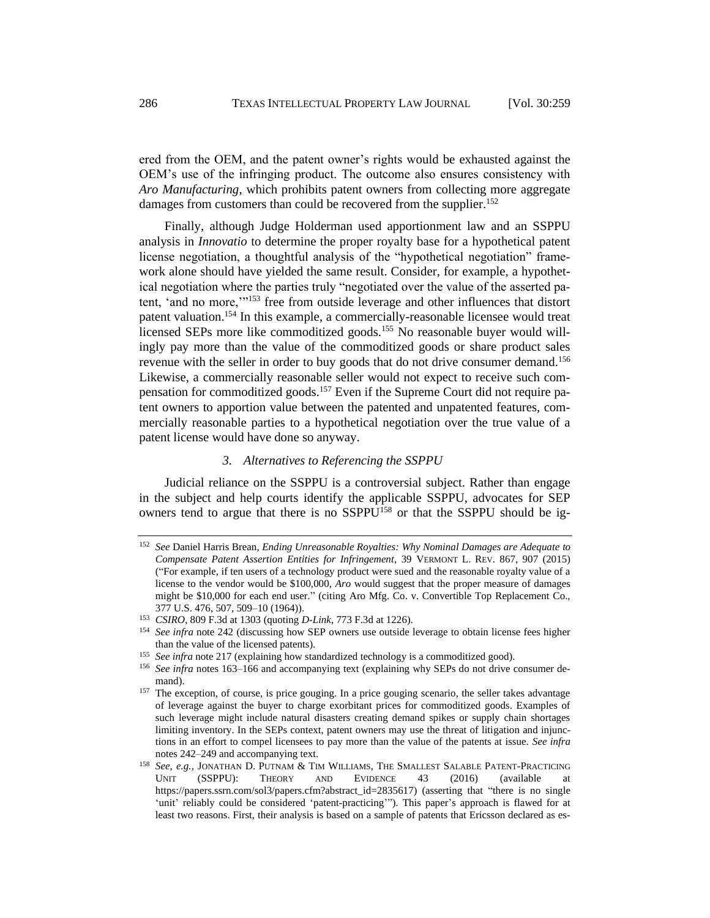ered from the OEM, and the patent owner's rights would be exhausted against the OEM's use of the infringing product. The outcome also ensures consistency with *Aro Manufacturing*, which prohibits patent owners from collecting more aggregate damages from customers than could be recovered from the supplier.[152]

Finally, although Judge Holderman used apportionment law and an SSPPU analysis in *Innovatio* to determine the proper royalty base for a hypothetical patent license negotiation, a thoughtful analysis of the "hypothetical negotiation" framework alone should have yielded the same result. Consider, for example, a hypothetical negotiation where the parties truly "negotiated over the value of the asserted patent, 'and no more,'"[153] free from outside leverage and other influences that distort patent valuation.[154] In this example, a commercially-reasonable licensee would treat licensed SEPs more like commoditized goods.[155] No reasonable buyer would willingly pay more than the value of the commoditized goods or share product sales revenue with the seller in order to buy goods that do not drive consumer demand.[156] Likewise, a commercially reasonable seller would not expect to receive such compensation for commoditized goods.[157] Even if the Supreme Court did not require patent owners to apportion value between the patented and unpatented features, commercially reasonable parties to a hypothetical negotiation over the true value of a patent license would have done so anyway.

### *3. Alternatives to Referencing the SSPPU*

Judicial reliance on the SSPPU is a controversial subject. Rather than engage in the subject and help courts identify the applicable SSPPU, advocates for SEP owners tend to argue that there is no SSPPU[158] or that the SSPPU should be ig-

---

[152] *See* Daniel Harris Brean, *Ending Unreasonable Royalties: Why Nominal Damages are Adequate to Compensate Patent Assertion Entities for Infringement*, 39 VERMONT L. REV. 867, 907 (2015) ("For example, if ten users of a technology product were sued and the reasonable royalty value of a license to the vendor would be $100,000, *Aro* would suggest that the proper measure of damages might be $10,000 for each end user." (citing Aro Mfg. Co. v. Convertible Top Replacement Co., 377 U.S. 476, 507, 509–10 (1964)).

[153] *CSIRO*, 809 F.3d at 1303 (quoting *D-Link*, 773 F.3d at 1226).

[154] *See infra* note 242 (discussing how SEP owners use outside leverage to obtain license fees higher than the value of the licensed patents).

[155] *See infra* note 217 (explaining how standardized technology is a commoditized good).

[156] *See infra* notes 163–166 and accompanying text (explaining why SEPs do not drive consumer demand).

[157] The exception, of course, is price gouging. In a price gouging scenario, the seller takes advantage of leverage against the buyer to charge exorbitant prices for commoditized goods. Examples of such leverage might include natural disasters creating demand spikes or supply chain shortages limiting inventory. In the SEPs context, patent owners may use the threat of litigation and injunctions in an effort to compel licensees to pay more than the value of the patents at issue. *See infra* notes 242–249 and accompanying text.

[158] *See, e.g.*, JONATHAN D. PUTNAM & TIM WILLIAMS, THE SMALLEST SALABLE PATENT-PRACTICING UNIT (SSPPU): THEORY AND EVIDENCE 43 (2016) (available at https://papers.ssrn.com/sol3/papers.cfm?abstract_id=2835617) (asserting that "there is no single 'unit' reliably could be considered 'patent-practicing'"). This paper's approach is flawed for at least two reasons. First, their analysis is based on a sample of patents that Ericsson declared as es-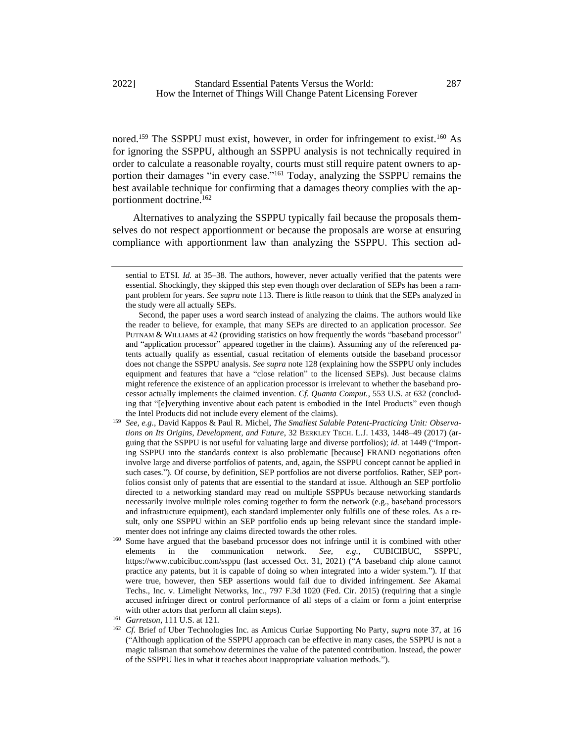nored.[159] The SSPPU must exist, however, in order for infringement to exist.[160] As for ignoring the SSPPU, although an SSPPU analysis is not technically required in order to calculate a reasonable royalty, courts must still require patent owners to apportion their damages "in every case."[161] Today, analyzing the SSPPU remains the best available technique for confirming that a damages theory complies with the apportionment doctrine.[162]

Alternatives to analyzing the SSPPU typically fail because the proposals themselves do not respect apportionment or because the proposals are worse at ensuring compliance with apportionment law than analyzing the SSPPU. This section ad-

---

sential to ETSI. *Id.* at 35–38. The authors, however, never actually verified that the patents were essential. Shockingly, they skipped this step even though over declaration of SEPs has been a rampant problem for years. *See supra* note 113. There is little reason to think that the SEPs analyzed in the study were all actually SEPs.

Second, the paper uses a word search instead of analyzing the claims. The authors would like the reader to believe, for example, that many SEPs are directed to an application processor. *See* PUTNAM & WILLIAMS at 42 (providing statistics on how frequently the words "baseband processor" and "application processor" appeared together in the claims). Assuming any of the referenced patents actually qualify as essential, casual recitation of elements outside the baseband processor does not change the SSPPU analysis. *See supra* note 128 (explaining how the SSPPU only includes equipment and features that have a "close relation" to the licensed SEPs). Just because claims might reference the existence of an application processor is irrelevant to whether the baseband processor actually implements the claimed invention. *Cf. Quanta Comput.*, 553 U.S. at 632 (concluding that "[e]verything inventive about each patent is embodied in the Intel Products" even though the Intel Products did not include every element of the claims).

[159] *See, e.g.*, David Kappos & Paul R. Michel, *The Smallest Salable Patent-Practicing Unit: Observations on Its Origins, Development, and Future*, 32 BERKLEY TECH. L.J. 1433, 1448–49 (2017) (arguing that the SSPPU is not useful for valuating large and diverse portfolios); *id.* at 1449 ("Importing SSPPU into the standards context is also problematic [because] FRAND negotiations often involve large and diverse portfolios of patents, and, again, the SSPPU concept cannot be applied in such cases."). Of course, by definition, SEP portfolios are not diverse portfolios. Rather, SEP portfolios consist only of patents that are essential to the standard at issue. Although an SEP portfolio directed to a networking standard may read on multiple SSPPUs because networking standards necessarily involve multiple roles coming together to form the network (e.g., baseband processors and infrastructure equipment), each standard implementer only fulfills one of these roles. As a result, only one SSPPU within an SEP portfolio ends up being relevant since the standard implementer does not infringe any claims directed towards the other roles.

[160] Some have argued that the baseband processor does not infringe until it is combined with other elements in the communication network. *See, e.g.*, CUBICIBUC, SSPPU, https://www.cubicibuc.com/ssppu (last accessed Oct. 31, 2021) ("A baseband chip alone cannot practice any patents, but it is capable of doing so when integrated into a wider system."). If that were true, however, then SEP assertions would fail due to divided infringement. *See* Akamai Techs., Inc. v. Limelight Networks, Inc., 797 F.3d 1020 (Fed. Cir. 2015) (requiring that a single accused infringer direct or control performance of all steps of a claim or form a joint enterprise with other actors that perform all claim steps).

[161] *Garretson*, 111 U.S. at 121.

[162] *Cf.* Brief of Uber Technologies Inc. as Amicus Curiae Supporting No Party, *supra* note 37, at 16 ("Although application of the SSPPU approach can be effective in many cases, the SSPPU is not a magic talisman that somehow determines the value of the patented contribution. Instead, the power of the SSPPU lies in what it teaches about inappropriate valuation methods.").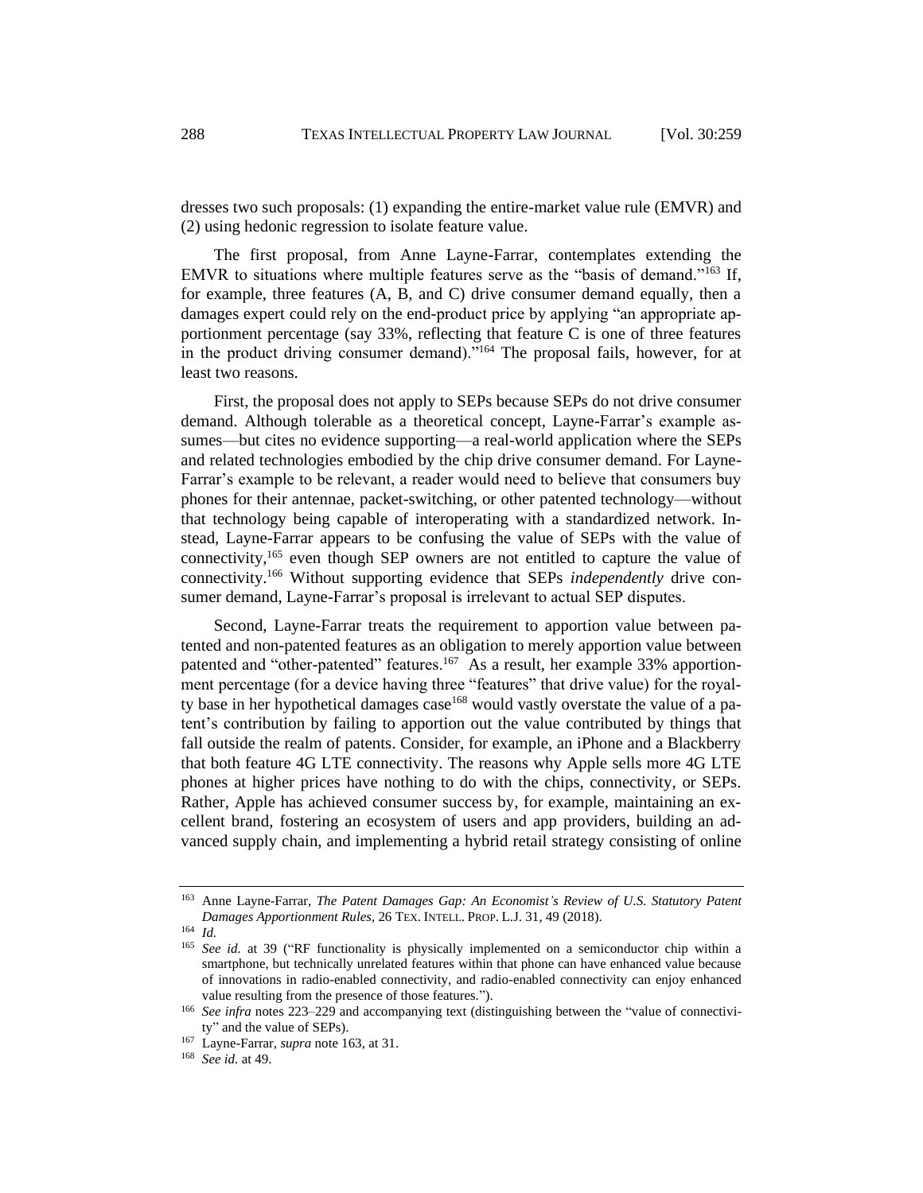dresses two such proposals: (1) expanding the entire-market value rule (EMVR) and (2) using hedonic regression to isolate feature value.

The first proposal, from Anne Layne-Farrar, contemplates extending the EMVR to situations where multiple features serve as the "basis of demand."[163] If, for example, three features (A, B, and C) drive consumer demand equally, then a damages expert could rely on the end-product price by applying "an appropriate apportionment percentage (say 33%, reflecting that feature C is one of three features in the product driving consumer demand)."[164] The proposal fails, however, for at least two reasons.

First, the proposal does not apply to SEPs because SEPs do not drive consumer demand. Although tolerable as a theoretical concept, Layne-Farrar's example assumes—but cites no evidence supporting—a real-world application where the SEPs and related technologies embodied by the chip drive consumer demand. For Layne-Farrar's example to be relevant, a reader would need to believe that consumers buy phones for their antennae, packet-switching, or other patented technology—without that technology being capable of interoperating with a standardized network. Instead, Layne-Farrar appears to be confusing the value of SEPs with the value of connectivity,[165] even though SEP owners are not entitled to capture the value of connectivity.[166] Without supporting evidence that SEPs *independently* drive consumer demand, Layne-Farrar's proposal is irrelevant to actual SEP disputes.

Second, Layne-Farrar treats the requirement to apportion value between patented and non-patented features as an obligation to merely apportion value between patented and "other-patented" features.[167] As a result, her example 33% apportionment percentage (for a device having three "features" that drive value) for the royalty base in her hypothetical damages case[168] would vastly overstate the value of a patent's contribution by failing to apportion out the value contributed by things that fall outside the realm of patents. Consider, for example, an iPhone and a Blackberry that both feature 4G LTE connectivity. The reasons why Apple sells more 4G LTE phones at higher prices have nothing to do with the chips, connectivity, or SEPs. Rather, Apple has achieved consumer success by, for example, maintaining an excellent brand, fostering an ecosystem of users and app providers, building an advanced supply chain, and implementing a hybrid retail strategy consisting of online

---

[163] Anne Layne-Farrar, *The Patent Damages Gap: An Economist's Review of U.S. Statutory Patent Damages Apportionment Rules*, 26 TEX. INTELL. PROP. L.J. 31, 49 (2018).

[164] *Id.*

[165] *See id.* at 39 ("RF functionality is physically implemented on a semiconductor chip within a smartphone, but technically unrelated features within that phone can have enhanced value because of innovations in radio-enabled connectivity, and radio-enabled connectivity can enjoy enhanced value resulting from the presence of those features.").

[166] *See infra* notes 223–229 and accompanying text (distinguishing between the "value of connectivity" and the value of SEPs).

[167] Layne-Farrar, *supra* note 163, at 31.

[168] *See id.* at 49.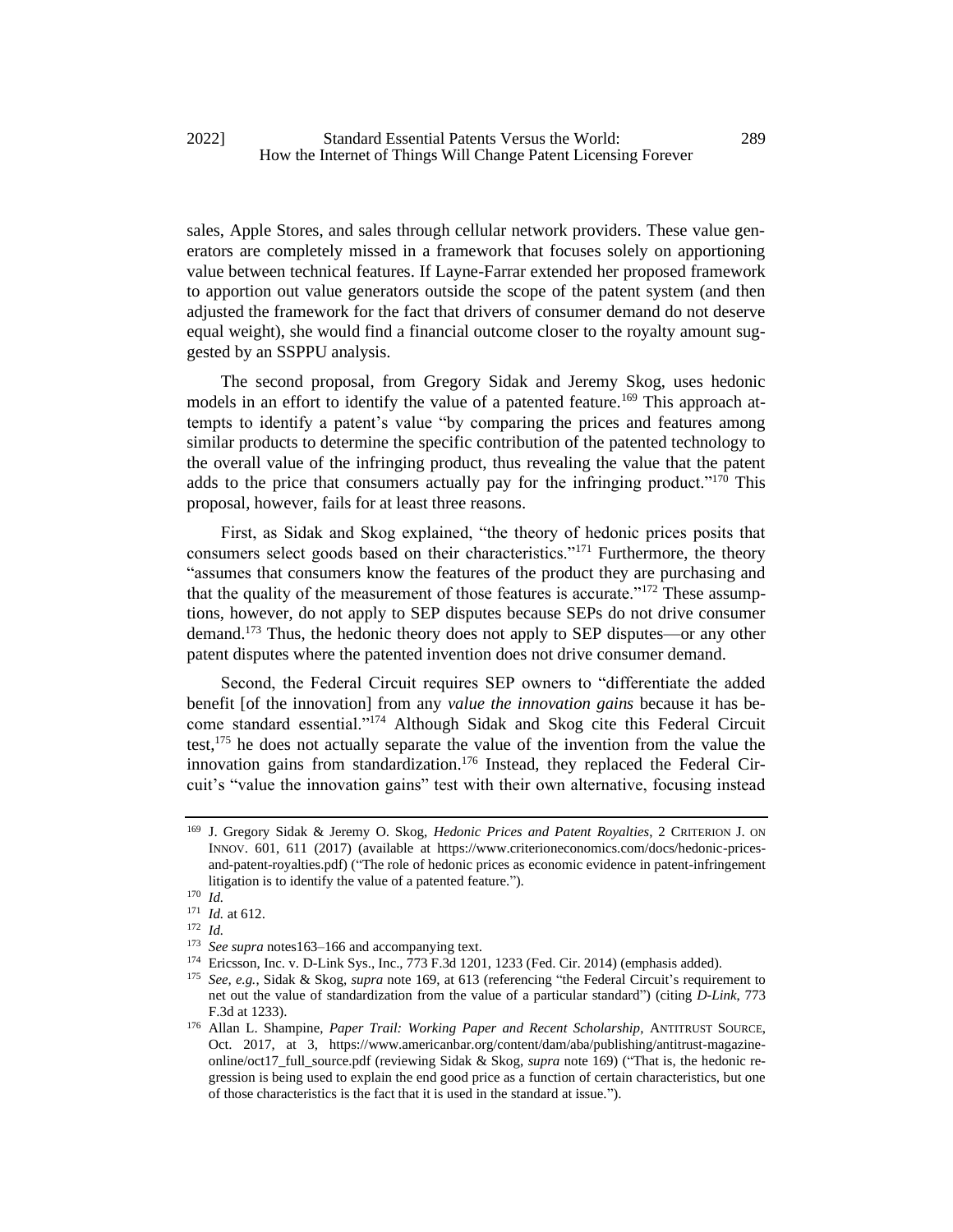sales, Apple Stores, and sales through cellular network providers. These value generators are completely missed in a framework that focuses solely on apportioning value between technical features. If Layne-Farrar extended her proposed framework to apportion out value generators outside the scope of the patent system (and then adjusted the framework for the fact that drivers of consumer demand do not deserve equal weight), she would find a financial outcome closer to the royalty amount suggested by an SSPPU analysis.

The second proposal, from Gregory Sidak and Jeremy Skog, uses hedonic models in an effort to identify the value of a patented feature.[169] This approach attempts to identify a patent's value "by comparing the prices and features among similar products to determine the specific contribution of the patented technology to the overall value of the infringing product, thus revealing the value that the patent adds to the price that consumers actually pay for the infringing product."[170] This proposal, however, fails for at least three reasons.

First, as Sidak and Skog explained, "the theory of hedonic prices posits that consumers select goods based on their characteristics."[171] Furthermore, the theory "assumes that consumers know the features of the product they are purchasing and that the quality of the measurement of those features is accurate."[172] These assumptions, however, do not apply to SEP disputes because SEPs do not drive consumer demand.[173] Thus, the hedonic theory does not apply to SEP disputes—or any other patent disputes where the patented invention does not drive consumer demand.

Second, the Federal Circuit requires SEP owners to "differentiate the added benefit [of the innovation] from any *value the innovation gains* because it has become standard essential."[174] Although Sidak and Skog cite this Federal Circuit test,[175] he does not actually separate the value of the invention from the value the innovation gains from standardization.[176] Instead, they replaced the Federal Circuit's "value the innovation gains" test with their own alternative, focusing instead

---

[169] J. Gregory Sidak & Jeremy O. Skog, *Hedonic Prices and Patent Royalties*, 2 CRITERION J. ON INNOV. 601, 611 (2017) (available at https://www.criterioneconomics.com/docs/hedonic-prices-and-patent-royalties.pdf) ("The role of hedonic prices as economic evidence in patent-infringement litigation is to identify the value of a patented feature.").

[170] *Id.*

[171] *Id.* at 612.

[172] *Id.*

[173] *See supra* notes163–166 and accompanying text.

[174] Ericsson, Inc. v. D-Link Sys., Inc., 773 F.3d 1201, 1233 (Fed. Cir. 2014) (emphasis added).

[175] *See, e.g.*, Sidak & Skog, *supra* note 169, at 613 (referencing "the Federal Circuit's requirement to net out the value of standardization from the value of a particular standard") (citing *D-Link*, 773 F.3d at 1233).

[176] Allan L. Shampine, *Paper Trail: Working Paper and Recent Scholarship*, ANTITRUST SOURCE, Oct. 2017, at 3, https://www.americanbar.org/content/dam/aba/publishing/antitrust-magazine-online/oct17_full_source.pdf (reviewing Sidak & Skog, *supra* note 169) ("That is, the hedonic regression is being used to explain the end good price as a function of certain characteristics, but one of those characteristics is the fact that it is used in the standard at issue.").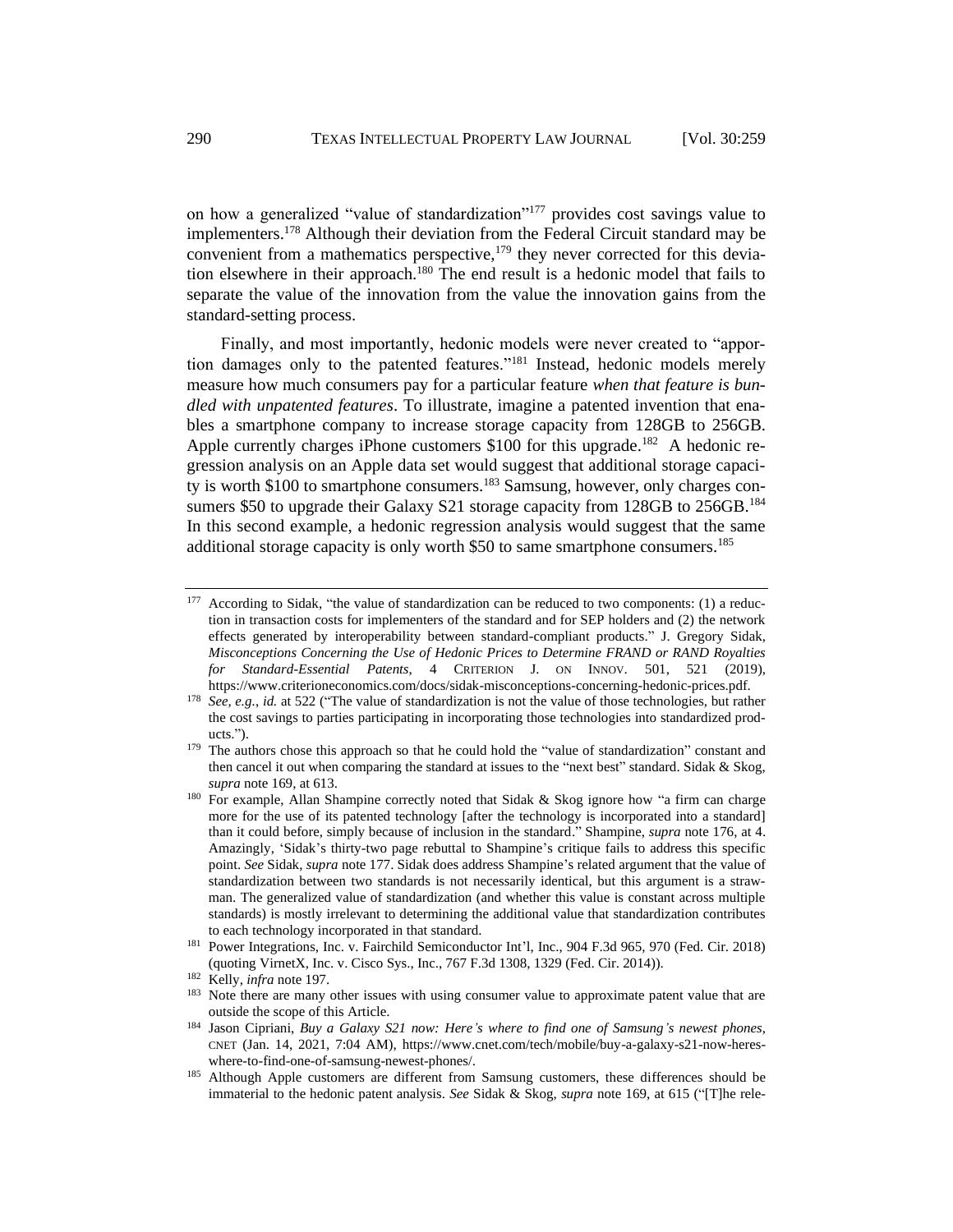on how a generalized "value of standardization"[177] provides cost savings value to implementers.[178] Although their deviation from the Federal Circuit standard may be convenient from a mathematics perspective,[179] they never corrected for this deviation elsewhere in their approach.[180] The end result is a hedonic model that fails to separate the value of the innovation from the value the innovation gains from the standard-setting process.

Finally, and most importantly, hedonic models were never created to "apportion damages only to the patented features."[181] Instead, hedonic models merely measure how much consumers pay for a particular feature *when that feature is bundled with unpatented features*. To illustrate, imagine a patented invention that enables a smartphone company to increase storage capacity from 128GB to 256GB. Apple currently charges iPhone customers $100 for this upgrade.[182] A hedonic regression analysis on an Apple data set would suggest that additional storage capacity is worth $100 to smartphone consumers.[183] Samsung, however, only charges consumers $50 to upgrade their Galaxy S21 storage capacity from 128GB to 256GB.[184] In this second example, a hedonic regression analysis would suggest that the same additional storage capacity is only worth $50 to same smartphone consumers.[185]

---

[177] According to Sidak, "the value of standardization can be reduced to two components: (1) a reduction in transaction costs for implementers of the standard and for SEP holders and (2) the network effects generated by interoperability between standard-compliant products." J. Gregory Sidak, ***Misconceptions Concerning the Use of Hedonic Prices to Determine FRAND or RAND Royalties for Standard-Essential Patents***, 4 CRITERION J. ON INNOV. 501, 521 (2019), https://www.criterioneconomics.com/docs/sidak-misconceptions-concerning-hedonic-prices.pdf.

[178] *See, e.g.*, *id.* at 522 ("The value of standardization is not the value of those technologies, but rather the cost savings to parties participating in incorporating those technologies into standardized products.").

[179] The authors chose this approach so that he could hold the "value of standardization" constant and then cancel it out when comparing the standard at issues to the "next best" standard. Sidak & Skog, *supra* note 169, at 613.

[180] For example, Allan Shampine correctly noted that Sidak & Skog ignore how "a firm can charge more for the use of its patented technology [after the technology is incorporated into a standard] than it could before, simply because of inclusion in the standard." Shampine, *supra* note 176, at 4. Amazingly, 'Sidak's thirty-two page rebuttal to Shampine's critique fails to address this specific point. *See* Sidak, *supra* note 177. Sidak does address Shampine's related argument that the value of standardization between two standards is not necessarily identical, but this argument is a strawman. The generalized value of standardization (and whether this value is constant across multiple standards) is mostly irrelevant to determining the additional value that standardization contributes to each technology incorporated in that standard.

[181] Power Integrations, Inc. v. Fairchild Semiconductor Int'l, Inc., 904 F.3d 965, 970 (Fed. Cir. 2018) (quoting VirnetX, Inc. v. Cisco Sys., Inc., 767 F.3d 1308, 1329 (Fed. Cir. 2014)).

[182] Kelly, *infra* note 197.

[183] Note there are many other issues with using consumer value to approximate patent value that are outside the scope of this Article.

[184] Jason Cipriani, *Buy a Galaxy S21 now: Here's where to find one of Samsung's newest phones*, CNET (Jan. 14, 2021, 7:04 AM), https://www.cnet.com/tech/mobile/buy-a-galaxy-s21-now-heres-where-to-find-one-of-samsung-newest-phones/.

[185] Although Apple customers are different from Samsung customers, these differences should be immaterial to the hedonic patent analysis. *See* Sidak & Skog, *supra* note 169, at 615 ("[T]he rele-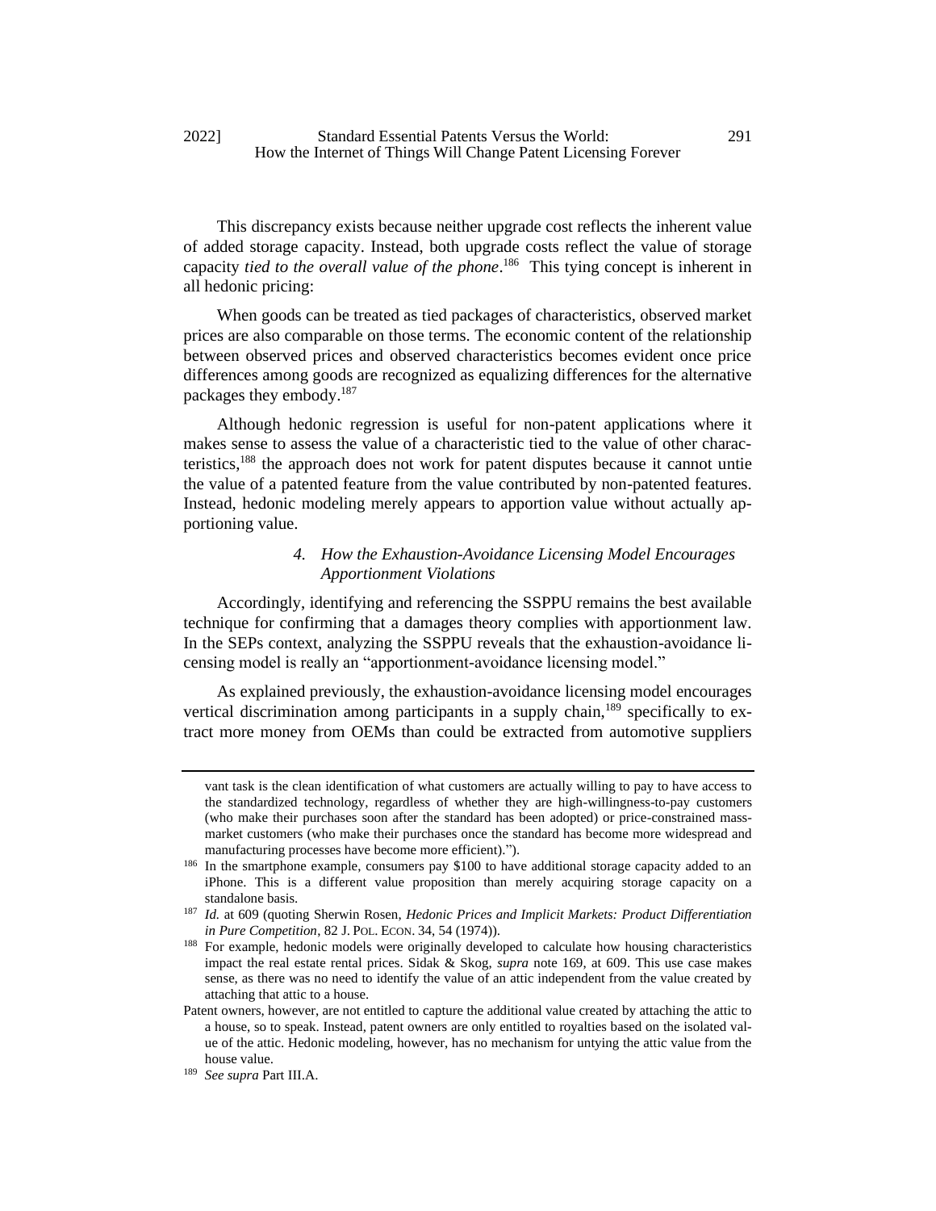This discrepancy exists because neither upgrade cost reflects the inherent value of added storage capacity. Instead, both upgrade costs reflect the value of storage capacity *tied to the overall value of the phone*.[186] This tying concept is inherent in all hedonic pricing:

> When goods can be treated as tied packages of characteristics, observed market prices are also comparable on those terms. The economic content of the relationship between observed prices and observed characteristics becomes evident once price differences among goods are recognized as equalizing differences for the alternative packages they embody.[187]

Although hedonic regression is useful for non-patent applications where it makes sense to assess the value of a characteristic tied to the value of other characteristics,[188] the approach does not work for patent disputes because it cannot untie the value of a patented feature from the value contributed by non-patented features. Instead, hedonic modeling merely appears to apportion value without actually apportioning value.

#### 4. *How the Exhaustion-Avoidance Licensing Model Encourages Apportionment Violations*

Accordingly, identifying and referencing the SSPPU remains the best available technique for confirming that a damages theory complies with apportionment law. In the SEPs context, analyzing the SSPPU reveals that the exhaustion-avoidance licensing model is really an "apportionment-avoidance licensing model."

As explained previously, the exhaustion-avoidance licensing model encourages vertical discrimination among participants in a supply chain,[189] specifically to extract more money from OEMs than could be extracted from automotive suppliers

---

vant task is the clean identification of what customers are actually willing to pay to have access to the standardized technology, regardless of whether they are high-willingness-to-pay customers (who make their purchases soon after the standard has been adopted) or price-constrained mass-market customers (who make their purchases once the standard has become more widespread and manufacturing processes have become more efficient).").

[186] In the smartphone example, consumers pay $100 to have additional storage capacity added to an iPhone. This is a different value proposition than merely acquiring storage capacity on a standalone basis.

[187] *Id.* at 609 (quoting Sherwin Rosen, *Hedonic Prices and Implicit Markets: Product Differentiation in Pure Competition*, 82 J. POL. ECON. 34, 54 (1974)).

[188] For example, hedonic models were originally developed to calculate how housing characteristics impact the real estate rental prices. Sidak & Skog, *supra* note 169, at 609. This use case makes sense, as there was no need to identify the value of an attic independent from the value created by attaching that attic to a house.

Patent owners, however, are not entitled to capture the additional value created by attaching the attic to a house, so to speak. Instead, patent owners are only entitled to royalties based on the isolated value of the attic. Hedonic modeling, however, has no mechanism for untying the attic value from the house value.

[189] *See supra* Part III.A.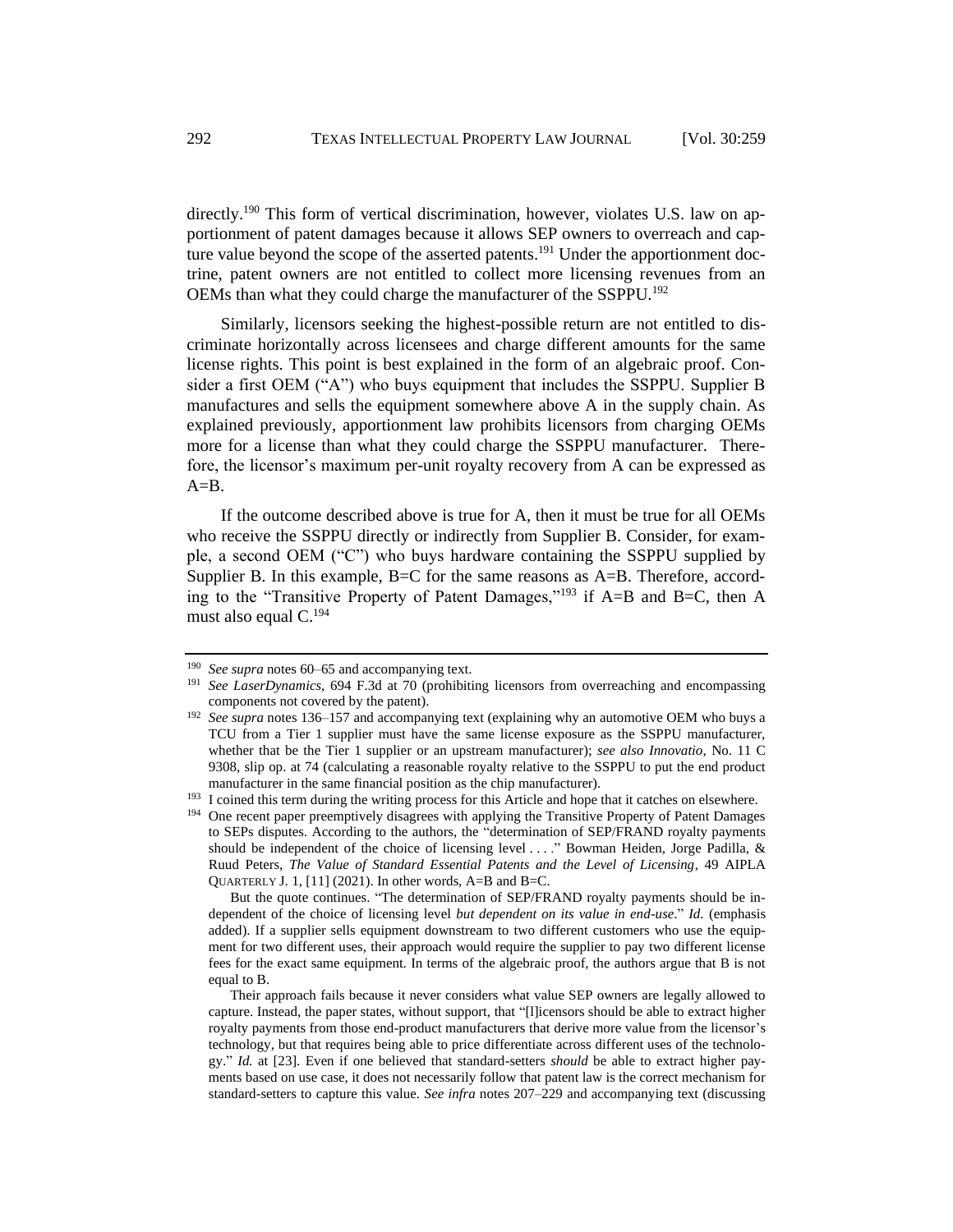directly.[190] This form of vertical discrimination, however, violates U.S. law on apportionment of patent damages because it allows SEP owners to overreach and capture value beyond the scope of the asserted patents.[191] Under the apportionment doctrine, patent owners are not entitled to collect more licensing revenues from an OEMs than what they could charge the manufacturer of the SSPPU.[192]

Similarly, licensors seeking the highest-possible return are not entitled to discriminate horizontally across licensees and charge different amounts for the same license rights. This point is best explained in the form of an algebraic proof. Consider a first OEM ("A") who buys equipment that includes the SSPPU. Supplier B manufactures and sells the equipment somewhere above A in the supply chain. As explained previously, apportionment law prohibits licensors from charging OEMs more for a license than what they could charge the SSPPU manufacturer. Therefore, the licensor's maximum per-unit royalty recovery from A can be expressed as A=B.

If the outcome described above is true for A, then it must be true for all OEMs who receive the SSPPU directly or indirectly from Supplier B. Consider, for example, a second OEM ("C") who buys hardware containing the SSPPU supplied by Supplier B. In this example, B=C for the same reasons as A=B. Therefore, according to the "Transitive Property of Patent Damages,"[193] if A=B and B=C, then A must also equal C.[194]

---

[190] *See supra* notes 60–65 and accompanying text.

[191] *See LaserDynamics*, 694 F.3d at 70 (prohibiting licensors from overreaching and encompassing components not covered by the patent).

[192] *See supra* notes 136–157 and accompanying text (explaining why an automotive OEM who buys a TCU from a Tier 1 supplier must have the same license exposure as the SSPPU manufacturer, whether that be the Tier 1 supplier or an upstream manufacturer); *see also Innovatio*, No. 11 C 9308, slip op. at 74 (calculating a reasonable royalty relative to the SSPPU to put the end product manufacturer in the same financial position as the chip manufacturer).

[193] I coined this term during the writing process for this Article and hope that it catches on elsewhere.

[194] One recent paper preemptively disagrees with applying the Transitive Property of Patent Damages to SEPs disputes. According to the authors, the "determination of SEP/FRAND royalty payments should be independent of the choice of licensing level . . . ." Bowman Heiden, Jorge Padilla, & Ruud Peters, *The Value of Standard Essential Patents and the Level of Licensing*, 49 AIPLA QUARTERLY J. 1, [11] (2021). In other words, A=B and B=C.

But the quote continues. "The determination of SEP/FRAND royalty payments should be independent of the choice of licensing level *but dependent on its value in end-use*." *Id.* (emphasis added). If a supplier sells equipment downstream to two different customers who use the equipment for two different uses, their approach would require the supplier to pay two different license fees for the exact same equipment. In terms of the algebraic proof, the authors argue that B is not equal to B.

Their approach fails because it never considers what value SEP owners are legally allowed to capture. Instead, the paper states, without support, that "[l]icensors should be able to extract higher royalty payments from those end-product manufacturers that derive more value from the licensor's technology, but that requires being able to price differentiate across different uses of the technology." *Id.* at [23]. Even if one believed that standard-setters *should* be able to extract higher payments based on use case, it does not necessarily follow that patent law is the correct mechanism for standard-setters to capture this value. *See infra* notes 207–229 and accompanying text (discussing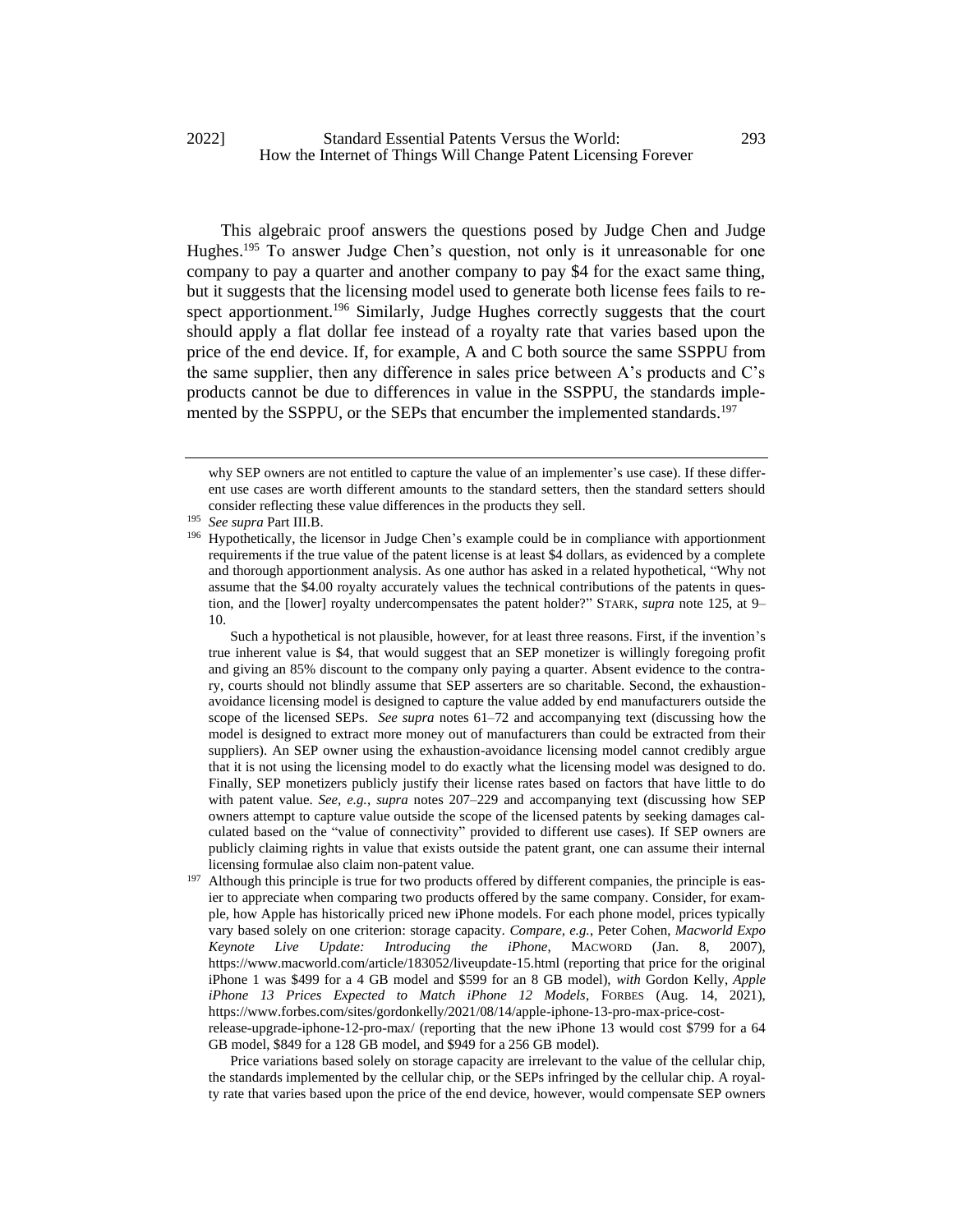This algebraic proof answers the questions posed by Judge Chen and Judge Hughes.[195] To answer Judge Chen's question, not only is it unreasonable for one company to pay a quarter and another company to pay $4 for the exact same thing, but it suggests that the licensing model used to generate both license fees fails to respect apportionment.[196] Similarly, Judge Hughes correctly suggests that the court should apply a flat dollar fee instead of a royalty rate that varies based upon the price of the end device. If, for example, A and C both source the same SSPPU from the same supplier, then any difference in sales price between A's products and C's products cannot be due to differences in value in the SSPPU, the standards implemented by the SSPPU, or the SEPs that encumber the implemented standards.[197]

---

why SEP owners are not entitled to capture the value of an implementer's use case). If these different use cases are worth different amounts to the standard setters, then the standard setters should consider reflecting these value differences in the products they sell.

[195] *See supra* Part III.B.

[196] Hypothetically, the licensor in Judge Chen's example could be in compliance with apportionment requirements if the true value of the patent license is at least $4 dollars, as evidenced by a complete and thorough apportionment analysis. As one author has asked in a related hypothetical, "Why not assume that the $4.00 royalty accurately values the technical contributions of the patents in question, and the [lower] royalty undercompensates the patent holder?" STARK, *supra* note 125, at 9–10.

Such a hypothetical is not plausible, however, for at least three reasons. First, if the invention's true inherent value is $4, that would suggest that an SEP monetizer is willingly foregoing profit and giving an 85% discount to the company only paying a quarter. Absent evidence to the contrary, courts should not blindly assume that SEP asserters are so charitable. Second, the exhaustion-avoidance licensing model is designed to capture the value added by end manufacturers outside the scope of the licensed SEPs. *See supra* notes 61–72 and accompanying text (discussing how the model is designed to extract more money out of manufacturers than could be extracted from their suppliers). An SEP owner using the exhaustion-avoidance licensing model cannot credibly argue that it is not using the licensing model to do exactly what the licensing model was designed to do. Finally, SEP monetizers publicly justify their license rates based on factors that have little to do with patent value. *See, e.g.*, *supra* notes 207–229 and accompanying text (discussing how SEP owners attempt to capture value outside the scope of the licensed patents by seeking damages calculated based on the "value of connectivity" provided to different use cases). If SEP owners are publicly claiming rights in value that exists outside the patent grant, one can assume their internal licensing formulae also claim non-patent value.

[197] Although this principle is true for two products offered by different companies, the principle is easier to appreciate when comparing two products offered by the same company. Consider, for example, how Apple has historically priced new iPhone models. For each phone model, prices typically vary based solely on one criterion: storage capacity. *Compare, e.g.*, Peter Cohen, *Macworld Expo Keynote Live Update: Introducing the iPhone*, MACWORD (Jan. 8, 2007), https://www.macworld.com/article/183052/liveupdate-15.html (reporting that price for the original iPhone 1 was $499 for a 4 GB model and $599 for an 8 GB model), *with* Gordon Kelly, *Apple iPhone 13 Prices Expected to Match iPhone 12 Models*, FORBES (Aug. 14, 2021), https://www.forbes.com/sites/gordonkelly/2021/08/14/apple-iphone-13-pro-max-price-cost-release-upgrade-iphone-12-pro-max/ (reporting that the new iPhone 13 would cost $799 for a 64 GB model, $849 for a 128 GB model, and $949 for a 256 GB model).

Price variations based solely on storage capacity are irrelevant to the value of the cellular chip, the standards implemented by the cellular chip, or the SEPs infringed by the cellular chip. A royalty rate that varies based upon the price of the end device, however, would compensate SEP owners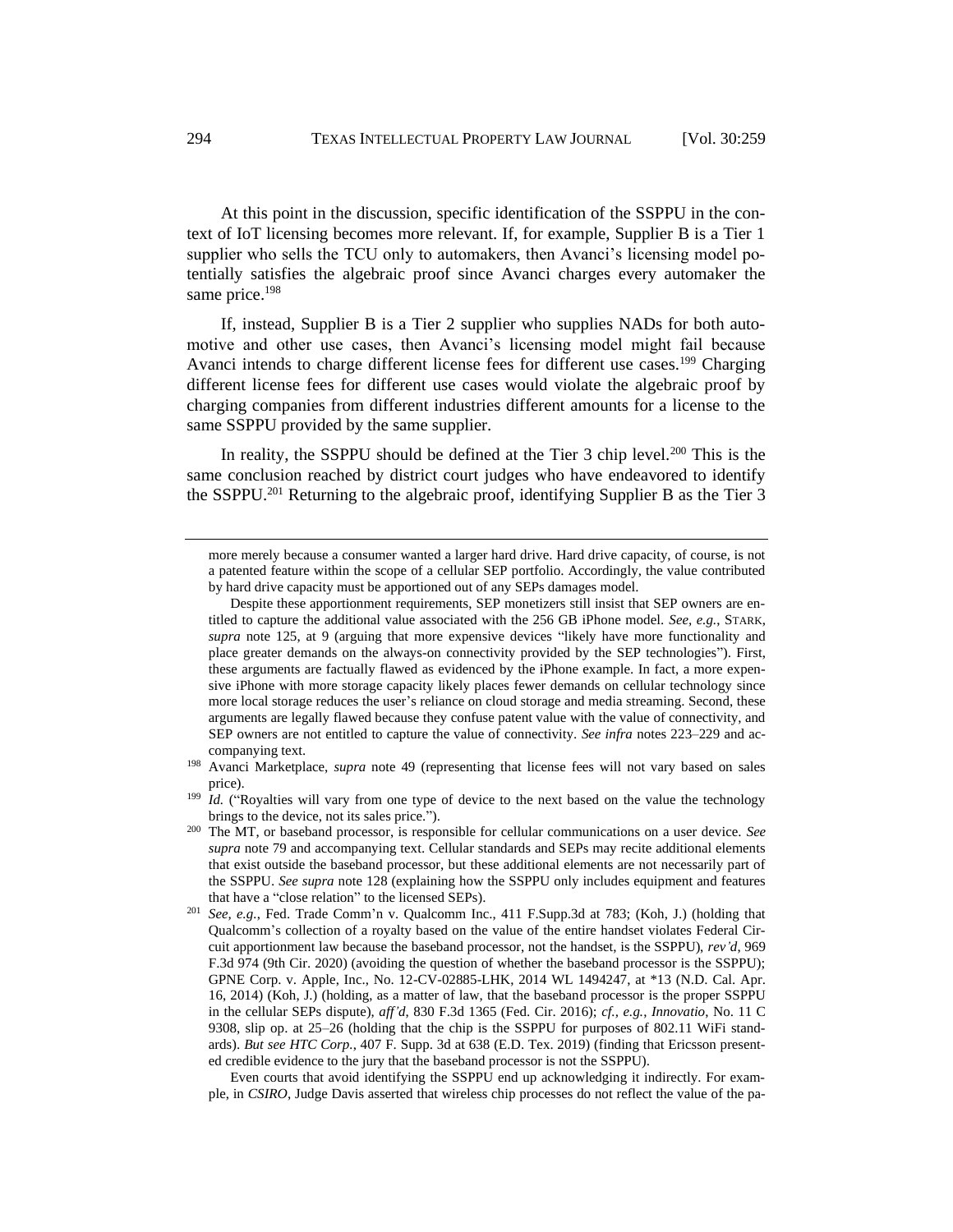At this point in the discussion, specific identification of the SSPPU in the context of IoT licensing becomes more relevant. If, for example, Supplier B is a Tier 1 supplier who sells the TCU only to automakers, then Avanci's licensing model potentially satisfies the algebraic proof since Avanci charges every automaker the same price.[198]

If, instead, Supplier B is a Tier 2 supplier who supplies NADs for both automotive and other use cases, then Avanci's licensing model might fail because Avanci intends to charge different license fees for different use cases.[199] Charging different license fees for different use cases would violate the algebraic proof by charging companies from different industries different amounts for a license to the same SSPPU provided by the same supplier.

In reality, the SSPPU should be defined at the Tier 3 chip level.[200] This is the same conclusion reached by district court judges who have endeavored to identify the SSPPU.[201] Returning to the algebraic proof, identifying Supplier B as the Tier 3

---

more merely because a consumer wanted a larger hard drive. Hard drive capacity, of course, is not a patented feature within the scope of a cellular SEP portfolio. Accordingly, the value contributed by hard drive capacity must be apportioned out of any SEPs damages model.

Despite these apportionment requirements, SEP monetizers still insist that SEP owners are entitled to capture the additional value associated with the 256 GB iPhone model. *See, e.g.*, STARK, *supra* note 125, at 9 (arguing that more expensive devices "likely have more functionality and place greater demands on the always-on connectivity provided by the SEP technologies"). First, these arguments are factually flawed as evidenced by the iPhone example. In fact, a more expensive iPhone with more storage capacity likely places fewer demands on cellular technology since more local storage reduces the user's reliance on cloud storage and media streaming. Second, these arguments are legally flawed because they confuse patent value with the value of connectivity, and SEP owners are not entitled to capture the value of connectivity. *See infra* notes 223–229 and accompanying text.

[198] Avanci Marketplace, *supra* note 49 (representing that license fees will not vary based on sales price).

[199] *Id.* ("Royalties will vary from one type of device to the next based on the value the technology brings to the device, not its sales price.").

[200] The MT, or baseband processor, is responsible for cellular communications on a user device. *See supra* note 79 and accompanying text. Cellular standards and SEPs may recite additional elements that exist outside the baseband processor, but these additional elements are not necessarily part of the SSPPU. *See supra* note 128 (explaining how the SSPPU only includes equipment and features that have a "close relation" to the licensed SEPs).

[201] *See, e.g.*, Fed. Trade Comm'n v. Qualcomm Inc., 411 F.Supp.3d at 783; (Koh, J.) (holding that Qualcomm's collection of a royalty based on the value of the entire handset violates Federal Circuit apportionment law because the baseband processor, not the handset, is the SSPPU), *rev'd*, 969 F.3d 974 (9th Cir. 2020) (avoiding the question of whether the baseband processor is the SSPPU); GPNE Corp. v. Apple, Inc., No. 12-CV-02885-LHK, 2014 WL 1494247, at *13 (N.D. Cal. Apr. 16, 2014) (Koh, J.) (holding, as a matter of law, that the baseband processor is the proper SSPPU in the cellular SEPs dispute), *aff'd*, 830 F.3d 1365 (Fed. Cir. 2016); *cf., e.g.*, *Innovatio*, No. 11 C 9308, slip op. at 25–26 (holding that the chip is the SSPPU for purposes of 802.11 WiFi standards). *But see HTC Corp.*, 407 F. Supp. 3d at 638 (E.D. Tex. 2019) (finding that Ericsson presented credible evidence to the jury that the baseband processor is not the SSPPU).

Even courts that avoid identifying the SSPPU end up acknowledging it indirectly. For example, in *CSIRO*, Judge Davis asserted that wireless chip processes do not reflect the value of the pa-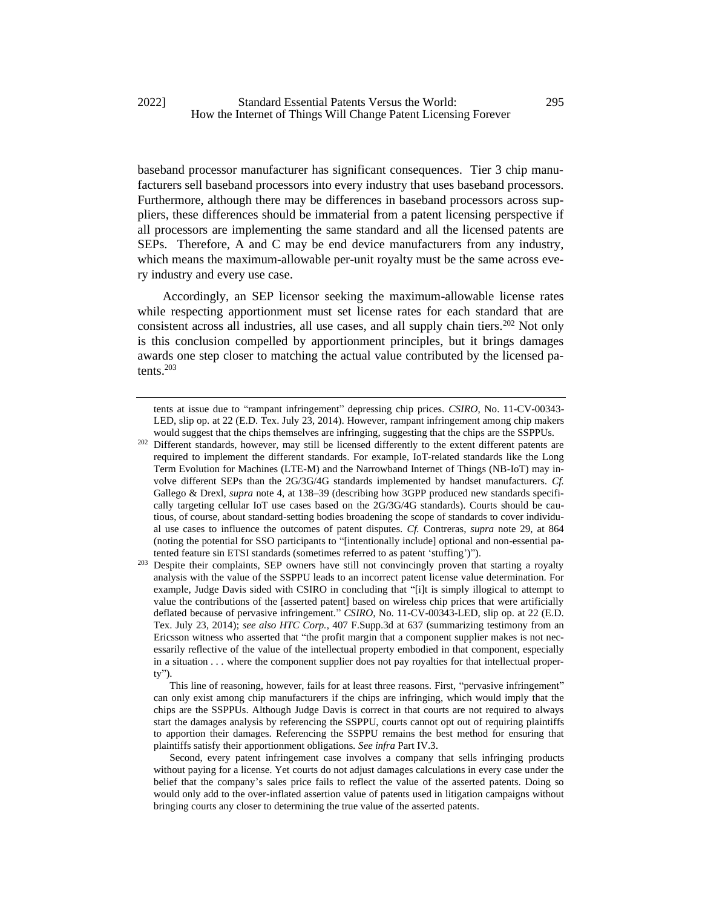baseband processor manufacturer has significant consequences. Tier 3 chip manufacturers sell baseband processors into every industry that uses baseband processors. Furthermore, although there may be differences in baseband processors across suppliers, these differences should be immaterial from a patent licensing perspective if all processors are implementing the same standard and all the licensed patents are SEPs. Therefore, A and C may be end device manufacturers from any industry, which means the maximum-allowable per-unit royalty must be the same across every industry and every use case.

Accordingly, an SEP licensor seeking the maximum-allowable license rates while respecting apportionment must set license rates for each standard that are consistent across all industries, all use cases, and all supply chain tiers.[202] Not only is this conclusion compelled by apportionment principles, but it brings damages awards one step closer to matching the actual value contributed by the licensed patents.[203]

---

tents at issue due to "rampant infringement" depressing chip prices. *CSIRO*, No. 11-CV-00343-LED, slip op. at 22 (E.D. Tex. July 23, 2014). However, rampant infringement among chip makers would suggest that the chips themselves are infringing, suggesting that the chips are the SSPPUs.

[202] Different standards, however, may still be licensed differently to the extent different patents are required to implement the different standards. For example, IoT-related standards like the Long Term Evolution for Machines (LTE-M) and the Narrowband Internet of Things (NB-IoT) may involve different SEPs than the 2G/3G/4G standards implemented by handset manufacturers. *Cf.* Gallego & Drexl, *supra* note 4, at 138–39 (describing how 3GPP produced new standards specifically targeting cellular IoT use cases based on the 2G/3G/4G standards). Courts should be cautious, of course, about standard-setting bodies broadening the scope of standards to cover individual use cases to influence the outcomes of patent disputes. *Cf.* Contreras, *supra* note 29, at 864 (noting the potential for SSO participants to "[intentionally include] optional and non-essential patented feature sin ETSI standards (sometimes referred to as patent 'stuffing')").

[203] Despite their complaints, SEP owners have still not convincingly proven that starting a royalty analysis with the value of the SSPPU leads to an incorrect patent license value determination. For example, Judge Davis sided with CSIRO in concluding that "[i]t is simply illogical to attempt to value the contributions of the [asserted patent] based on wireless chip prices that were artificially deflated because of pervasive infringement." *CSIRO*, No. 11-CV-00343-LED, slip op. at 22 (E.D. Tex. July 23, 2014); *see also HTC Corp.*, 407 F.Supp.3d at 637 (summarizing testimony from an Ericsson witness who asserted that "the profit margin that a component supplier makes is not necessarily reflective of the value of the intellectual property embodied in that component, especially in a situation . . . where the component supplier does not pay royalties for that intellectual property").

This line of reasoning, however, fails for at least three reasons. First, "pervasive infringement" can only exist among chip manufacturers if the chips are infringing, which would imply that the chips are the SSPPUs. Although Judge Davis is correct in that courts are not required to always start the damages analysis by referencing the SSPPU, courts cannot opt out of requiring plaintiffs to apportion their damages. Referencing the SSPPU remains the best method for ensuring that plaintiffs satisfy their apportionment obligations. *See infra* Part IV.3.

Second, every patent infringement case involves a company that sells infringing products without paying for a license. Yet courts do not adjust damages calculations in every case under the belief that the company's sales price fails to reflect the value of the asserted patents. Doing so would only add to the over-inflated assertion value of patents used in litigation campaigns without bringing courts any closer to determining the true value of the asserted patents.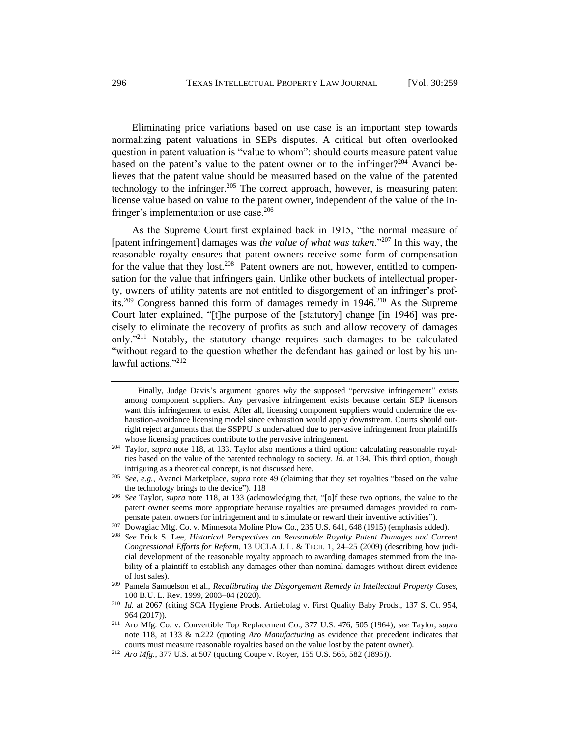Eliminating price variations based on use case is an important step towards normalizing patent valuations in SEPs disputes. A critical but often overlooked question in patent valuation is "value to whom": should courts measure patent value based on the patent's value to the patent owner or to the infringer?[204] Avanci believes that the patent value should be measured based on the value of the patented technology to the infringer.[205] The correct approach, however, is measuring patent license value based on value to the patent owner, independent of the value of the infringer's implementation or use case.[206]

As the Supreme Court first explained back in 1915, "the normal measure of [patent infringement] damages was *the value of what was taken*."[207] In this way, the reasonable royalty ensures that patent owners receive some form of compensation for the value that they lost.[208] Patent owners are not, however, entitled to compensation for the value that infringers gain. Unlike other buckets of intellectual property, owners of utility patents are not entitled to disgorgement of an infringer's profits.[209] Congress banned this form of damages remedy in 1946.[210] As the Supreme Court later explained, "[t]he purpose of the [statutory] change [in 1946] was precisely to eliminate the recovery of profits as such and allow recovery of damages only."[211] Notably, the statutory change requires such damages to be calculated "without regard to the question whether the defendant has gained or lost by his unlawful actions."[212]

---

Finally, Judge Davis's argument ignores *why* the supposed "pervasive infringement" exists among component suppliers. Any pervasive infringement exists because certain SEP licensors want this infringement to exist. After all, licensing component suppliers would undermine the exhaustion-avoidance licensing model since exhaustion would apply downstream. Courts should outright reject arguments that the SSPPU is undervalued due to pervasive infringement from plaintiffs whose licensing practices contribute to the pervasive infringement.

[204] Taylor, *supra* note 118, at 133. Taylor also mentions a third option: calculating reasonable royalties based on the value of the patented technology to society. *Id.* at 134. This third option, though intriguing as a theoretical concept, is not discussed here.

[205] *See, e.g.*, Avanci Marketplace, *supra* note 49 (claiming that they set royalties "based on the value the technology brings to the device"). 118

[206] *See* Taylor, *supra* note 118, at 133 (acknowledging that, "[o]f these two options, the value to the patent owner seems more appropriate because royalties are presumed damages provided to compensate patent owners for infringement and to stimulate or reward their inventive activities").

[207] Dowagiac Mfg. Co. v. Minnesota Moline Plow Co., 235 U.S. 641, 648 (1915) (emphasis added).

[208] *See* Erick S. Lee, *Historical Perspectives on Reasonable Royalty Patent Damages and Current Congressional Efforts for Reform*, 13 UCLA J. L. & TECH. 1, 24–25 (2009) (describing how judicial development of the reasonable royalty approach to awarding damages stemmed from the inability of a plaintiff to establish any damages other than nominal damages without direct evidence of lost sales).

[209] Pamela Samuelson et al., *Recalibrating the Disgorgement Remedy in Intellectual Property Cases*, 100 B.U. L. Rev. 1999, 2003–04 (2020).

[210] *Id.* at 2067 (citing SCA Hygiene Prods. Artiebolag v. First Quality Baby Prods., 137 S. Ct. 954, 964 (2017)).

[211] Aro Mfg. Co. v. Convertible Top Replacement Co., 377 U.S. 476, 505 (1964); *see* Taylor, *supra* note 118, at 133 & n.222 (quoting *Aro Manufacturing* as evidence that precedent indicates that courts must measure reasonable royalties based on the value lost by the patent owner).

[212] *Aro Mfg.*, 377 U.S. at 507 (quoting Coupe v. Royer, 155 U.S. 565, 582 (1895)).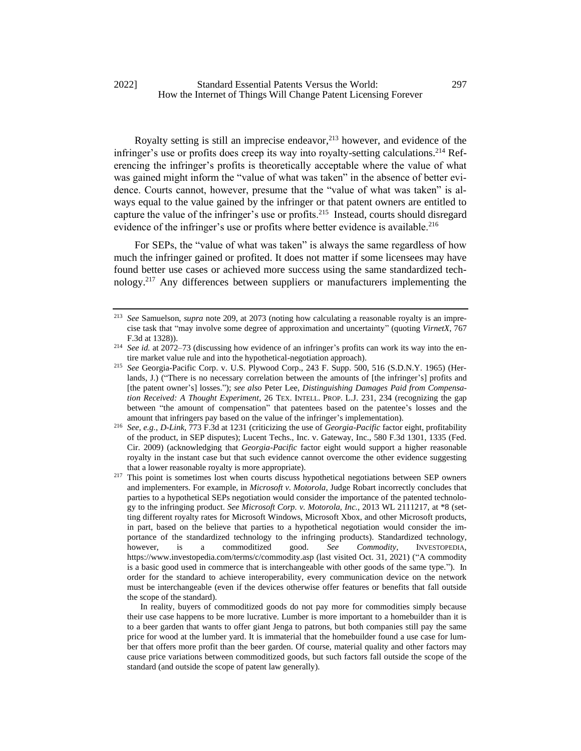Royalty setting is still an imprecise endeavor,[213] however, and evidence of the infringer's use or profits does creep its way into royalty-setting calculations.[214] Referencing the infringer's profits is theoretically acceptable where the value of what was gained might inform the "value of what was taken" in the absence of better evidence. Courts cannot, however, presume that the "value of what was taken" is always equal to the value gained by the infringer or that patent owners are entitled to capture the value of the infringer's use or profits.[215] Instead, courts should disregard evidence of the infringer's use or profits where better evidence is available.[216]

For SEPs, the "value of what was taken" is always the same regardless of how much the infringer gained or profited. It does not matter if some licensees may have found better use cases or achieved more success using the same standardized technology.[217] Any differences between suppliers or manufacturers implementing the

---

[213] *See* Samuelson, *supra* note 209, at 2073 (noting how calculating a reasonable royalty is an imprecise task that "may involve some degree of approximation and uncertainty" (quoting *VirnetX*, 767 F.3d at 1328)).

[214] *See id.* at 2072–73 (discussing how evidence of an infringer's profits can work its way into the entire market value rule and into the hypothetical-negotiation approach).

[215] *See* Georgia-Pacific Corp. v. U.S. Plywood Corp., 243 F. Supp. 500, 516 (S.D.N.Y. 1965) (Herlands, J.) ("There is no necessary correlation between the amounts of [the infringer's] profits and [the patent owner's] losses."); *see also* Peter Lee, *Distinguishing Damages Paid from Compensation Received: A Thought Experiment*, 26 TEX. INTELL. PROP. L.J. 231, 234 (recognizing the gap between "the amount of compensation" that patentees based on the patentee's losses and the amount that infringers pay based on the value of the infringer's implementation).

[216] *See, e.g.*, *D-Link*, 773 F.3d at 1231 (criticizing the use of *Georgia-Pacific* factor eight, profitability of the product, in SEP disputes); Lucent Techs., Inc. v. Gateway, Inc., 580 F.3d 1301, 1335 (Fed. Cir. 2009) (acknowledging that *Georgia-Pacific* factor eight would support a higher reasonable royalty in the instant case but that such evidence cannot overcome the other evidence suggesting that a lower reasonable royalty is more appropriate).

[217] This point is sometimes lost when courts discuss hypothetical negotiations between SEP owners and implementers. For example, in *Microsoft v. Motorola*, Judge Robart incorrectly concludes that parties to a hypothetical SEPs negotiation would consider the importance of the patented technology to the infringing product. *See Microsoft Corp. v. Motorola, Inc.*, 2013 WL 2111217, at *8 (setting different royalty rates for Microsoft Windows, Microsoft Xbox, and other Microsoft products, in part, based on the believe that parties to a hypothetical negotiation would consider the importance of the standardized technology to the infringing products). Standardized technology, however, is a commoditized good. *See Commodity*, INVESTOPEDIA, https://www.investopedia.com/terms/c/commodity.asp (last visited Oct. 31, 2021) ("A commodity is a basic good used in commerce that is interchangeable with other goods of the same type."). In order for the standard to achieve interoperability, every communication device on the network must be interchangeable (even if the devices otherwise offer features or benefits that fall outside the scope of the standard).

In reality, buyers of commoditized goods do not pay more for commodities simply because their use case happens to be more lucrative. Lumber is more important to a homebuilder than it is to a beer garden that wants to offer giant Jenga to patrons, but both companies still pay the same price for wood at the lumber yard. It is immaterial that the homebuilder found a use case for lumber that offers more profit than the beer garden. Of course, material quality and other factors may cause price variations between commoditized goods, but such factors fall outside the scope of the standard (and outside the scope of patent law generally).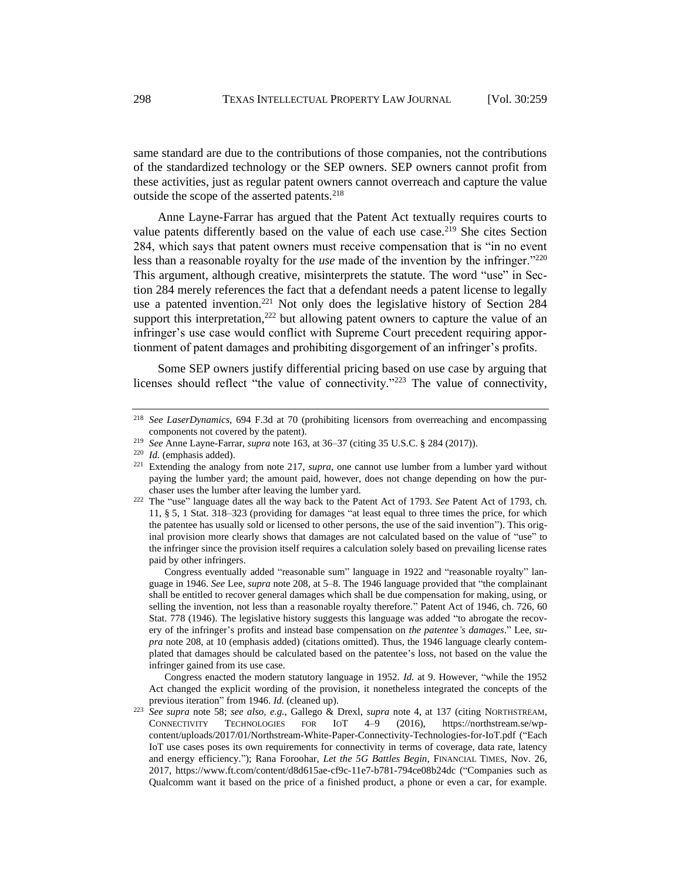same standard are due to the contributions of those companies, not the contributions of the standardized technology or the SEP owners. SEP owners cannot profit from these activities, just as regular patent owners cannot overreach and capture the value outside the scope of the asserted patents.[218]

Anne Layne-Farrar has argued that the Patent Act textually requires courts to value patents differently based on the value of each use case.[219] She cites Section 284, which says that patent owners must receive compensation that is "in no event less than a reasonable royalty for the *use* made of the invention by the infringer."[220] This argument, although creative, misinterprets the statute. The word "use" in Section 284 merely references the fact that a defendant needs a patent license to legally use a patented invention.[221] Not only does the legislative history of Section 284 support this interpretation,[222] but allowing patent owners to capture the value of an infringer's use case would conflict with Supreme Court precedent requiring apportionment of patent damages and prohibiting disgorgement of an infringer's profits.

Some SEP owners justify differential pricing based on use case by arguing that licenses should reflect "the value of connectivity."[223] The value of connectivity,

---

[218] *See LaserDynamics*, 694 F.3d at 70 (prohibiting licensors from overreaching and encompassing components not covered by the patent).

[219] *See* Anne Layne-Farrar, *supra* note 163, at 36–37 (citing 35 U.S.C. § 284 (2017)).

[220] *Id.* (emphasis added).

[221] Extending the analogy from note 217, *supra*, one cannot use lumber from a lumber yard without paying the lumber yard; the amount paid, however, does not change depending on how the purchaser uses the lumber after leaving the lumber yard.

[222] The "use" language dates all the way back to the Patent Act of 1793. *See* Patent Act of 1793, ch. 11, § 5, 1 Stat. 318–323 (providing for damages "at least equal to three times the price, for which the patentee has usually sold or licensed to other persons, the use of the said invention"). This original provision more clearly shows that damages are not calculated based on the value of "use" to the infringer since the provision itself requires a calculation solely based on prevailing license rates paid by other infringers.

Congress eventually added "reasonable sum" language in 1922 and "reasonable royalty" language in 1946. *See* Lee, *supra* note 208, at 5–8. The 1946 language provided that "the complainant shall be entitled to recover general damages which shall be due compensation for making, using, or selling the invention, not less than a reasonable royalty therefore." Patent Act of 1946, ch. 726, 60 Stat. 778 (1946). The legislative history suggests this language was added "to abrogate the recovery of the infringer's profits and instead base compensation on *the patentee's damages*." Lee, *supra* note 208, at 10 (emphasis added) (citations omitted). Thus, the 1946 language clearly contemplated that damages should be calculated based on the patentee's loss, not based on the value the infringer gained from its use case.

Congress enacted the modern statutory language in 1952. *Id.* at 9. However, "while the 1952 Act changed the explicit wording of the provision, it nonetheless integrated the concepts of the previous iteration" from 1946. *Id.* (cleaned up).

[223] *See supra* note 58; *see also, e.g.*, Gallego & Drexl, *supra* note 4, at 137 (citing NORTHSTREAM, CONNECTIVITY TECHNOLOGIES FOR IOT 4–9 (2016), https://northstream.se/wp-content/uploads/2017/01/Northstream-White-Paper-Connectivity-Technologies-for-IoT.pdf ("Each IoT use cases poses its own requirements for connectivity in terms of coverage, data rate, latency and energy efficiency.")); Rana Foroohar, *Let the 5G Battles Begin*, FINANCIAL TIMES, Nov. 26, 2017, https://www.ft.com/content/d8d615ae-cf9c-11e7-b781-794ce08b24dc ("Companies such as Qualcomm want it based on the price of a finished product, a phone or even a car, for example.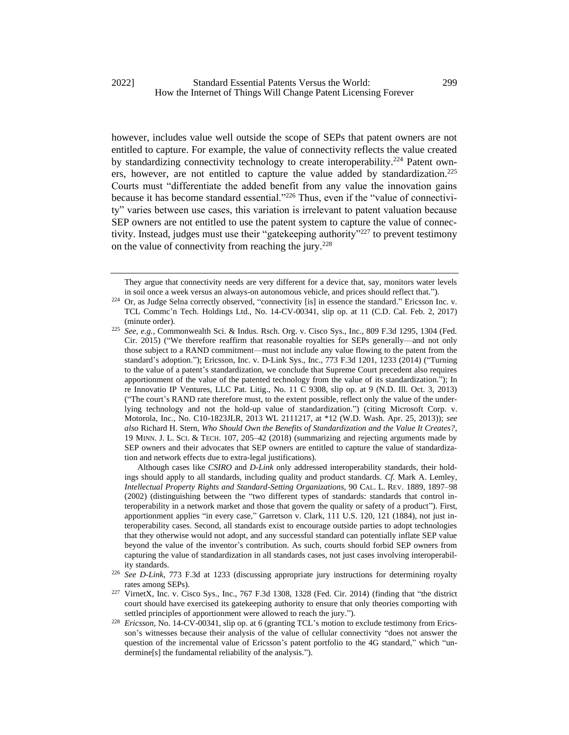however, includes value well outside the scope of SEPs that patent owners are not entitled to capture. For example, the value of connectivity reflects the value created by standardizing connectivity technology to create interoperability.[224] Patent owners, however, are not entitled to capture the value added by standardization.[225] Courts must "differentiate the added benefit from any value the innovation gains because it has become standard essential."[226] Thus, even if the "value of connectivity" varies between use cases, this variation is irrelevant to patent valuation because SEP owners are not entitled to use the patent system to capture the value of connectivity. Instead, judges must use their "gatekeeping authority"[227] to prevent testimony on the value of connectivity from reaching the jury.[228]

---

They argue that connectivity needs are very different for a device that, say, monitors water levels in soil once a week versus an always-on autonomous vehicle, and prices should reflect that.").

[224] Or, as Judge Selna correctly observed, "connectivity [is] in essence the standard." Ericsson Inc. v. TCL Commc'n Tech. Holdings Ltd., No. 14-CV-00341, slip op. at 11 (C.D. Cal. Feb. 2, 2017) (minute order).

[225] *See, e.g.*, Commonwealth Sci. & Indus. Rsch. Org. v. Cisco Sys., Inc., 809 F.3d 1295, 1304 (Fed. Cir. 2015) ("We therefore reaffirm that reasonable royalties for SEPs generally—and not only those subject to a RAND commitment—must not include any value flowing to the patent from the standard's adoption."); Ericsson, Inc. v. D-Link Sys., Inc., 773 F.3d 1201, 1233 (2014) ("Turning to the value of a patent's standardization, we conclude that Supreme Court precedent also requires apportionment of the value of the patented technology from the value of its standardization."); In re Innovatio IP Ventures, LLC Pat. Litig., No. 11 C 9308, slip op. at 9 (N.D. Ill. Oct. 3, 2013) ("The court's RAND rate therefore must, to the extent possible, reflect only the value of the underlying technology and not the hold-up value of standardization.") (citing Microsoft Corp. v. Motorola, Inc., No. C10-1823JLR, 2013 WL 2111217, at *12 (W.D. Wash. Apr. 25, 2013)); *see also* Richard H. Stern, *Who Should Own the Benefits of Standardization and the Value It Creates?*, 19 MINN. J. L. SCI. & TECH. 107, 205–42 (2018) (summarizing and rejecting arguments made by SEP owners and their advocates that SEP owners are entitled to capture the value of standardization and network effects due to extra-legal justifications).

Although cases like *CSIRO* and *D-Link* only addressed interoperability standards, their holdings should apply to all standards, including quality and product standards. *Cf.* Mark A. Lemley, *Intellectual Property Rights and Standard-Setting Organizations*, 90 CAL. L. REV. 1889, 1897–98 (2002) (distinguishing between the "two different types of standards: standards that control interoperability in a network market and those that govern the quality or safety of a product"). First, apportionment applies "in every case," Garretson v. Clark, 111 U.S. 120, 121 (1884), not just interoperability cases. Second, all standards exist to encourage outside parties to adopt technologies that they otherwise would not adopt, and any successful standard can potentially inflate SEP value beyond the value of the inventor's contribution. As such, courts should forbid SEP owners from capturing the value of standardization in all standards cases, not just cases involving interoperability standards.

[226] *See D-Link*, 773 F.3d at 1233 (discussing appropriate jury instructions for determining royalty rates among SEPs).

[227] VirnetX, Inc. v. Cisco Sys., Inc., 767 F.3d 1308, 1328 (Fed. Cir. 2014) (finding that "the district court should have exercised its gatekeeping authority to ensure that only theories comporting with settled principles of apportionment were allowed to reach the jury.").

[228] *Ericsson*, No. 14-CV-00341, slip op. at 6 (granting TCL's motion to exclude testimony from Ericsson's witnesses because their analysis of the value of cellular connectivity "does not answer the question of the incremental value of Ericsson's patent portfolio to the 4G standard," which "undermine[s] the fundamental reliability of the analysis.").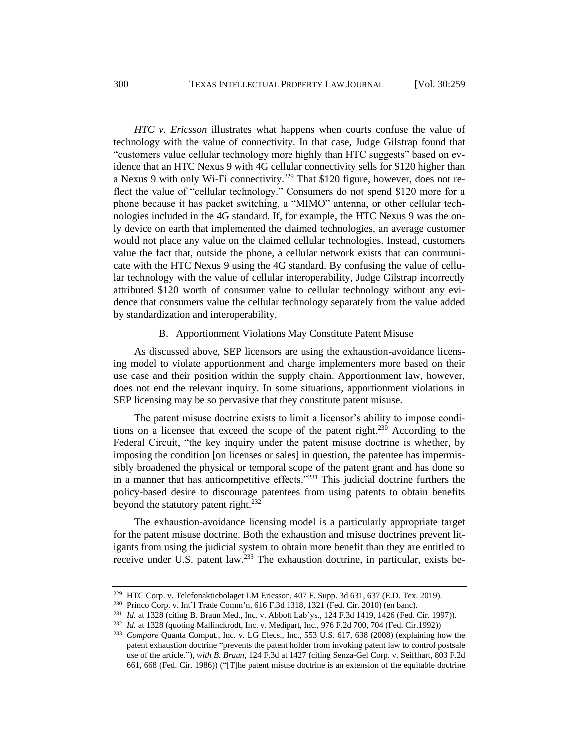*HTC v. Ericsson* illustrates what happens when courts confuse the value of technology with the value of connectivity. In that case, Judge Gilstrap found that "customers value cellular technology more highly than HTC suggests" based on evidence that an HTC Nexus 9 with 4G cellular connectivity sells for $120 higher than a Nexus 9 with only Wi-Fi connectivity.[229] That $120 figure, however, does not reflect the value of "cellular technology." Consumers do not spend $120 more for a phone because it has packet switching, a "MIMO" antenna, or other cellular technologies included in the 4G standard. If, for example, the HTC Nexus 9 was the only device on earth that implemented the claimed technologies, an average customer would not place any value on the claimed cellular technologies. Instead, customers value the fact that, outside the phone, a cellular network exists that can communicate with the HTC Nexus 9 using the 4G standard. By confusing the value of cellular technology with the value of cellular interoperability, Judge Gilstrap incorrectly attributed $120 worth of consumer value to cellular technology without any evidence that consumers value the cellular technology separately from the value added by standardization and interoperability.

### B. Apportionment Violations May Constitute Patent Misuse

As discussed above, SEP licensors are using the exhaustion-avoidance licensing model to violate apportionment and charge implementers more based on their use case and their position within the supply chain. Apportionment law, however, does not end the relevant inquiry. In some situations, apportionment violations in SEP licensing may be so pervasive that they constitute patent misuse.

The patent misuse doctrine exists to limit a licensor's ability to impose conditions on a licensee that exceed the scope of the patent right.[230] According to the Federal Circuit, "the key inquiry under the patent misuse doctrine is whether, by imposing the condition [on licenses or sales] in question, the patentee has impermissibly broadened the physical or temporal scope of the patent grant and has done so in a manner that has anticompetitive effects."[231] This judicial doctrine furthers the policy-based desire to discourage patentees from using patents to obtain benefits beyond the statutory patent right.[232]

The exhaustion-avoidance licensing model is a particularly appropriate target for the patent misuse doctrine. Both the exhaustion and misuse doctrines prevent litigants from using the judicial system to obtain more benefit than they are entitled to receive under U.S. patent law.[233] The exhaustion doctrine, in particular, exists be-

---

[229] HTC Corp. v. Telefonaktiebolaget LM Ericsson, 407 F. Supp. 3d 631, 637 (E.D. Tex. 2019).

[230] Princo Corp. v. Int'l Trade Comm'n, 616 F.3d 1318, 1321 (Fed. Cir. 2010) (en banc).

[231] *Id.* at 1328 (citing B. Braun Med., Inc. v. Abbott Lab'ys., 124 F.3d 1419, 1426 (Fed. Cir. 1997)).

[232] *Id.* at 1328 (quoting Mallinckrodt, Inc. v. Medipart, Inc., 976 F.2d 700, 704 (Fed. Cir.1992))

[233] *Compare* Quanta Comput., Inc. v. LG Elecs., Inc., 553 U.S. 617, 638 (2008) (explaining how the patent exhaustion doctrine "prevents the patent holder from invoking patent law to control postsale use of the article."), *with B. Braun*, 124 F.3d at 1427 (citing Senza-Gel Corp. v. Seiffhart, 803 F.2d 661, 668 (Fed. Cir. 1986)) ("[T]he patent misuse doctrine is an extension of the equitable doctrine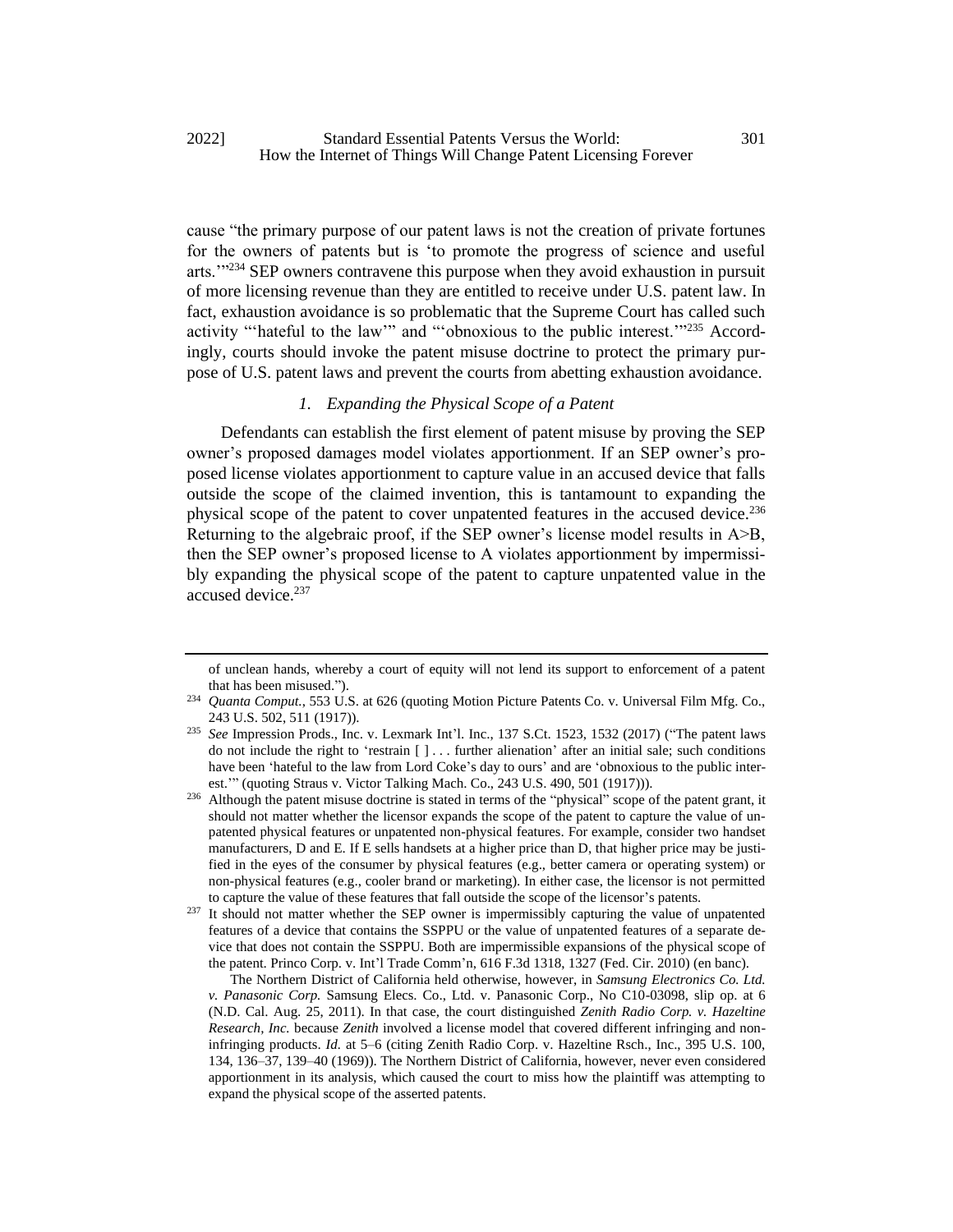cause "the primary purpose of our patent laws is not the creation of private fortunes for the owners of patents but is 'to promote the progress of science and useful arts.'"[234] SEP owners contravene this purpose when they avoid exhaustion in pursuit of more licensing revenue than they are entitled to receive under U.S. patent law. In fact, exhaustion avoidance is so problematic that the Supreme Court has called such activity "'hateful to the law'" and "'obnoxious to the public interest.'"[235] Accordingly, courts should invoke the patent misuse doctrine to protect the primary purpose of U.S. patent laws and prevent the courts from abetting exhaustion avoidance.

### *1. Expanding the Physical Scope of a Patent*

Defendants can establish the first element of patent misuse by proving the SEP owner's proposed damages model violates apportionment. If an SEP owner's proposed license violates apportionment to capture value in an accused device that falls outside the scope of the claimed invention, this is tantamount to expanding the physical scope of the patent to cover unpatented features in the accused device.[236] Returning to the algebraic proof, if the SEP owner's license model results in A>B, then the SEP owner's proposed license to A violates apportionment by impermissibly expanding the physical scope of the patent to capture unpatented value in the accused device.[237]

---

of unclean hands, whereby a court of equity will not lend its support to enforcement of a patent that has been misused.").

[234] *Quanta Comput.*, 553 U.S. at 626 (quoting Motion Picture Patents Co. v. Universal Film Mfg. Co., 243 U.S. 502, 511 (1917)).

[235] *See* Impression Prods., Inc. v. Lexmark Int'l. Inc., 137 S.Ct. 1523, 1532 (2017) ("The patent laws do not include the right to 'restrain [ ] . . . further alienation' after an initial sale; such conditions have been 'hateful to the law from Lord Coke's day to ours' and are 'obnoxious to the public interest.'" (quoting Straus v. Victor Talking Mach. Co., 243 U.S. 490, 501 (1917))).

[236] Although the patent misuse doctrine is stated in terms of the "physical" scope of the patent grant, it should not matter whether the licensor expands the scope of the patent to capture the value of unpatented physical features or unpatented non-physical features. For example, consider two handset manufacturers, D and E. If E sells handsets at a higher price than D, that higher price may be justified in the eyes of the consumer by physical features (e.g., better camera or operating system) or non-physical features (e.g., cooler brand or marketing). In either case, the licensor is not permitted to capture the value of these features that fall outside the scope of the licensor's patents.

[237] It should not matter whether the SEP owner is impermissibly capturing the value of unpatented features of a device that contains the SSPPU or the value of unpatented features of a separate device that does not contain the SSPPU. Both are impermissible expansions of the physical scope of the patent. Princo Corp. v. Int'l Trade Comm'n, 616 F.3d 1318, 1327 (Fed. Cir. 2010) (en banc).

The Northern District of California held otherwise, however, in *Samsung Electronics Co. Ltd. v. Panasonic Corp.* Samsung Elecs. Co., Ltd. v. Panasonic Corp., No C10-03098, slip op. at 6 (N.D. Cal. Aug. 25, 2011). In that case, the court distinguished *Zenith Radio Corp. v. Hazeltine Research, Inc.* because *Zenith* involved a license model that covered different infringing and non-infringing products. *Id.* at 5–6 (citing Zenith Radio Corp. v. Hazeltine Rsch., Inc., 395 U.S. 100, 134, 136–37, 139–40 (1969)). The Northern District of California, however, never even considered apportionment in its analysis, which caused the court to miss how the plaintiff was attempting to expand the physical scope of the asserted patents.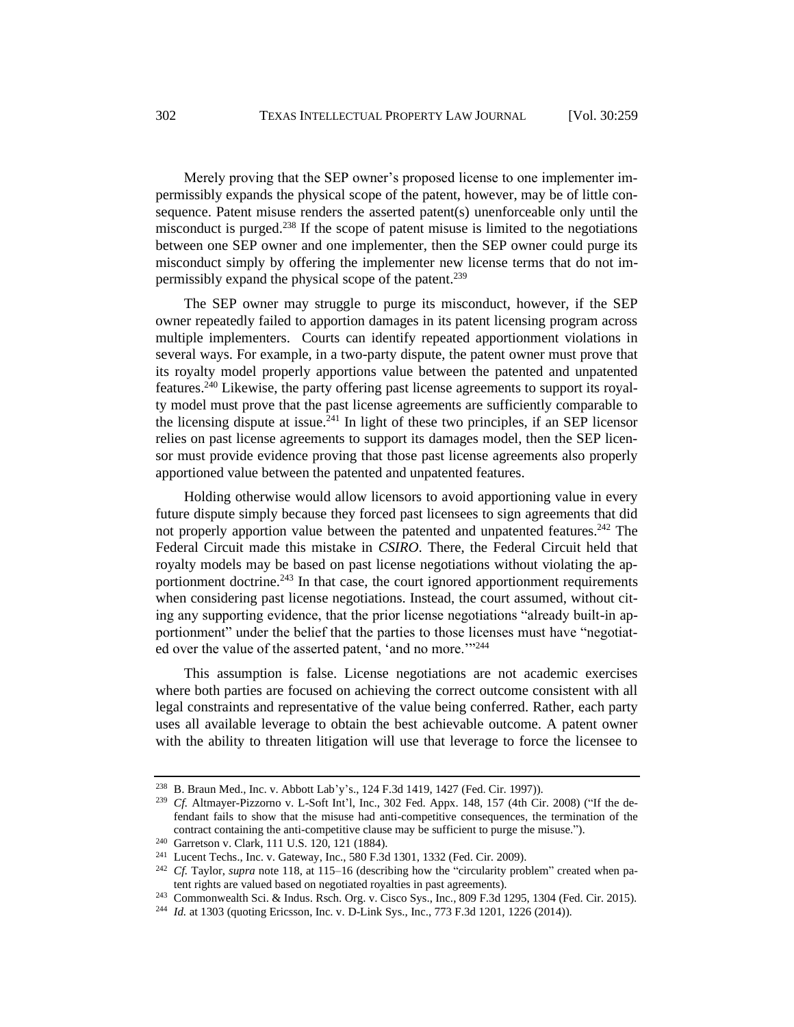Merely proving that the SEP owner's proposed license to one implementer impermissibly expands the physical scope of the patent, however, may be of little consequence. Patent misuse renders the asserted patent(s) unenforceable only until the misconduct is purged.[238] If the scope of patent misuse is limited to the negotiations between one SEP owner and one implementer, then the SEP owner could purge its misconduct simply by offering the implementer new license terms that do not impermissibly expand the physical scope of the patent.[239]

The SEP owner may struggle to purge its misconduct, however, if the SEP owner repeatedly failed to apportion damages in its patent licensing program across multiple implementers. Courts can identify repeated apportionment violations in several ways. For example, in a two-party dispute, the patent owner must prove that its royalty model properly apportions value between the patented and unpatented features.[240] Likewise, the party offering past license agreements to support its royalty model must prove that the past license agreements are sufficiently comparable to the licensing dispute at issue.[241] In light of these two principles, if an SEP licensor relies on past license agreements to support its damages model, then the SEP licensor must provide evidence proving that those past license agreements also properly apportioned value between the patented and unpatented features.

Holding otherwise would allow licensors to avoid apportioning value in every future dispute simply because they forced past licensees to sign agreements that did not properly apportion value between the patented and unpatented features.[242] The Federal Circuit made this mistake in *CSIRO*. There, the Federal Circuit held that royalty models may be based on past license negotiations without violating the apportionment doctrine.[243] In that case, the court ignored apportionment requirements when considering past license negotiations. Instead, the court assumed, without citing any supporting evidence, that the prior license negotiations "already built-in apportionment" under the belief that the parties to those licenses must have "negotiated over the value of the asserted patent, 'and no more.'"[244]

This assumption is false. License negotiations are not academic exercises where both parties are focused on achieving the correct outcome consistent with all legal constraints and representative of the value being conferred. Rather, each party uses all available leverage to obtain the best achievable outcome. A patent owner with the ability to threaten litigation will use that leverage to force the licensee to

---

[238] B. Braun Med., Inc. v. Abbott Lab'y's., 124 F.3d 1419, 1427 (Fed. Cir. 1997)).

[239] *Cf.* Altmayer-Pizzorno v. L-Soft Int'l, Inc., 302 Fed. Appx. 148, 157 (4th Cir. 2008) ("If the defendant fails to show that the misuse had anti-competitive consequences, the termination of the contract containing the anti-competitive clause may be sufficient to purge the misuse.").

[240] Garretson v. Clark, 111 U.S. 120, 121 (1884).

[241] Lucent Techs., Inc. v. Gateway, Inc., 580 F.3d 1301, 1332 (Fed. Cir. 2009).

[242] *Cf.* Taylor, *supra* note 118, at 115–16 (describing how the "circularity problem" created when patent rights are valued based on negotiated royalties in past agreements).

[243] Commonwealth Sci. & Indus. Rsch. Org. v. Cisco Sys., Inc., 809 F.3d 1295, 1304 (Fed. Cir. 2015).

[244] *Id.* at 1303 (quoting Ericsson, Inc. v. D-Link Sys., Inc., 773 F.3d 1201, 1226 (2014)).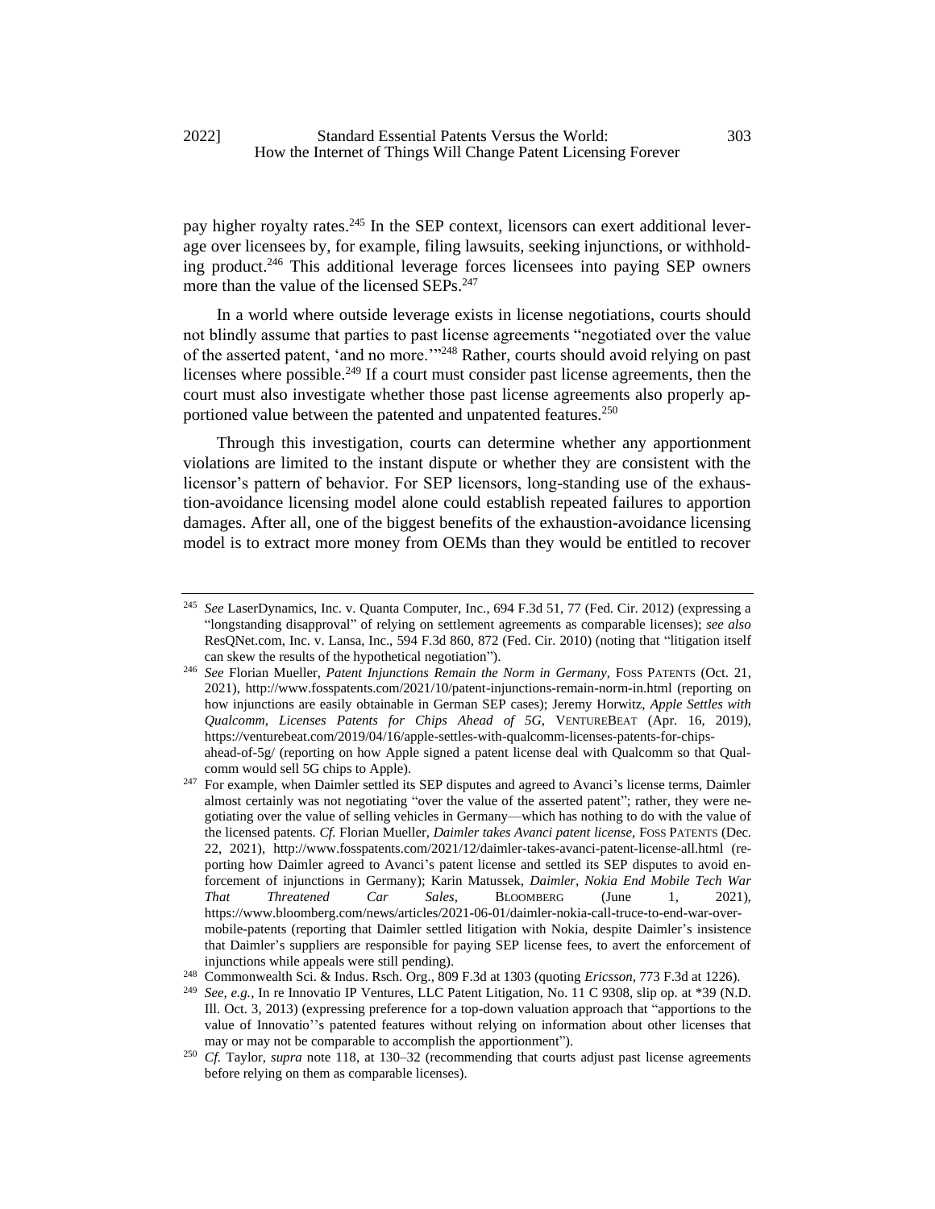pay higher royalty rates.[245] In the SEP context, licensors can exert additional leverage over licensees by, for example, filing lawsuits, seeking injunctions, or withholding product.[246] This additional leverage forces licensees into paying SEP owners more than the value of the licensed SEPs.[247]

In a world where outside leverage exists in license negotiations, courts should not blindly assume that parties to past license agreements "negotiated over the value of the asserted patent, 'and no more.'"[248] Rather, courts should avoid relying on past licenses where possible.[249] If a court must consider past license agreements, then the court must also investigate whether those past license agreements also properly apportioned value between the patented and unpatented features.[250]

Through this investigation, courts can determine whether any apportionment violations are limited to the instant dispute or whether they are consistent with the licensor's pattern of behavior. For SEP licensors, long-standing use of the exhaustion-avoidance licensing model alone could establish repeated failures to apportion damages. After all, one of the biggest benefits of the exhaustion-avoidance licensing model is to extract more money from OEMs than they would be entitled to recover

---

[245] *See* LaserDynamics, Inc. v. Quanta Computer, Inc., 694 F.3d 51, 77 (Fed. Cir. 2012) (expressing a "longstanding disapproval" of relying on settlement agreements as comparable licenses); *see also* ResQNet.com, Inc. v. Lansa, Inc., 594 F.3d 860, 872 (Fed. Cir. 2010) (noting that "litigation itself can skew the results of the hypothetical negotiation").

[246] *See* Florian Mueller, *Patent Injunctions Remain the Norm in Germany*, FOSS PATENTS (Oct. 21, 2021), http://www.fosspatents.com/2021/10/patent-injunctions-remain-norm-in.html (reporting on how injunctions are easily obtainable in German SEP cases); Jeremy Horwitz, *Apple Settles with Qualcomm, Licenses Patents for Chips Ahead of 5G*, VENTUREBEAT (Apr. 16, 2019), https://venturebeat.com/2019/04/16/apple-settles-with-qualcomm-licenses-patents-for-chips-ahead-of-5g/ (reporting on how Apple signed a patent license deal with Qualcomm so that Qualcomm would sell 5G chips to Apple).

[247] For example, when Daimler settled its SEP disputes and agreed to Avanci's license terms, Daimler almost certainly was not negotiating "over the value of the asserted patent"; rather, they were negotiating over the value of selling vehicles in Germany—which has nothing to do with the value of the licensed patents. *Cf.* Florian Mueller, *Daimler takes Avanci patent license*, FOSS PATENTS (Dec. 22, 2021), http://www.fosspatents.com/2021/12/daimler-takes-avanci-patent-license-all.html (reporting how Daimler agreed to Avanci's patent license and settled its SEP disputes to avoid enforcement of injunctions in Germany); Karin Matussek, *Daimler, Nokia End Mobile Tech War That Threatened Car Sales*, BLOOMBERG (June 1, 2021), https://www.bloomberg.com/news/articles/2021-06-01/daimler-nokia-call-truce-to-end-war-over-mobile-patents (reporting that Daimler settled litigation with Nokia, despite Daimler's insistence that Daimler's suppliers are responsible for paying SEP license fees, to avert the enforcement of injunctions while appeals were still pending).

[248] Commonwealth Sci. & Indus. Rsch. Org., 809 F.3d at 1303 (quoting *Ericsson*, 773 F.3d at 1226).

[249] *See, e.g.*, In re Innovatio IP Ventures, LLC Patent Litigation, No. 11 C 9308, slip op. at *39 (N.D. Ill. Oct. 3, 2013) (expressing preference for a top-down valuation approach that "apportions to the value of Innovatio''s patented features without relying on information about other licenses that may or may not be comparable to accomplish the apportionment").

[250] *Cf.* Taylor, *supra* note 118, at 130–32 (recommending that courts adjust past license agreements before relying on them as comparable licenses).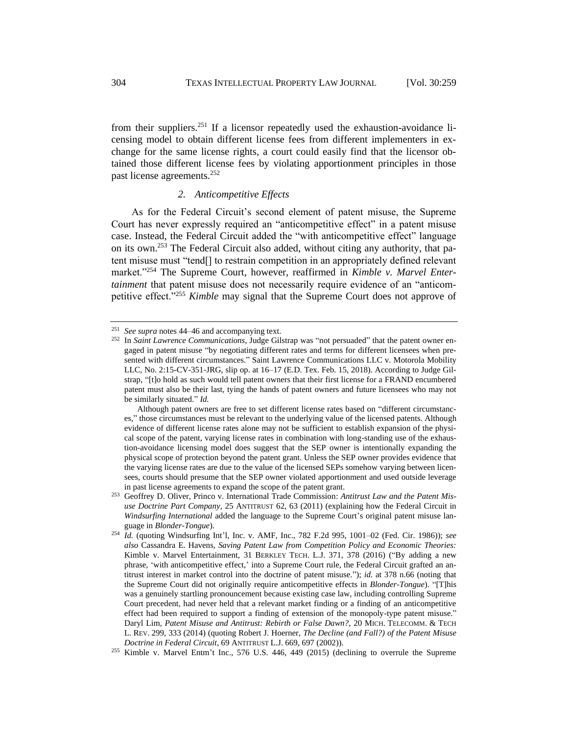from their suppliers.[251] If a licensor repeatedly used the exhaustion-avoidance licensing model to obtain different license fees from different implementers in exchange for the same license rights, a court could easily find that the licensor obtained those different license fees by violating apportionment principles in those past license agreements.[252]

### *2. Anticompetitive Effects*

As for the Federal Circuit's second element of patent misuse, the Supreme Court has never expressly required an "anticompetitive effect" in a patent misuse case. Instead, the Federal Circuit added the "with anticompetitive effect" language on its own.[253] The Federal Circuit also added, without citing any authority, that patent misuse must "tend[] to restrain competition in an appropriately defined relevant market."[254] The Supreme Court, however, reaffirmed in *Kimble v. Marvel Entertainment* that patent misuse does not necessarily require evidence of an "anticompetitive effect."[255] *Kimble* may signal that the Supreme Court does not approve of

---

[251] *See supra* notes 44–46 and accompanying text.

[252] In *Saint Lawrence Communications*, Judge Gilstrap was "not persuaded" that the patent owner engaged in patent misuse "by negotiating different rates and terms for different licensees when presented with different circumstances." Saint Lawrence Communications LLC v. Motorola Mobility LLC, No. 2:15-CV-351-JRG, slip op. at 16–17 (E.D. Tex. Feb. 15, 2018). According to Judge Gilstrap, "[t]o hold as such would tell patent owners that their first license for a FRAND encumbered patent must also be their last, tying the hands of patent owners and future licensees who may not be similarly situated." *Id.*

Although patent owners are free to set different license rates based on "different circumstances," those circumstances must be relevant to the underlying value of the licensed patents. Although evidence of different license rates alone may not be sufficient to establish expansion of the physical scope of the patent, varying license rates in combination with long-standing use of the exhaustion-avoidance licensing model does suggest that the SEP owner is intentionally expanding the physical scope of protection beyond the patent grant. Unless the SEP owner provides evidence that the varying license rates are due to the value of the licensed SEPs somehow varying between licensees, courts should presume that the SEP owner violated apportionment and used outside leverage in past license agreements to expand the scope of the patent grant.

[253] Geoffrey D. Oliver, Princo v. International Trade Commission: *Antitrust Law and the Patent Misuse Doctrine Part Company*, 25 ANTITRUST 62, 63 (2011) (explaining how the Federal Circuit in *Windsurfing International* added the language to the Supreme Court's original patent misuse language in *Blonder-Tongue*).

[254] *Id.* (quoting Windsurfing Int'l, Inc. v. AMF, Inc., 782 F.2d 995, 1001–02 (Fed. Cir. 1986)); *see also* Cassandra E. Havens, *Saving Patent Law from Competition Policy and Economic Theories:* Kimble v. Marvel Entertainment, 31 BERKLEY TECH. L.J. 371, 378 (2016) ("By adding a new phrase, 'with anticompetitive effect,' into a Supreme Court rule, the Federal Circuit grafted an antitrust interest in market control into the doctrine of patent misuse."); *id.* at 378 n.66 (noting that the Supreme Court did not originally require anticompetitive effects in *Blonder-Tongue*). "[T]his was a genuinely startling pronouncement because existing case law, including controlling Supreme Court precedent, had never held that a relevant market finding or a finding of an anticompetitive effect had been required to support a finding of extension of the monopoly-type patent misuse." Daryl Lim, *Patent Misuse and Antitrust: Rebirth or False Dawn?*, 20 MICH. TELECOMM. & TECH L. REV. 299, 333 (2014) (quoting Robert J. Hoerner, *The Decline (and Fall?) of the Patent Misuse Doctrine in Federal Circuit*, 69 ANTITRUST L.J. 669, 697 (2002)).

[255] Kimble v. Marvel Entm't Inc., 576 U.S. 446, 449 (2015) (declining to overrule the Supreme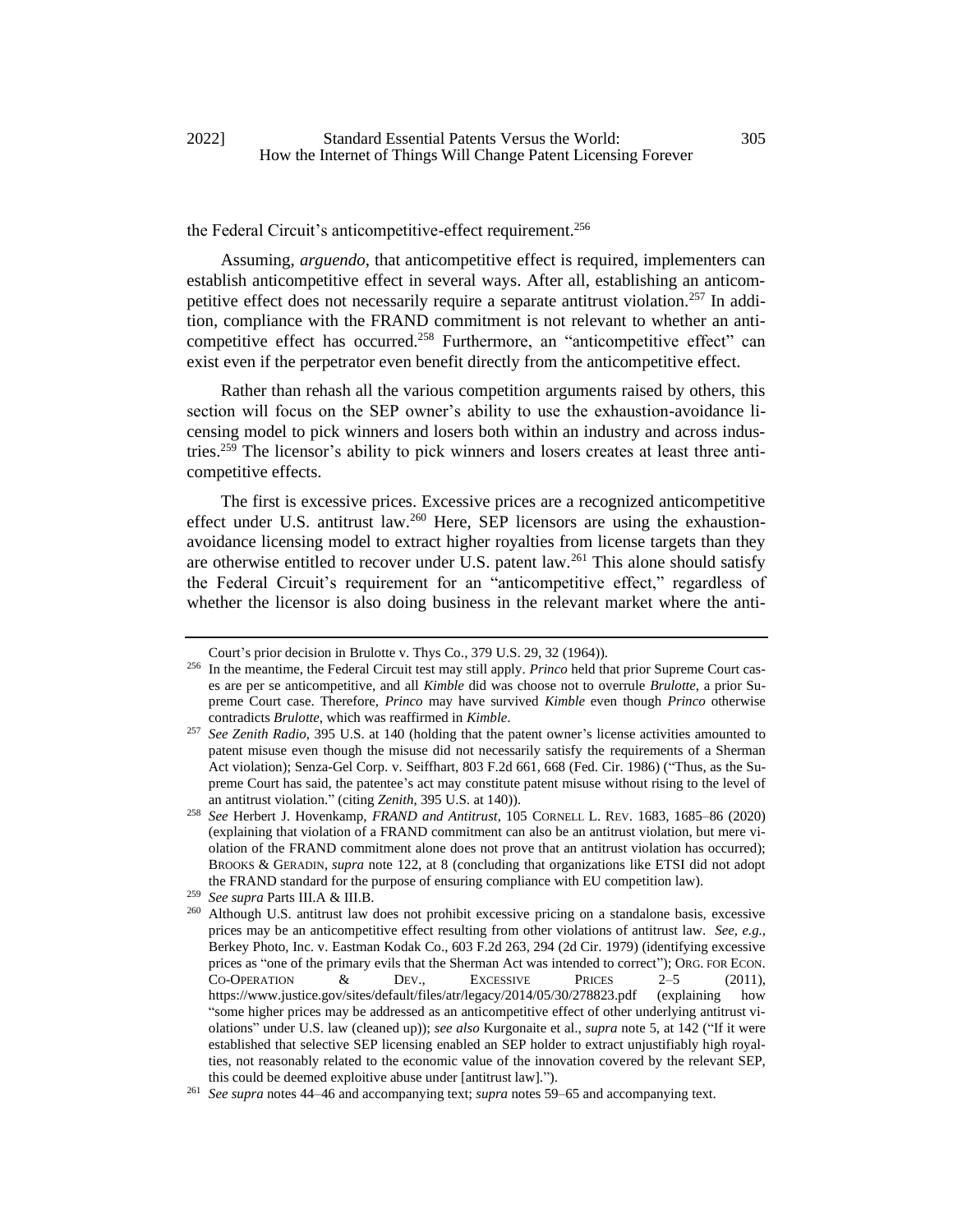the Federal Circuit's anticompetitive-effect requirement.[256]

Assuming, *arguendo*, that anticompetitive effect is required, implementers can establish anticompetitive effect in several ways. After all, establishing an anticompetitive effect does not necessarily require a separate antitrust violation.[257] In addition, compliance with the FRAND commitment is not relevant to whether an anticompetitive effect has occurred.[258] Furthermore, an "anticompetitive effect" can exist even if the perpetrator even benefit directly from the anticompetitive effect.

Rather than rehash all the various competition arguments raised by others, this section will focus on the SEP owner's ability to use the exhaustion-avoidance licensing model to pick winners and losers both within an industry and across industries.[259] The licensor's ability to pick winners and losers creates at least three anticompetitive effects.

The first is excessive prices. Excessive prices are a recognized anticompetitive effect under U.S. antitrust law.[260] Here, SEP licensors are using the exhaustion-avoidance licensing model to extract higher royalties from license targets than they are otherwise entitled to recover under U.S. patent law.[261] This alone should satisfy the Federal Circuit's requirement for an "anticompetitive effect," regardless of whether the licensor is also doing business in the relevant market where the anti-

---

Court's prior decision in Brulotte v. Thys Co., 379 U.S. 29, 32 (1964)).

[256] In the meantime, the Federal Circuit test may still apply. *Princo* held that prior Supreme Court cases are per se anticompetitive, and all *Kimble* did was choose not to overrule *Brulotte*, a prior Supreme Court case. Therefore, *Princo* may have survived *Kimble* even though *Princo* otherwise contradicts *Brulotte*, which was reaffirmed in *Kimble*.

[257] *See Zenith Radio*, 395 U.S. at 140 (holding that the patent owner's license activities amounted to patent misuse even though the misuse did not necessarily satisfy the requirements of a Sherman Act violation); Senza-Gel Corp. v. Seiffhart, 803 F.2d 661, 668 (Fed. Cir. 1986) ("Thus, as the Supreme Court has said, the patentee's act may constitute patent misuse without rising to the level of an antitrust violation." (citing *Zenith*, 395 U.S. at 140)).

[258] *See* Herbert J. Hovenkamp, *FRAND and Antitrust*, 105 CORNELL L. REV. 1683, 1685–86 (2020) (explaining that violation of a FRAND commitment can also be an antitrust violation, but mere violation of the FRAND commitment alone does not prove that an antitrust violation has occurred); BROOKS & GERADIN, *supra* note 122, at 8 (concluding that organizations like ETSI did not adopt the FRAND standard for the purpose of ensuring compliance with EU competition law).

[259] *See supra* Parts III.A & III.B.

[260] Although U.S. antitrust law does not prohibit excessive pricing on a standalone basis, excessive prices may be an anticompetitive effect resulting from other violations of antitrust law. *See, e.g.*, Berkey Photo, Inc. v. Eastman Kodak Co., 603 F.2d 263, 294 (2d Cir. 1979) (identifying excessive prices as "one of the primary evils that the Sherman Act was intended to correct"); ORG. FOR ECON. CO-OPERATION & DEV., EXCESSIVE PRICES 2–5 (2011), https://www.justice.gov/sites/default/files/atr/legacy/2014/05/30/278823.pdf (explaining how "some higher prices may be addressed as an anticompetitive effect of other underlying antitrust violations" under U.S. law (cleaned up)); *see also* Kurgonaite et al., *supra* note 5, at 142 ("If it were established that selective SEP licensing enabled an SEP holder to extract unjustifiably high royalties, not reasonably related to the economic value of the innovation covered by the relevant SEP, this could be deemed exploitive abuse under [antitrust law].").

[261] *See supra* notes 44–46 and accompanying text; *supra* notes 59–65 and accompanying text.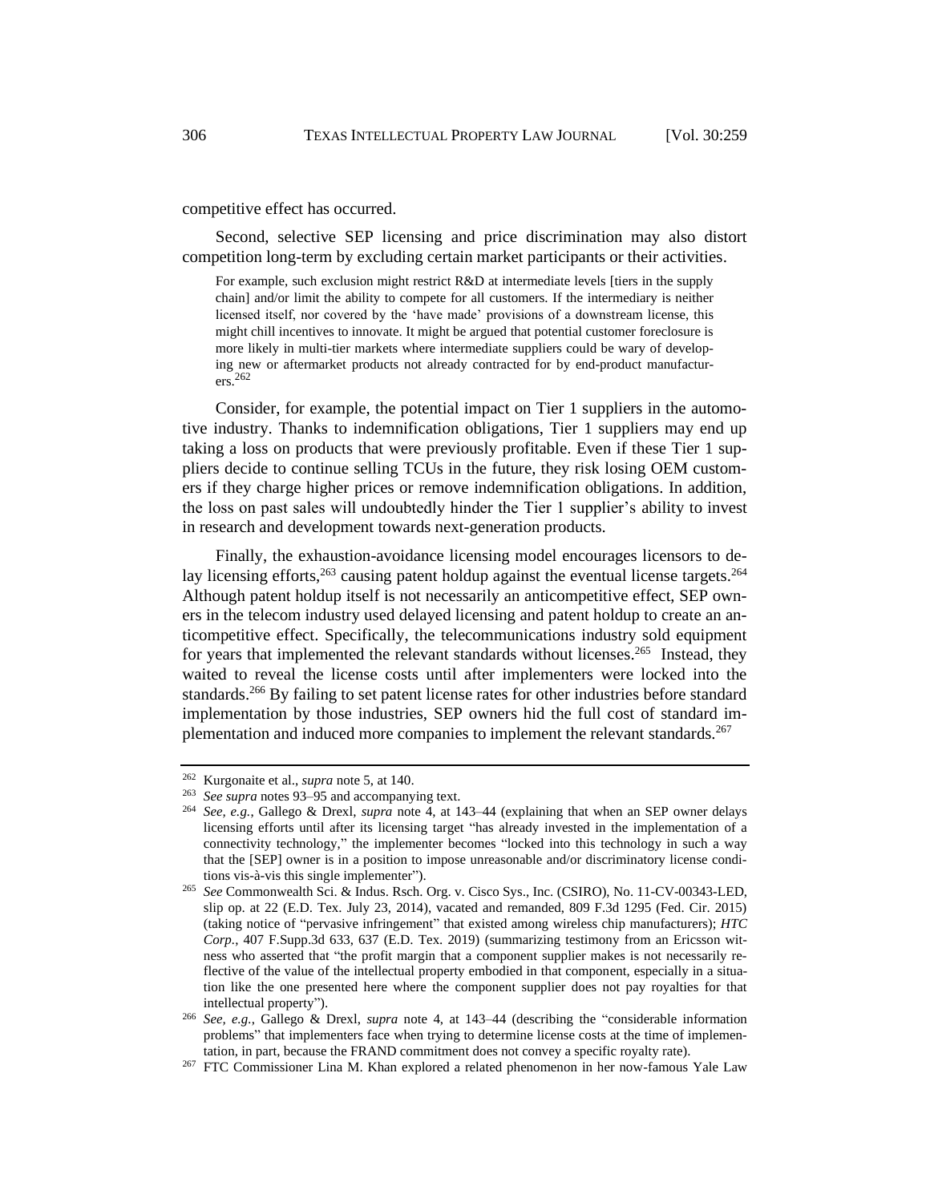competitive effect has occurred.

Second, selective SEP licensing and price discrimination may also distort competition long-term by excluding certain market participants or their activities.

> For example, such exclusion might restrict R&D at intermediate levels [tiers in the supply chain] and/or limit the ability to compete for all customers. If the intermediary is neither licensed itself, nor covered by the 'have made' provisions of a downstream license, this might chill incentives to innovate. It might be argued that potential customer foreclosure is more likely in multi-tier markets where intermediate suppliers could be wary of developing new or aftermarket products not already contracted for by end-product manufacturers.[262]

Consider, for example, the potential impact on Tier 1 suppliers in the automotive industry. Thanks to indemnification obligations, Tier 1 suppliers may end up taking a loss on products that were previously profitable. Even if these Tier 1 suppliers decide to continue selling TCUs in the future, they risk losing OEM customers if they charge higher prices or remove indemnification obligations. In addition, the loss on past sales will undoubtedly hinder the Tier 1 supplier's ability to invest in research and development towards next-generation products.

Finally, the exhaustion-avoidance licensing model encourages licensors to delay licensing efforts,[263] causing patent holdup against the eventual license targets.[264] Although patent holdup itself is not necessarily an anticompetitive effect, SEP owners in the telecom industry used delayed licensing and patent holdup to create an anticompetitive effect. Specifically, the telecommunications industry sold equipment for years that implemented the relevant standards without licenses.[265] Instead, they waited to reveal the license costs until after implementers were locked into the standards.[266] By failing to set patent license rates for other industries before standard implementation by those industries, SEP owners hid the full cost of standard implementation and induced more companies to implement the relevant standards.[267]

---

[262] Kurgonaite et al., *supra* note 5, at 140.

[263] *See supra* notes 93–95 and accompanying text.

[264] *See, e.g.*, Gallego & Drexl, *supra* note 4, at 143–44 (explaining that when an SEP owner delays licensing efforts until after its licensing target "has already invested in the implementation of a connectivity technology," the implementer becomes "locked into this technology in such a way that the [SEP] owner is in a position to impose unreasonable and/or discriminatory license conditions vis-à-vis this single implementer").

[265] *See* Commonwealth Sci. & Indus. Rsch. Org. v. Cisco Sys., Inc. (CSIRO), No. 11-CV-00343-LED, slip op. at 22 (E.D. Tex. July 23, 2014), vacated and remanded, 809 F.3d 1295 (Fed. Cir. 2015) (taking notice of "pervasive infringement" that existed among wireless chip manufacturers); *HTC Corp.*, 407 F.Supp.3d 633, 637 (E.D. Tex. 2019) (summarizing testimony from an Ericsson witness who asserted that "the profit margin that a component supplier makes is not necessarily reflective of the value of the intellectual property embodied in that component, especially in a situation like the one presented here where the component supplier does not pay royalties for that intellectual property").

[266] *See, e.g.*, Gallego & Drexl, *supra* note 4, at 143–44 (describing the "considerable information problems" that implementers face when trying to determine license costs at the time of implementation, in part, because the FRAND commitment does not convey a specific royalty rate).

[267] FTC Commissioner Lina M. Khan explored a related phenomenon in her now-famous Yale Law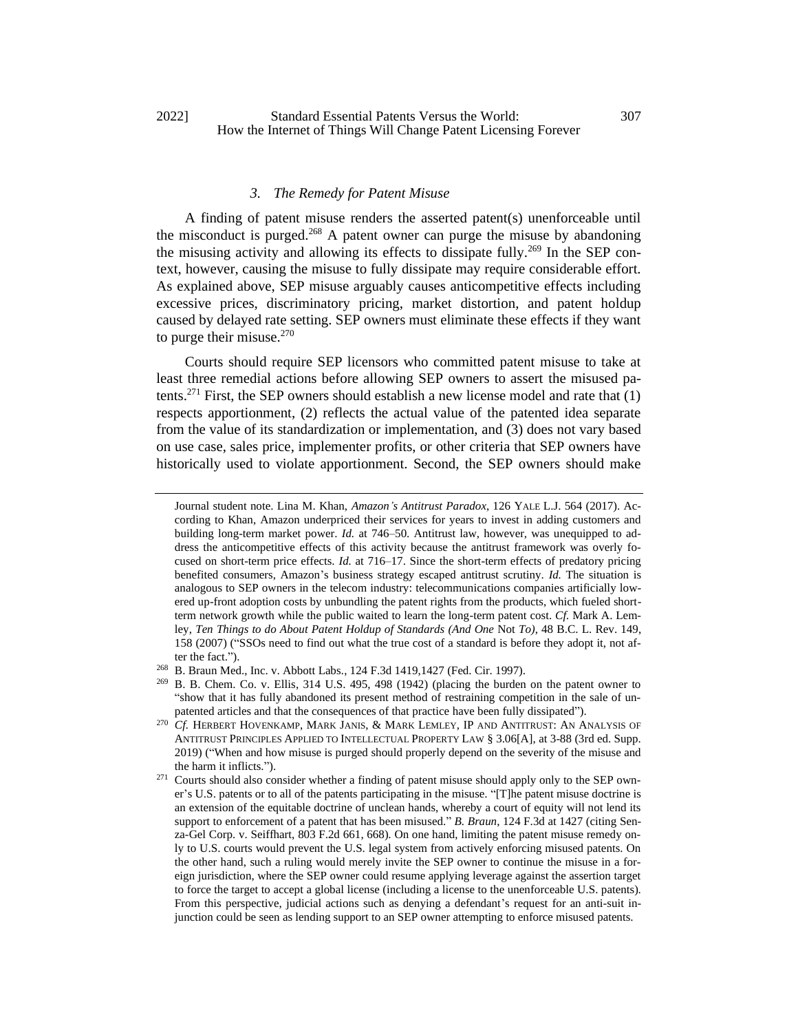### 3. *The Remedy for Patent Misuse*

A finding of patent misuse renders the asserted patent(s) unenforceable until the misconduct is purged.[268] A patent owner can purge the misuse by abandoning the misusing activity and allowing its effects to dissipate fully.[269] In the SEP context, however, causing the misuse to fully dissipate may require considerable effort. As explained above, SEP misuse arguably causes anticompetitive effects including excessive prices, discriminatory pricing, market distortion, and patent holdup caused by delayed rate setting. SEP owners must eliminate these effects if they want to purge their misuse.[270]

Courts should require SEP licensors who committed patent misuse to take at least three remedial actions before allowing SEP owners to assert the misused patents.[271] First, the SEP owners should establish a new license model and rate that (1) respects apportionment, (2) reflects the actual value of the patented idea separate from the value of its standardization or implementation, and (3) does not vary based on use case, sales price, implementer profits, or other criteria that SEP owners have historically used to violate apportionment. Second, the SEP owners should make

---

Journal student note. Lina M. Khan, *Amazon's Antitrust Paradox*, 126 YALE L.J. 564 (2017). According to Khan, Amazon underpriced their services for years to invest in adding customers and building long-term market power. *Id.* at 746–50. Antitrust law, however, was unequipped to address the anticompetitive effects of this activity because the antitrust framework was overly focused on short-term price effects. *Id.* at 716–17. Since the short-term effects of predatory pricing benefited consumers, Amazon's business strategy escaped antitrust scrutiny. *Id.* The situation is analogous to SEP owners in the telecom industry: telecommunications companies artificially lowered up-front adoption costs by unbundling the patent rights from the products, which fueled short-term network growth while the public waited to learn the long-term patent cost. *Cf.* Mark A. Lemley, *Ten Things to do About Patent Holdup of Standards (And One* Not *To)*, 48 B.C. L. Rev. 149, 158 (2007) ("SSOs need to find out what the true cost of a standard is before they adopt it, not after the fact.").

[268] B. Braun Med., Inc. v. Abbott Labs., 124 F.3d 1419,1427 (Fed. Cir. 1997).

[269] B. B. Chem. Co. v. Ellis, 314 U.S. 495, 498 (1942) (placing the burden on the patent owner to "show that it has fully abandoned its present method of restraining competition in the sale of unpatented articles and that the consequences of that practice have been fully dissipated").

[270] *Cf.* HERBERT HOVENKAMP, MARK JANIS, & MARK LEMLEY, IP AND ANTITRUST: AN ANALYSIS OF ANTITRUST PRINCIPLES APPLIED TO INTELLECTUAL PROPERTY LAW § 3.06[A], at 3-88 (3rd ed. Supp. 2019) ("When and how misuse is purged should properly depend on the severity of the misuse and the harm it inflicts.").

[271] Courts should also consider whether a finding of patent misuse should apply only to the SEP owner's U.S. patents or to all of the patents participating in the misuse. "[T]he patent misuse doctrine is an extension of the equitable doctrine of unclean hands, whereby a court of equity will not lend its support to enforcement of a patent that has been misused." *B. Braun*, 124 F.3d at 1427 (citing Senza-Gel Corp. v. Seiffhart, 803 F.2d 661, 668). On one hand, limiting the patent misuse remedy only to U.S. courts would prevent the U.S. legal system from actively enforcing misused patents. On the other hand, such a ruling would merely invite the SEP owner to continue the misuse in a foreign jurisdiction, where the SEP owner could resume applying leverage against the assertion target to force the target to accept a global license (including a license to the unenforceable U.S. patents). From this perspective, judicial actions such as denying a defendant's request for an anti-suit injunction could be seen as lending support to an SEP owner attempting to enforce misused patents.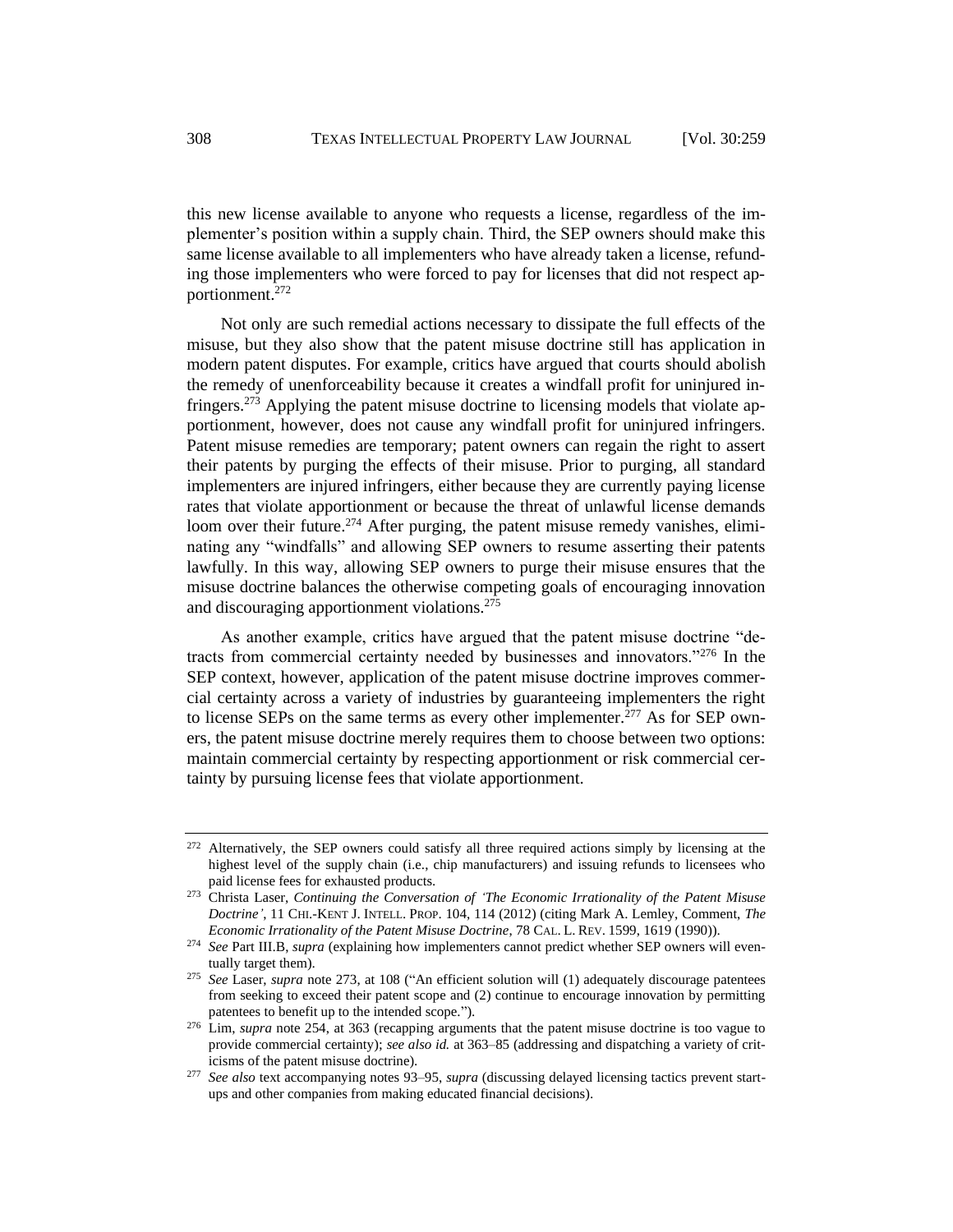this new license available to anyone who requests a license, regardless of the implementer's position within a supply chain. Third, the SEP owners should make this same license available to all implementers who have already taken a license, refunding those implementers who were forced to pay for licenses that did not respect apportionment.[272]

Not only are such remedial actions necessary to dissipate the full effects of the misuse, but they also show that the patent misuse doctrine still has application in modern patent disputes. For example, critics have argued that courts should abolish the remedy of unenforceability because it creates a windfall profit for uninjured infringers.[273] Applying the patent misuse doctrine to licensing models that violate apportionment, however, does not cause any windfall profit for uninjured infringers. Patent misuse remedies are temporary; patent owners can regain the right to assert their patents by purging the effects of their misuse. Prior to purging, all standard implementers are injured infringers, either because they are currently paying license rates that violate apportionment or because the threat of unlawful license demands loom over their future.[274] After purging, the patent misuse remedy vanishes, eliminating any "windfalls" and allowing SEP owners to resume asserting their patents lawfully. In this way, allowing SEP owners to purge their misuse ensures that the misuse doctrine balances the otherwise competing goals of encouraging innovation and discouraging apportionment violations.[275]

As another example, critics have argued that the patent misuse doctrine "detracts from commercial certainty needed by businesses and innovators."[276] In the SEP context, however, application of the patent misuse doctrine improves commercial certainty across a variety of industries by guaranteeing implementers the right to license SEPs on the same terms as every other implementer.[277] As for SEP owners, the patent misuse doctrine merely requires them to choose between two options: maintain commercial certainty by respecting apportionment or risk commercial certainty by pursuing license fees that violate apportionment.

---

[272] Alternatively, the SEP owners could satisfy all three required actions simply by licensing at the highest level of the supply chain (i.e., chip manufacturers) and issuing refunds to licensees who paid license fees for exhausted products.

[273] Christa Laser, *Continuing the Conversation of 'The Economic Irrationality of the Patent Misuse Doctrine'*, 11 CHI.-KENT J. INTELL. PROP. 104, 114 (2012) (citing Mark A. Lemley, Comment, *The Economic Irrationality of the Patent Misuse Doctrine*, 78 CAL. L. REV. 1599, 1619 (1990)).

[274] *See* Part III.B, *supra* (explaining how implementers cannot predict whether SEP owners will eventually target them).

[275] *See* Laser, *supra* note 273, at 108 ("An efficient solution will (1) adequately discourage patentees from seeking to exceed their patent scope and (2) continue to encourage innovation by permitting patentees to benefit up to the intended scope.").

[276] Lim, *supra* note 254, at 363 (recapping arguments that the patent misuse doctrine is too vague to provide commercial certainty); *see also id.* at 363–85 (addressing and dispatching a variety of criticisms of the patent misuse doctrine).

[277] *See also* text accompanying notes 93–95, *supra* (discussing delayed licensing tactics prevent start-ups and other companies from making educated financial decisions).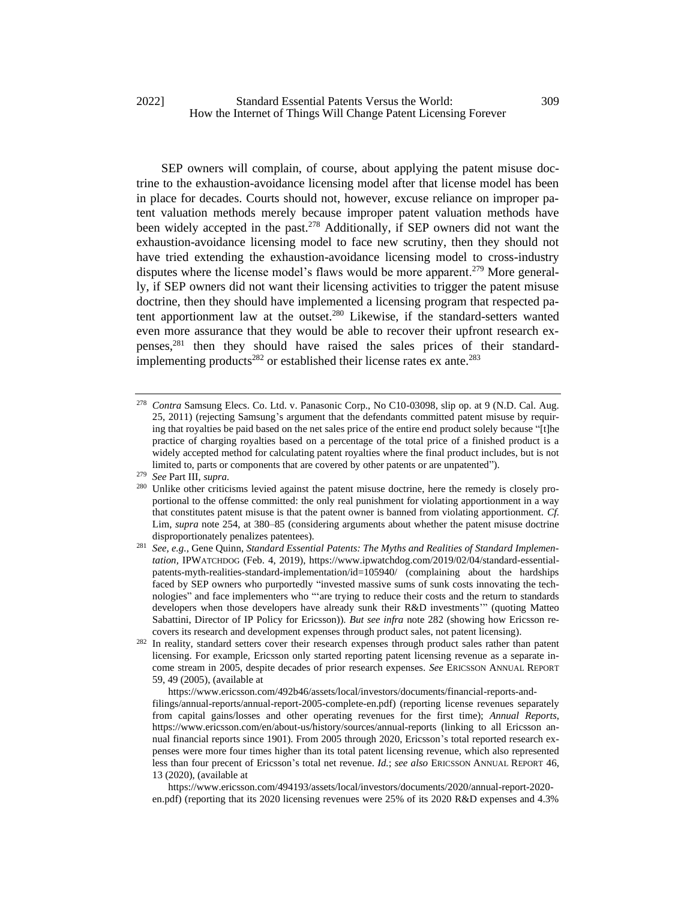SEP owners will complain, of course, about applying the patent misuse doctrine to the exhaustion-avoidance licensing model after that license model has been in place for decades. Courts should not, however, excuse reliance on improper patent valuation methods merely because improper patent valuation methods have been widely accepted in the past.[278] Additionally, if SEP owners did not want the exhaustion-avoidance licensing model to face new scrutiny, then they should not have tried extending the exhaustion-avoidance licensing model to cross-industry disputes where the license model's flaws would be more apparent.[279] More generally, if SEP owners did not want their licensing activities to trigger the patent misuse doctrine, then they should have implemented a licensing program that respected patent apportionment law at the outset.[280] Likewise, if the standard-setters wanted even more assurance that they would be able to recover their upfront research expenses,[281] then they should have raised the sales prices of their standard-implementing products[282] or established their license rates ex ante.[283]

---

[278] *Contra* Samsung Elecs. Co. Ltd. v. Panasonic Corp., No C10-03098, slip op. at 9 (N.D. Cal. Aug. 25, 2011) (rejecting Samsung's argument that the defendants committed patent misuse by requiring that royalties be paid based on the net sales price of the entire end product solely because "[t]he practice of charging royalties based on a percentage of the total price of a finished product is a widely accepted method for calculating patent royalties where the final product includes, but is not limited to, parts or components that are covered by other patents or are unpatented").

[279] *See* Part III, *supra*.

[280] Unlike other criticisms levied against the patent misuse doctrine, here the remedy is closely proportional to the offense committed: the only real punishment for violating apportionment in a way that constitutes patent misuse is that the patent owner is banned from violating apportionment. *Cf.* Lim, *supra* note 254, at 380–85 (considering arguments about whether the patent misuse doctrine disproportionately penalizes patentees).

[281] *See, e.g.*, Gene Quinn, *Standard Essential Patents: The Myths and Realities of Standard Implementation*, IPWATCHDOG (Feb. 4, 2019), https://www.ipwatchdog.com/2019/02/04/standard-essential-patents-myth-realities-standard-implementation/id=105940/ (complaining about the hardships faced by SEP owners who purportedly "invested massive sums of sunk costs innovating the technologies" and face implementers who "'are trying to reduce their costs and the return to standards developers when those developers have already sunk their R&D investments'" (quoting Matteo Sabattini, Director of IP Policy for Ericsson)). *But see infra* note 282 (showing how Ericsson recovers its research and development expenses through product sales, not patent licensing).

[282] In reality, standard setters cover their research expenses through product sales rather than patent licensing. For example, Ericsson only started reporting patent licensing revenue as a separate income stream in 2005, despite decades of prior research expenses. *See* ERICSSON ANNUAL REPORT 59, 49 (2005), (available at https://www.ericsson.com/492b46/assets/local/investors/documents/financial-reports-and-filings/annual-reports/annual-report-2005-complete-en.pdf) (reporting license revenues separately from capital gains/losses and other operating revenues for the first time); *Annual Reports*, https://www.ericsson.com/en/about-us/history/sources/annual-reports (linking to all Ericsson annual financial reports since 1901). From 2005 through 2020, Ericsson's total reported research expenses were more four times higher than its total patent licensing revenue, which also represented less than four precent of Ericsson's total net revenue. *Id.*; *see also* ERICSSON ANNUAL REPORT 46, 13 (2020), (available at https://www.ericsson.com/494193/assets/local/investors/documents/2020/annual-report-2020-en.pdf) (reporting that its 2020 licensing revenues were 25% of its 2020 R&D expenses and 4.3%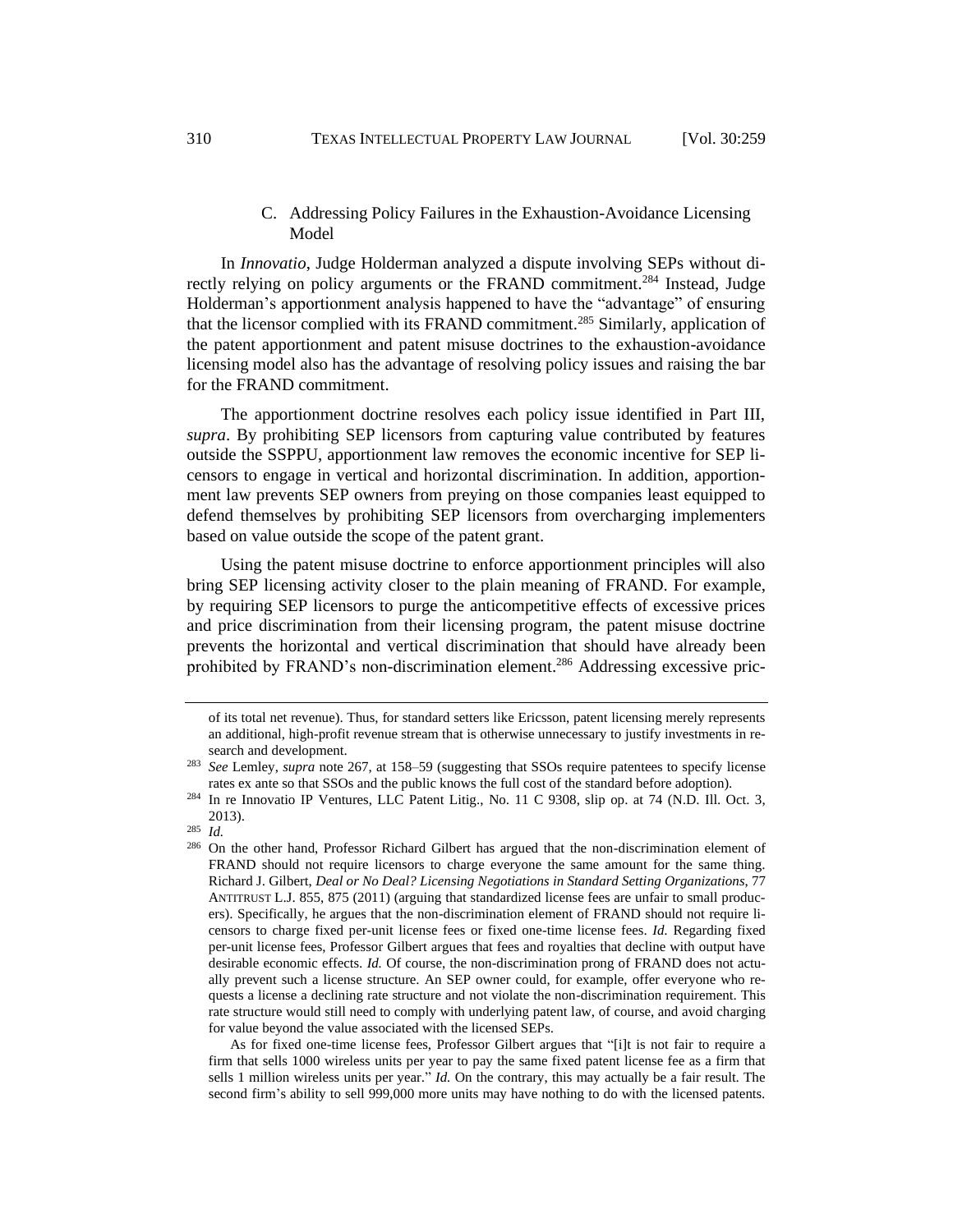### C. Addressing Policy Failures in the Exhaustion-Avoidance Licensing Model

In *Innovatio*, Judge Holderman analyzed a dispute involving SEPs without directly relying on policy arguments or the FRAND commitment.[284] Instead, Judge Holderman's apportionment analysis happened to have the "advantage" of ensuring that the licensor complied with its FRAND commitment.[285] Similarly, application of the patent apportionment and patent misuse doctrines to the exhaustion-avoidance licensing model also has the advantage of resolving policy issues and raising the bar for the FRAND commitment.

The apportionment doctrine resolves each policy issue identified in Part III, *supra*. By prohibiting SEP licensors from capturing value contributed by features outside the SSPPU, apportionment law removes the economic incentive for SEP licensors to engage in vertical and horizontal discrimination. In addition, apportionment law prevents SEP owners from preying on those companies least equipped to defend themselves by prohibiting SEP licensors from overcharging implementers based on value outside the scope of the patent grant.

Using the patent misuse doctrine to enforce apportionment principles will also bring SEP licensing activity closer to the plain meaning of FRAND. For example, by requiring SEP licensors to purge the anticompetitive effects of excessive prices and price discrimination from their licensing program, the patent misuse doctrine prevents the horizontal and vertical discrimination that should have already been prohibited by FRAND's non-discrimination element.[286] Addressing excessive pric-

---

of its total net revenue). Thus, for standard setters like Ericsson, patent licensing merely represents an additional, high-profit revenue stream that is otherwise unnecessary to justify investments in research and development.

[283] *See* Lemley, *supra* note 267, at 158–59 (suggesting that SSOs require patentees to specify license rates ex ante so that SSOs and the public knows the full cost of the standard before adoption).

[284] In re Innovatio IP Ventures, LLC Patent Litig., No. 11 C 9308, slip op. at 74 (N.D. Ill. Oct. 3, 2013).

[285] *Id.*

[286] On the other hand, Professor Richard Gilbert has argued that the non-discrimination element of FRAND should not require licensors to charge everyone the same amount for the same thing. Richard J. Gilbert, *Deal or No Deal? Licensing Negotiations in Standard Setting Organizations*, 77 ANTITRUST L.J. 855, 875 (2011) (arguing that standardized license fees are unfair to small producers). Specifically, he argues that the non-discrimination element of FRAND should not require licensors to charge fixed per-unit license fees or fixed one-time license fees. *Id.* Regarding fixed per-unit license fees, Professor Gilbert argues that fees and royalties that decline with output have desirable economic effects. *Id.* Of course, the non-discrimination prong of FRAND does not actually prevent such a license structure. An SEP owner could, for example, offer everyone who requests a license a declining rate structure and not violate the non-discrimination requirement. This rate structure would still need to comply with underlying patent law, of course, and avoid charging for value beyond the value associated with the licensed SEPs.

As for fixed one-time license fees, Professor Gilbert argues that "[i]t is not fair to require a firm that sells 1000 wireless units per year to pay the same fixed patent license fee as a firm that sells 1 million wireless units per year." *Id.* On the contrary, this may actually be a fair result. The second firm's ability to sell 999,000 more units may have nothing to do with the licensed patents.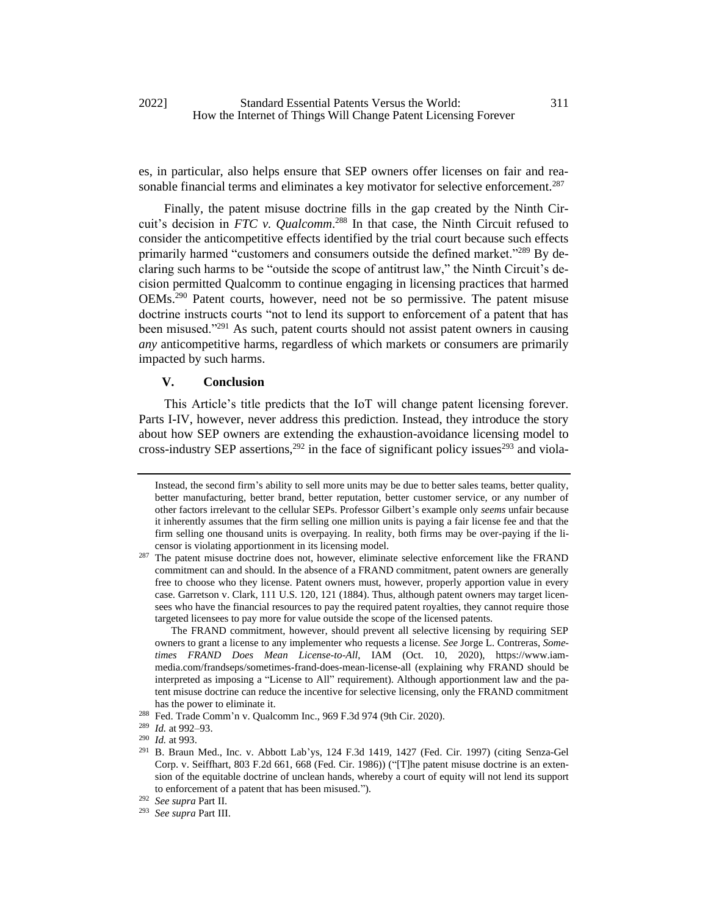es, in particular, also helps ensure that SEP owners offer licenses on fair and reasonable financial terms and eliminates a key motivator for selective enforcement.[287]

Finally, the patent misuse doctrine fills in the gap created by the Ninth Circuit's decision in *FTC v. Qualcomm*.[288] In that case, the Ninth Circuit refused to consider the anticompetitive effects identified by the trial court because such effects primarily harmed "customers and consumers outside the defined market."[289] By declaring such harms to be "outside the scope of antitrust law," the Ninth Circuit's decision permitted Qualcomm to continue engaging in licensing practices that harmed OEMs.[290] Patent courts, however, need not be so permissive. The patent misuse doctrine instructs courts "not to lend its support to enforcement of a patent that has been misused."[291] As such, patent courts should not assist patent owners in causing *any* anticompetitive harms, regardless of which markets or consumers are primarily impacted by such harms.

## V. Conclusion

This Article's title predicts that the IoT will change patent licensing forever. Parts I-IV, however, never address this prediction. Instead, they introduce the story about how SEP owners are extending the exhaustion-avoidance licensing model to cross-industry SEP assertions,[292] in the face of significant policy issues[293] and viola-

---

Instead, the second firm's ability to sell more units may be due to better sales teams, better quality, better manufacturing, better brand, better reputation, better customer service, or any number of other factors irrelevant to the cellular SEPs. Professor Gilbert's example only *seems* unfair because it inherently assumes that the firm selling one million units is paying a fair license fee and that the firm selling one thousand units is overpaying. In reality, both firms may be over-paying if the licensor is violating apportionment in its licensing model.

[287] The patent misuse doctrine does not, however, eliminate selective enforcement like the FRAND commitment can and should. In the absence of a FRAND commitment, patent owners are generally free to choose who they license. Patent owners must, however, properly apportion value in every case. Garretson v. Clark, 111 U.S. 120, 121 (1884). Thus, although patent owners may target licensees who have the financial resources to pay the required patent royalties, they cannot require those targeted licensees to pay more for value outside the scope of the licensed patents.

The FRAND commitment, however, should prevent all selective licensing by requiring SEP owners to grant a license to any implementer who requests a license. *See* Jorge L. Contreras, *Sometimes FRAND Does Mean License-to-All*, IAM (Oct. 10, 2020), https://www.iam-media.com/frandseps/sometimes-frand-does-mean-license-all (explaining why FRAND should be interpreted as imposing a "License to All" requirement). Although apportionment law and the patent misuse doctrine can reduce the incentive for selective licensing, only the FRAND commitment has the power to eliminate it.

[288] Fed. Trade Comm'n v. Qualcomm Inc., 969 F.3d 974 (9th Cir. 2020).

[289] *Id.* at 992–93.

[290] *Id.* at 993.

[291] B. Braun Med., Inc. v. Abbott Lab'ys, 124 F.3d 1419, 1427 (Fed. Cir. 1997) (citing Senza-Gel Corp. v. Seiffhart, 803 F.2d 661, 668 (Fed. Cir. 1986)) ("[T]he patent misuse doctrine is an extension of the equitable doctrine of unclean hands, whereby a court of equity will not lend its support to enforcement of a patent that has been misused.").

[292] *See supra* Part II.

[293] *See supra* Part III.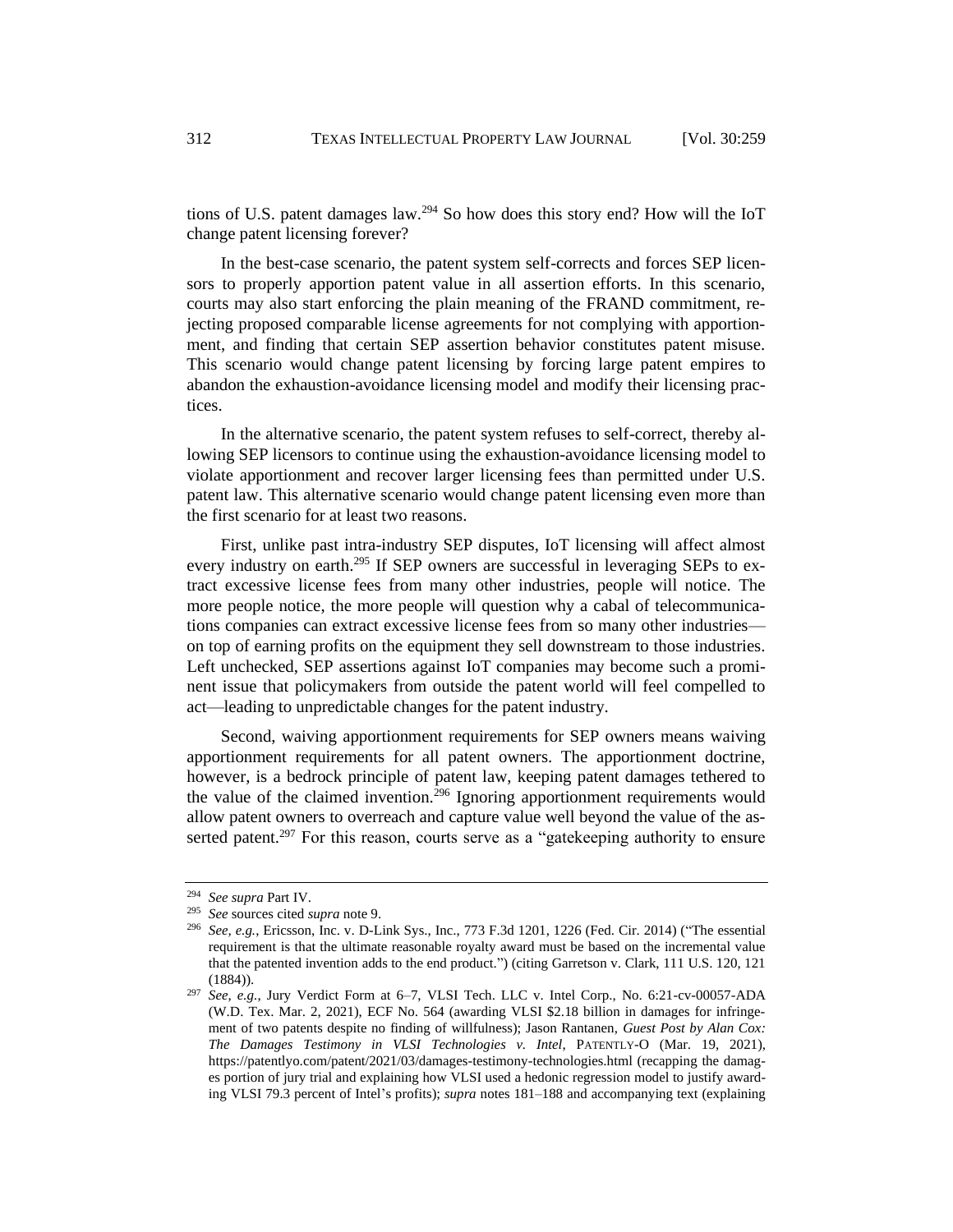tions of U.S. patent damages law.[294] So how does this story end? How will the IoT change patent licensing forever?

In the best-case scenario, the patent system self-corrects and forces SEP licensors to properly apportion patent value in all assertion efforts. In this scenario, courts may also start enforcing the plain meaning of the FRAND commitment, rejecting proposed comparable license agreements for not complying with apportionment, and finding that certain SEP assertion behavior constitutes patent misuse. This scenario would change patent licensing by forcing large patent empires to abandon the exhaustion-avoidance licensing model and modify their licensing practices.

In the alternative scenario, the patent system refuses to self-correct, thereby allowing SEP licensors to continue using the exhaustion-avoidance licensing model to violate apportionment and recover larger licensing fees than permitted under U.S. patent law. This alternative scenario would change patent licensing even more than the first scenario for at least two reasons.

First, unlike past intra-industry SEP disputes, IoT licensing will affect almost every industry on earth.[295] If SEP owners are successful in leveraging SEPs to extract excessive license fees from many other industries, people will notice. The more people notice, the more people will question why a cabal of telecommunications companies can extract excessive license fees from so many other industries—on top of earning profits on the equipment they sell downstream to those industries. Left unchecked, SEP assertions against IoT companies may become such a prominent issue that policymakers from outside the patent world will feel compelled to act—leading to unpredictable changes for the patent industry.

Second, waiving apportionment requirements for SEP owners means waiving apportionment requirements for all patent owners. The apportionment doctrine, however, is a bedrock principle of patent law, keeping patent damages tethered to the value of the claimed invention.[296] Ignoring apportionment requirements would allow patent owners to overreach and capture value well beyond the value of the asserted patent.[297] For this reason, courts serve as a "gatekeeping authority to ensure

---

[294] *See supra* Part IV.

[295] *See* sources cited *supra* note 9.

[296] *See, e.g.*, Ericsson, Inc. v. D-Link Sys., Inc., 773 F.3d 1201, 1226 (Fed. Cir. 2014) ("The essential requirement is that the ultimate reasonable royalty award must be based on the incremental value that the patented invention adds to the end product.") (citing Garretson v. Clark, 111 U.S. 120, 121 (1884)).

[297] *See, e.g.*, Jury Verdict Form at 6–7, VLSI Tech. LLC v. Intel Corp., No. 6:21-cv-00057-ADA (W.D. Tex. Mar. 2, 2021), ECF No. 564 (awarding VLSI $2.18 billion in damages for infringement of two patents despite no finding of willfulness); Jason Rantanen, *Guest Post by Alan Cox: The Damages Testimony in VLSI Technologies v. Intel*, PATENTLY-O (Mar. 19, 2021), https://patentlyo.com/patent/2021/03/damages-testimony-technologies.html (recapping the damages portion of jury trial and explaining how VLSI used a hedonic regression model to justify awarding VLSI 79.3 percent of Intel's profits); *supra* notes 181–188 and accompanying text (explaining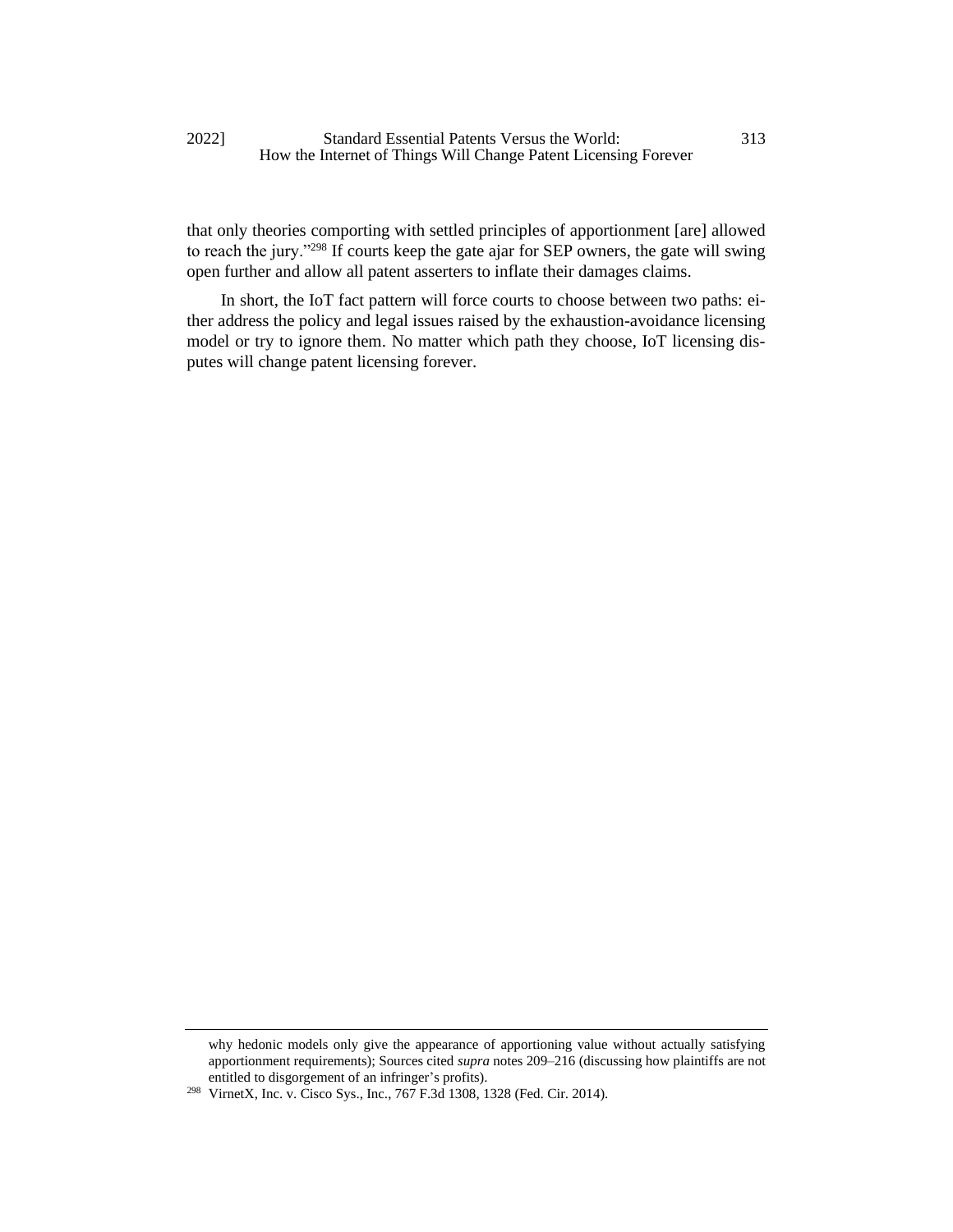that only theories comporting with settled principles of apportionment [are] allowed to reach the jury."[298] If courts keep the gate ajar for SEP owners, the gate will swing open further and allow all patent asserters to inflate their damages claims.

In short, the IoT fact pattern will force courts to choose between two paths: either address the policy and legal issues raised by the exhaustion-avoidance licensing model or try to ignore them. No matter which path they choose, IoT licensing disputes will change patent licensing forever.

---

why hedonic models only give the appearance of apportioning value without actually satisfying apportionment requirements); Sources cited *supra* notes 209–216 (discussing how plaintiffs are not entitled to disgorgement of an infringer's profits).

[298] VirnetX, Inc. v. Cisco Sys., Inc., 767 F.3d 1308, 1328 (Fed. Cir. 2014).